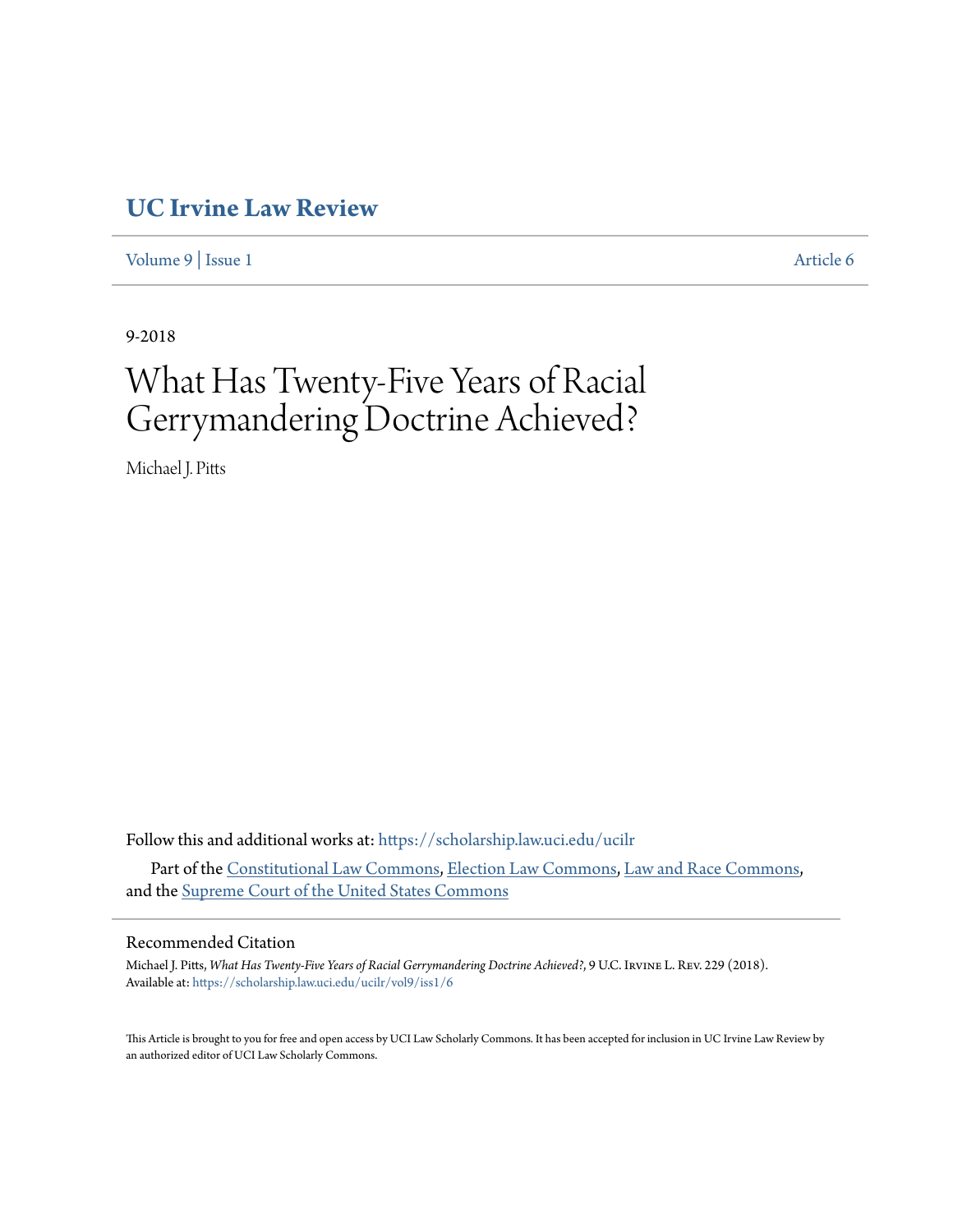# UC Irvine Law Review

Volume 9 | Issue 1 Article 6

9-2018

# What Has Twenty-Five Years of Racial Gerrymandering Doctrine Achieved?

Michael J. Pitts

Follow this and additional works at: https://scholarship.law.uci.edu/ucilr

Part of the Constitutional Law Commons, Election Law Commons, Law and Race Commons, and the Supreme Court of the United States Commons

## Recommended Citation

Michael J. Pitts, *What Has Twenty-Five Years of Racial Gerrymandering Doctrine Achieved?*, 9 U.C. Irvine L. Rev. 229 (2018).
Available at: https://scholarship.law.uci.edu/ucilr/vol9/iss1/6

This Article is brought to you for free and open access by UCI Law Scholarly Commons. It has been accepted for inclusion in UC Irvine Law Review by an authorized editor of UCI Law Scholarly Commons.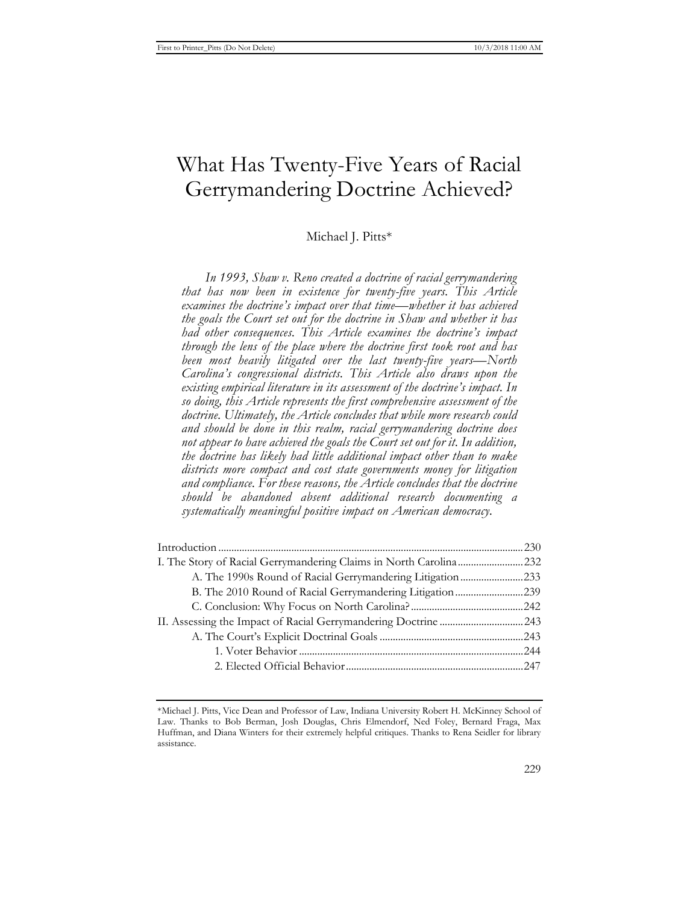# What Has Twenty-Five Years of Racial Gerrymandering Doctrine Achieved?

Michael J. Pitts*

*In 1993, Shaw v. Reno created a doctrine of racial gerrymandering that has now been in existence for twenty-five years. This Article examines the doctrine's impact over that time—whether it has achieved the goals the Court set out for the doctrine in Shaw and whether it has had other consequences. This Article examines the doctrine's impact through the lens of the place where the doctrine first took root and has been most heavily litigated over the last twenty-five years—North Carolina's congressional districts. This Article also draws upon the existing empirical literature in its assessment of the doctrine's impact. In so doing, this Article represents the first comprehensive assessment of the doctrine. Ultimately, the Article concludes that while more research could and should be done in this realm, racial gerrymandering doctrine does not appear to have achieved the goals the Court set out for it. In addition, the doctrine has likely had little additional impact other than to make districts more compact and cost state governments money for litigation and compliance. For these reasons, the Article concludes that the doctrine should be abandoned absent additional research documenting a systematically meaningful positive impact on American democracy.*

Introduction ....................................................................................................230
I. The Story of Racial Gerrymandering Claims in North Carolina ....................232
  A. The 1990s Round of Racial Gerrymandering Litigation ........................233
  B. The 2010 Round of Racial Gerrymandering Litigation ..........................239
  C. Conclusion: Why Focus on North Carolina? ...........................................242
II. Assessing the Impact of Racial Gerrymandering Doctrine ...........................243
  A. The Court's Explicit Doctrinal Goals .......................................................243
    1. Voter Behavior .....................................................................................244
    2. Elected Official Behavior ....................................................................247

*Michael J. Pitts, Vice Dean and Professor of Law, Indiana University Robert H. McKinney School of Law. Thanks to Bob Berman, Josh Douglas, Chris Elmendorf, Ned Foley, Bernard Fraga, Max Huffman, and Diana Winters for their extremely helpful critiques. Thanks to Rena Seidler for library assistance.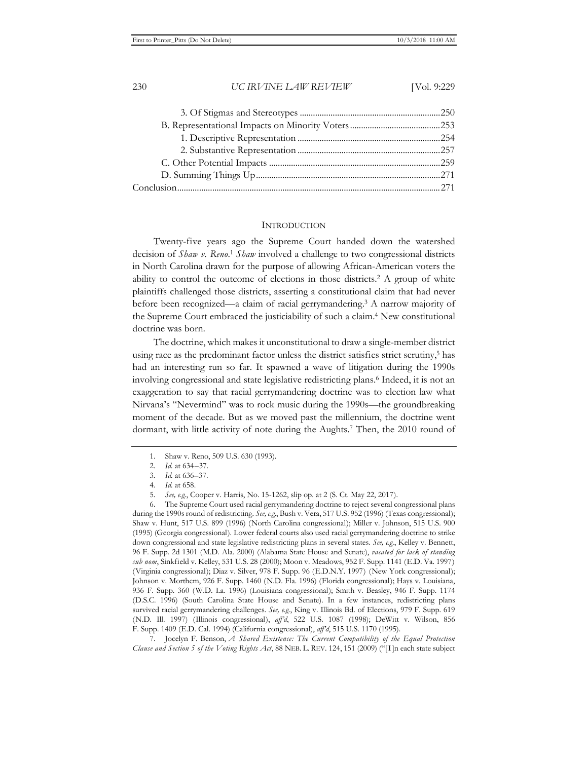3. Of Stigmas and Stereotypes ............................................................... 250
B. Representational Impacts on Minority Voters ......................................... 253
1. Descriptive Representation ................................................................ 254
2. Substantive Representation ................................................................ 257
C. Other Potential Impacts ............................................................................ 259
D. Summing Things Up.................................................................................. 271
Conclusion....................................................................................................... 271

## INTRODUCTION

Twenty-five years ago the Supreme Court handed down the watershed decision of *Shaw v. Reno*.[1] *Shaw* involved a challenge to two congressional districts in North Carolina drawn for the purpose of allowing African-American voters the ability to control the outcome of elections in those districts.[2] A group of white plaintiffs challenged those districts, asserting a constitutional claim that had never before been recognized—a claim of racial gerrymandering.[3] A narrow majority of the Supreme Court embraced the justiciability of such a claim.[4] New constitutional doctrine was born.

The doctrine, which makes it unconstitutional to draw a single-member district using race as the predominant factor unless the district satisfies strict scrutiny,[5] has had an interesting run so far. It spawned a wave of litigation during the 1990s involving congressional and state legislative redistricting plans.[6] Indeed, it is not an exaggeration to say that racial gerrymandering doctrine was to election law what Nirvana's "Nevermind" was to rock music during the 1990s—the groundbreaking moment of the decade. But as we moved past the millennium, the doctrine went dormant, with little activity of note during the Aughts.[7] Then, the 2010 round of

1. Shaw v. Reno, 509 U.S. 630 (1993).

2. *Id.* at 634–37.

3. *Id.* at 636–37.

4. *Id.* at 658.

5. *See, e.g.*, Cooper v. Harris, No. 15-1262, slip op. at 2 (S. Ct. May 22, 2017).

6. The Supreme Court used racial gerrymandering doctrine to reject several congressional plans during the 1990s round of redistricting. *See, e.g.*, Bush v. Vera, 517 U.S. 952 (1996) (Texas congressional); Shaw v. Hunt, 517 U.S. 899 (1996) (North Carolina congressional); Miller v. Johnson, 515 U.S. 900 (1995) (Georgia congressional). Lower federal courts also used racial gerrymandering doctrine to strike down congressional and state legislative redistricting plans in several states. *See, e.g.*, Kelley v. Bennett, 96 F. Supp. 2d 1301 (M.D. Ala. 2000) (Alabama State House and Senate), *vacated for lack of standing sub nom*, Sinkfield v. Kelley, 531 U.S. 28 (2000); Moon v. Meadows, 952 F. Supp. 1141 (E.D. Va. 1997) (Virginia congressional); Diaz v. Silver, 978 F. Supp. 96 (E.D.N.Y. 1997) (New York congressional); Johnson v. Mortham, 926 F. Supp. 1460 (N.D. Fla. 1996) (Florida congressional); Hays v. Louisiana, 936 F. Supp. 360 (W.D. La. 1996) (Louisiana congressional); Smith v. Beasley, 946 F. Supp. 1174 (D.S.C. 1996) (South Carolina State House and Senate). In a few instances, redistricting plans survived racial gerrymandering challenges. *See, e.g.*, King v. Illinois Bd. of Elections, 979 F. Supp. 619 (N.D. Ill. 1997) (Illinois congressional), *aff'd*, 522 U.S. 1087 (1998); DeWitt v. Wilson, 856 F. Supp. 1409 (E.D. Cal. 1994) (California congressional), *aff'd*, 515 U.S. 1170 (1995).

7. Jocelyn F. Benson, *A Shared Existence: The Current Compatibility of the Equal Protection Clause and Section 5 of the Voting Rights Act*, 88 NEB. L. REV. 124, 151 (2009) ("[I]n each state subject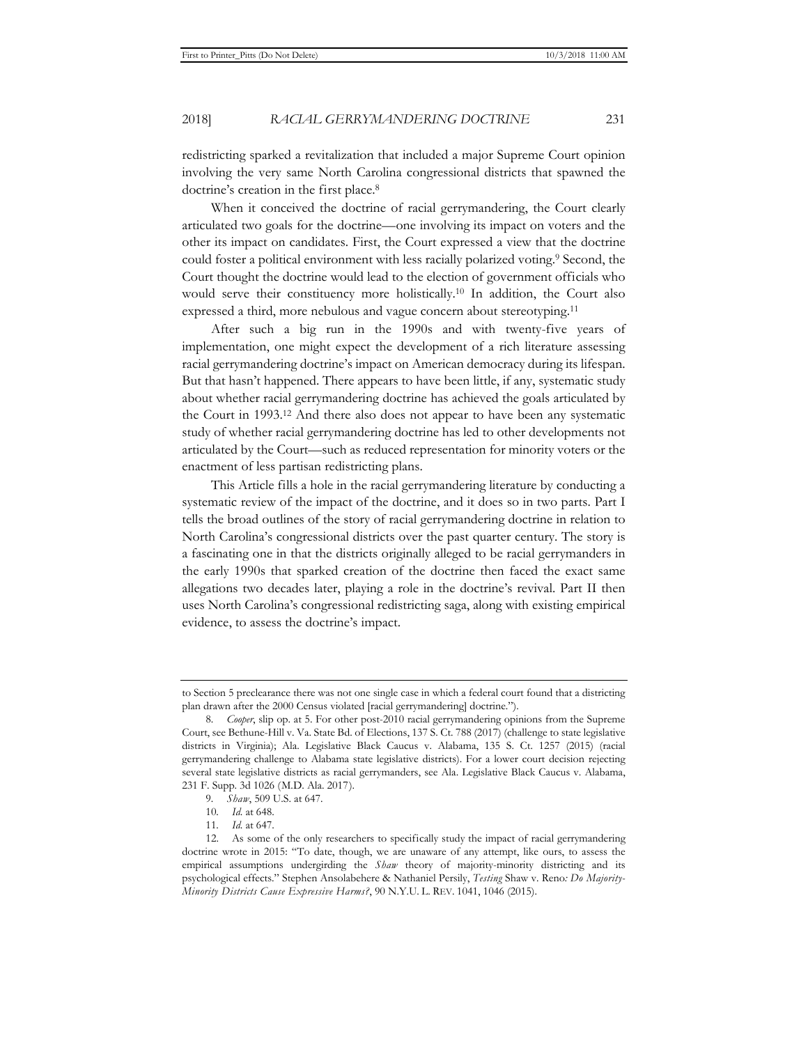redistricting sparked a revitalization that included a major Supreme Court opinion involving the very same North Carolina congressional districts that spawned the doctrine's creation in the first place.[8]

When it conceived the doctrine of racial gerrymandering, the Court clearly articulated two goals for the doctrine—one involving its impact on voters and the other its impact on candidates. First, the Court expressed a view that the doctrine could foster a political environment with less racially polarized voting.[9] Second, the Court thought the doctrine would lead to the election of government officials who would serve their constituency more holistically.[10] In addition, the Court also expressed a third, more nebulous and vague concern about stereotyping.[11]

After such a big run in the 1990s and with twenty-five years of implementation, one might expect the development of a rich literature assessing racial gerrymandering doctrine's impact on American democracy during its lifespan. But that hasn't happened. There appears to have been little, if any, systematic study about whether racial gerrymandering doctrine has achieved the goals articulated by the Court in 1993.[12] And there also does not appear to have been any systematic study of whether racial gerrymandering doctrine has led to other developments not articulated by the Court—such as reduced representation for minority voters or the enactment of less partisan redistricting plans.

This Article fills a hole in the racial gerrymandering literature by conducting a systematic review of the impact of the doctrine, and it does so in two parts. Part I tells the broad outlines of the story of racial gerrymandering doctrine in relation to North Carolina's congressional districts over the past quarter century. The story is a fascinating one in that the districts originally alleged to be racial gerrymanders in the early 1990s that sparked creation of the doctrine then faced the exact same allegations two decades later, playing a role in the doctrine's revival. Part II then uses North Carolina's congressional redistricting saga, along with existing empirical evidence, to assess the doctrine's impact.

---

to Section 5 preclearance there was not one single case in which a federal court found that a districting plan drawn after the 2000 Census violated [racial gerrymandering] doctrine.").

8. *Cooper*, slip op. at 5. For other post-2010 racial gerrymandering opinions from the Supreme Court, see Bethune-Hill v. Va. State Bd. of Elections, 137 S. Ct. 788 (2017) (challenge to state legislative districts in Virginia); Ala. Legislative Black Caucus v. Alabama, 135 S. Ct. 1257 (2015) (racial gerrymandering challenge to Alabama state legislative districts). For a lower court decision rejecting several state legislative districts as racial gerrymanders, see Ala. Legislative Black Caucus v. Alabama, 231 F. Supp. 3d 1026 (M.D. Ala. 2017).

9. *Shaw*, 509 U.S. at 647.

10. *Id.* at 648.

11. *Id.* at 647.

12. As some of the only researchers to specifically study the impact of racial gerrymandering doctrine wrote in 2015: "To date, though, we are unaware of any attempt, like ours, to assess the empirical assumptions undergirding the *Shaw* theory of majority-minority districting and its psychological effects." Stephen Ansolabehere & Nathaniel Persily, *Testing* Shaw v. Reno*: Do Majority-Minority Districts Cause Expressive Harms?*, 90 N.Y.U. L. REV. 1041, 1046 (2015).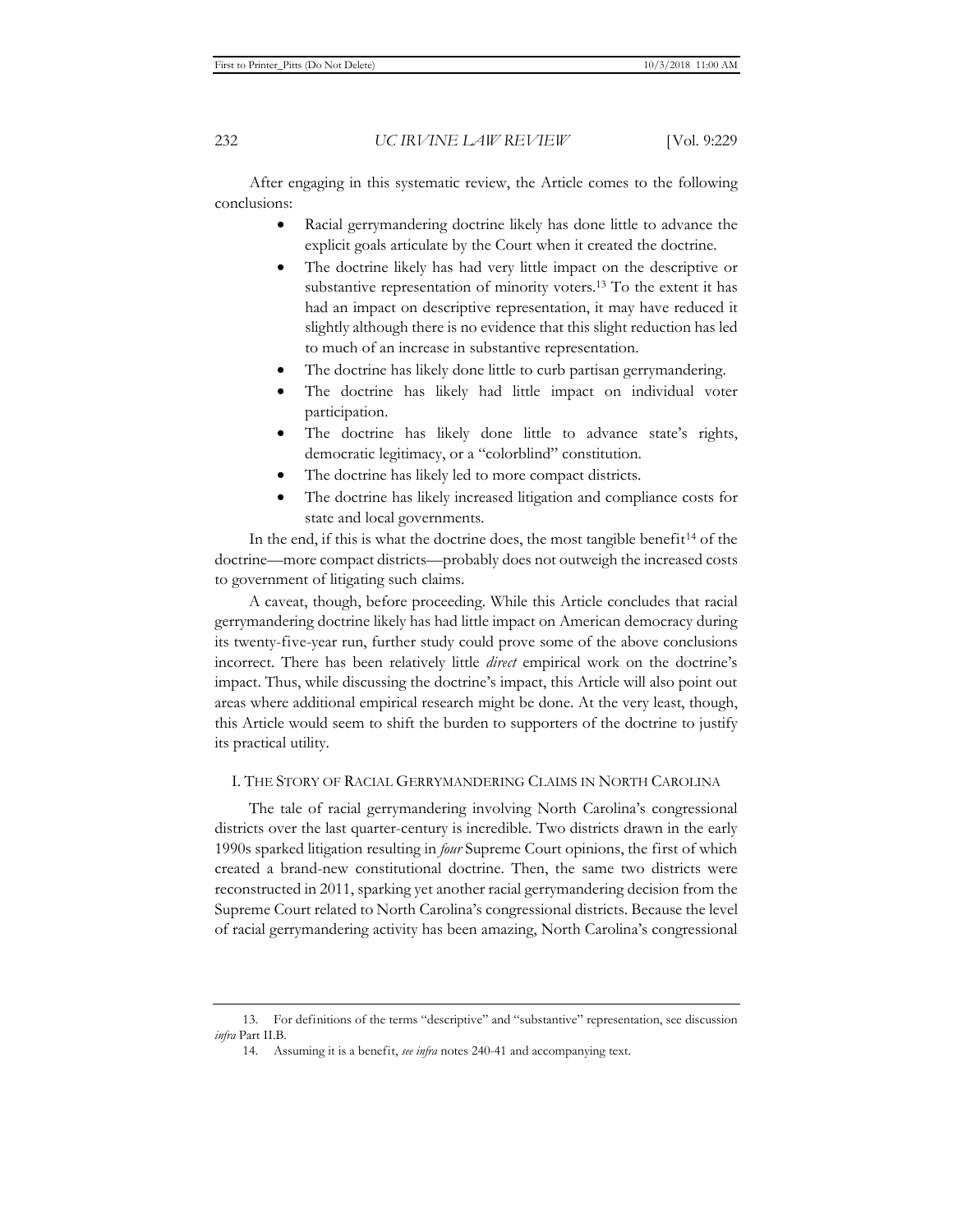After engaging in this systematic review, the Article comes to the following conclusions:

- Racial gerrymandering doctrine likely has done little to advance the explicit goals articulate by the Court when it created the doctrine.
- The doctrine likely has had very little impact on the descriptive or substantive representation of minority voters.[13] To the extent it has had an impact on descriptive representation, it may have reduced it slightly although there is no evidence that this slight reduction has led to much of an increase in substantive representation.
- The doctrine has likely done little to curb partisan gerrymandering.
- The doctrine has likely had little impact on individual voter participation.
- The doctrine has likely done little to advance state's rights, democratic legitimacy, or a "colorblind" constitution.
- The doctrine has likely led to more compact districts.
- The doctrine has likely increased litigation and compliance costs for state and local governments.

In the end, if this is what the doctrine does, the most tangible benefit[14] of the doctrine—more compact districts—probably does not outweigh the increased costs to government of litigating such claims.

A caveat, though, before proceeding. While this Article concludes that racial gerrymandering doctrine likely has had little impact on American democracy during its twenty-five-year run, further study could prove some of the above conclusions incorrect. There has been relatively little *direct* empirical work on the doctrine's impact. Thus, while discussing the doctrine's impact, this Article will also point out areas where additional empirical research might be done. At the very least, though, this Article would seem to shift the burden to supporters of the doctrine to justify its practical utility.

## I. The Story of Racial Gerrymandering Claims in North Carolina

The tale of racial gerrymandering involving North Carolina's congressional districts over the last quarter-century is incredible. Two districts drawn in the early 1990s sparked litigation resulting in *four* Supreme Court opinions, the first of which created a brand-new constitutional doctrine. Then, the same two districts were reconstructed in 2011, sparking yet another racial gerrymandering decision from the Supreme Court related to North Carolina's congressional districts. Because the level of racial gerrymandering activity has been amazing, North Carolina's congressional

---

13. For definitions of the terms "descriptive" and "substantive" representation, see discussion *infra* Part II.B.

14. Assuming it is a benefit, *see infra* notes 240-41 and accompanying text.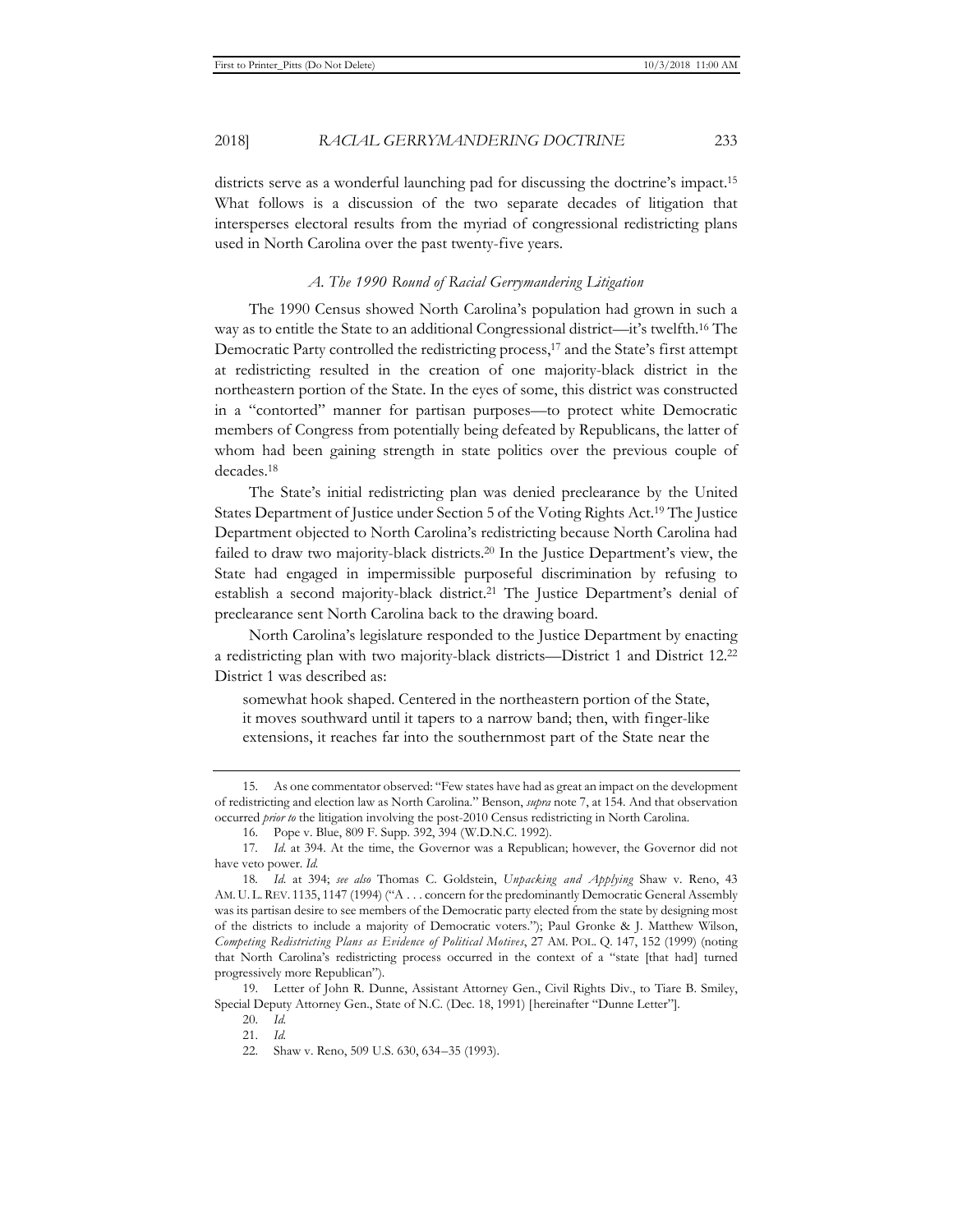districts serve as a wonderful launching pad for discussing the doctrine's impact.[15] What follows is a discussion of the two separate decades of litigation that intersperses electoral results from the myriad of congressional redistricting plans used in North Carolina over the past twenty-five years.

### *A. The 1990 Round of Racial Gerrymandering Litigation*

The 1990 Census showed North Carolina's population had grown in such a way as to entitle the State to an additional Congressional district—it's twelfth.[16] The Democratic Party controlled the redistricting process,[17] and the State's first attempt at redistricting resulted in the creation of one majority-black district in the northeastern portion of the State. In the eyes of some, this district was constructed in a "contorted" manner for partisan purposes—to protect white Democratic members of Congress from potentially being defeated by Republicans, the latter of whom had been gaining strength in state politics over the previous couple of decades.[18]

The State's initial redistricting plan was denied preclearance by the United States Department of Justice under Section 5 of the Voting Rights Act.[19] The Justice Department objected to North Carolina's redistricting because North Carolina had failed to draw two majority-black districts.[20] In the Justice Department's view, the State had engaged in impermissible purposeful discrimination by refusing to establish a second majority-black district.[21] The Justice Department's denial of preclearance sent North Carolina back to the drawing board.

North Carolina's legislature responded to the Justice Department by enacting a redistricting plan with two majority-black districts—District 1 and District 12.[22] District 1 was described as:

> somewhat hook shaped. Centered in the northeastern portion of the State, it moves southward until it tapers to a narrow band; then, with finger-like extensions, it reaches far into the southernmost part of the State near the

---

15. As one commentator observed: "Few states have had as great an impact on the development of redistricting and election law as North Carolina." Benson, *supra* note 7, at 154. And that observation occurred *prior to* the litigation involving the post-2010 Census redistricting in North Carolina.

16. Pope v. Blue, 809 F. Supp. 392, 394 (W.D.N.C. 1992).

17. *Id.* at 394. At the time, the Governor was a Republican; however, the Governor did not have veto power. *Id.*

18. *Id.* at 394; *see also* Thomas C. Goldstein, *Unpacking and Applying* Shaw v. Reno, 43 AM. U. L. REV. 1135, 1147 (1994) ("A . . . concern for the predominantly Democratic General Assembly was its partisan desire to see members of the Democratic party elected from the state by designing most of the districts to include a majority of Democratic voters."); Paul Gronke & J. Matthew Wilson, *Competing Redistricting Plans as Evidence of Political Motives*, 27 AM. POL. Q. 147, 152 (1999) (noting that North Carolina's redistricting process occurred in the context of a "state [that had] turned progressively more Republican").

19. Letter of John R. Dunne, Assistant Attorney Gen., Civil Rights Div., to Tiare B. Smiley, Special Deputy Attorney Gen., State of N.C. (Dec. 18, 1991) [hereinafter "Dunne Letter"].

20. *Id.*

21. *Id.*

22. Shaw v. Reno, 509 U.S. 630, 634–35 (1993).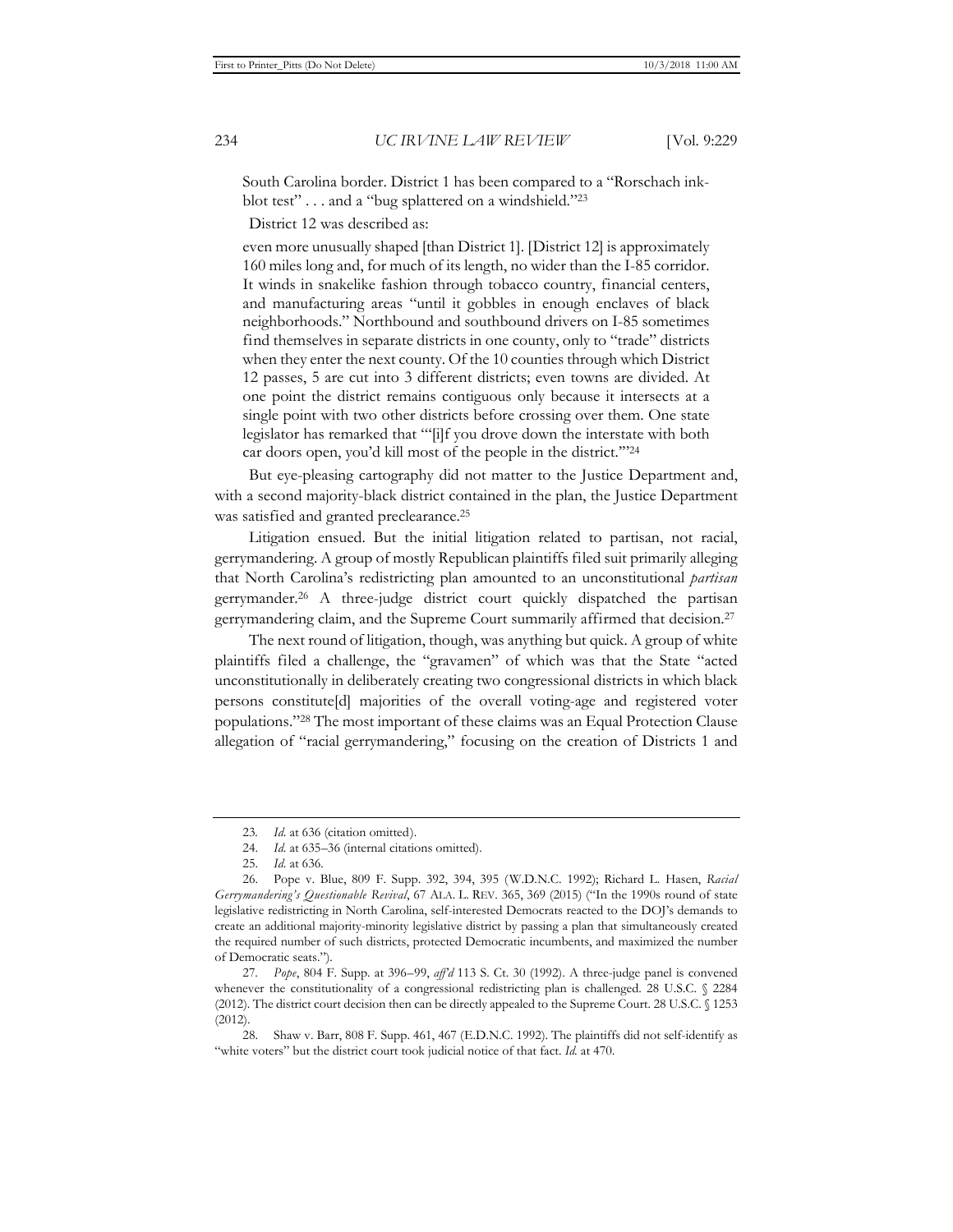South Carolina border. District 1 has been compared to a "Rorschach ink-blot test" . . . and a "bug splattered on a windshield."[23]

District 12 was described as:

> even more unusually shaped [than District 1]. [District 12] is approximately 160 miles long and, for much of its length, no wider than the I-85 corridor. It winds in snakelike fashion through tobacco country, financial centers, and manufacturing areas "until it gobbles in enough enclaves of black neighborhoods." Northbound and southbound drivers on I-85 sometimes find themselves in separate districts in one county, only to "trade" districts when they enter the next county. Of the 10 counties through which District 12 passes, 5 are cut into 3 different districts; even towns are divided. At one point the district remains contiguous only because it intersects at a single point with two other districts before crossing over them. One state legislator has remarked that "'[i]f you drove down the interstate with both car doors open, you'd kill most of the people in the district.'"[24]

But eye-pleasing cartography did not matter to the Justice Department and, with a second majority-black district contained in the plan, the Justice Department was satisfied and granted preclearance.[25]

Litigation ensued. But the initial litigation related to partisan, not racial, gerrymandering. A group of mostly Republican plaintiffs filed suit primarily alleging that North Carolina's redistricting plan amounted to an unconstitutional *partisan* gerrymander.[26] A three-judge district court quickly dispatched the partisan gerrymandering claim, and the Supreme Court summarily affirmed that decision.[27]

The next round of litigation, though, was anything but quick. A group of white plaintiffs filed a challenge, the "gravamen" of which was that the State "acted unconstitutionally in deliberately creating two congressional districts in which black persons constitute[d] majorities of the overall voting-age and registered voter populations."[28] The most important of these claims was an Equal Protection Clause allegation of "racial gerrymandering," focusing on the creation of Districts 1 and

---

23. *Id.* at 636 (citation omitted).

24. *Id.* at 635–36 (internal citations omitted).

25. *Id.* at 636.

26. Pope v. Blue, 809 F. Supp. 392, 394, 395 (W.D.N.C. 1992); Richard L. Hasen, *Racial Gerrymandering's Questionable Revival*, 67 ALA. L. REV. 365, 369 (2015) ("In the 1990s round of state legislative redistricting in North Carolina, self-interested Democrats reacted to the DOJ's demands to create an additional majority-minority legislative district by passing a plan that simultaneously created the required number of such districts, protected Democratic incumbents, and maximized the number of Democratic seats.").

27. *Pope*, 804 F. Supp. at 396–99, *aff'd* 113 S. Ct. 30 (1992). A three-judge panel is convened whenever the constitutionality of a congressional redistricting plan is challenged. 28 U.S.C. § 2284 (2012). The district court decision then can be directly appealed to the Supreme Court. 28 U.S.C. § 1253 (2012).

28. Shaw v. Barr, 808 F. Supp. 461, 467 (E.D.N.C. 1992). The plaintiffs did not self-identify as "white voters" but the district court took judicial notice of that fact. *Id.* at 470.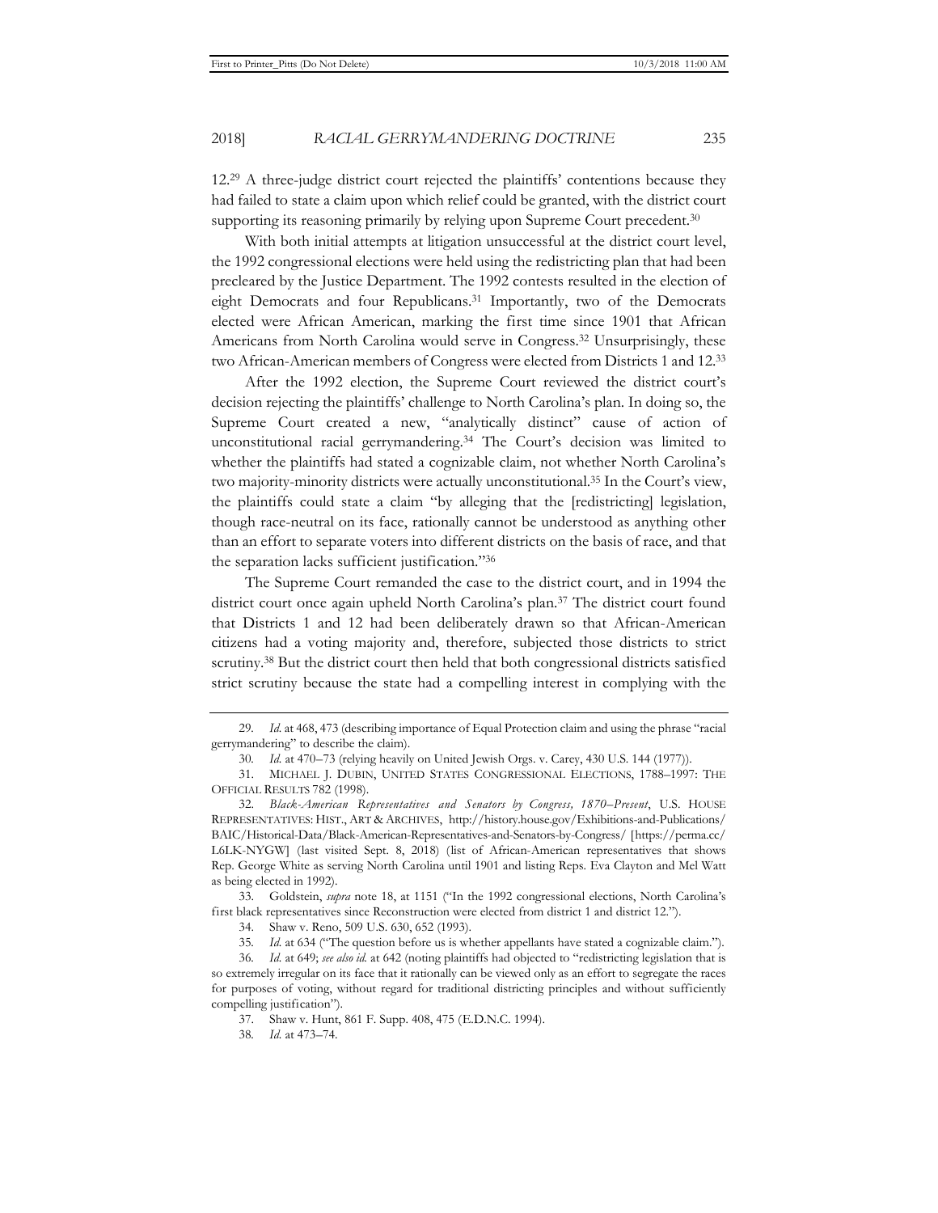12.[29] A three-judge district court rejected the plaintiffs' contentions because they had failed to state a claim upon which relief could be granted, with the district court supporting its reasoning primarily by relying upon Supreme Court precedent.[30]

With both initial attempts at litigation unsuccessful at the district court level, the 1992 congressional elections were held using the redistricting plan that had been precleared by the Justice Department. The 1992 contests resulted in the election of eight Democrats and four Republicans.[31] Importantly, two of the Democrats elected were African American, marking the first time since 1901 that African Americans from North Carolina would serve in Congress.[32] Unsurprisingly, these two African-American members of Congress were elected from Districts 1 and 12.[33]

After the 1992 election, the Supreme Court reviewed the district court's decision rejecting the plaintiffs' challenge to North Carolina's plan. In doing so, the Supreme Court created a new, "analytically distinct" cause of action of unconstitutional racial gerrymandering.[34] The Court's decision was limited to whether the plaintiffs had stated a cognizable claim, not whether North Carolina's two majority-minority districts were actually unconstitutional.[35] In the Court's view, the plaintiffs could state a claim "by alleging that the [redistricting] legislation, though race-neutral on its face, rationally cannot be understood as anything other than an effort to separate voters into different districts on the basis of race, and that the separation lacks sufficient justification."[36]

The Supreme Court remanded the case to the district court, and in 1994 the district court once again upheld North Carolina's plan.[37] The district court found that Districts 1 and 12 had been deliberately drawn so that African-American citizens had a voting majority and, therefore, subjected those districts to strict scrutiny.[38] But the district court then held that both congressional districts satisfied strict scrutiny because the state had a compelling interest in complying with the

---

29. *Id.* at 468, 473 (describing importance of Equal Protection claim and using the phrase "racial gerrymandering" to describe the claim).

30. *Id.* at 470–73 (relying heavily on United Jewish Orgs. v. Carey, 430 U.S. 144 (1977)).

31. MICHAEL J. DUBIN, UNITED STATES CONGRESSIONAL ELECTIONS, 1788–1997: THE OFFICIAL RESULTS 782 (1998).

32. *Black-American Representatives and Senators by Congress, 1870–Present*, U.S. HOUSE REPRESENTATIVES: HIST., ART & ARCHIVES, http://history.house.gov/Exhibitions-and-Publications/BAIC/Historical-Data/Black-American-Representatives-and-Senators-by-Congress/ [https://perma.cc/L6LK-NYGW] (last visited Sept. 8, 2018) (list of African-American representatives that shows Rep. George White as serving North Carolina until 1901 and listing Reps. Eva Clayton and Mel Watt as being elected in 1992).

33. Goldstein, *supra* note 18, at 1151 ("In the 1992 congressional elections, North Carolina's first black representatives since Reconstruction were elected from district 1 and district 12.").

34. Shaw v. Reno, 509 U.S. 630, 652 (1993).

35. *Id.* at 634 ("The question before us is whether appellants have stated a cognizable claim.").

36. *Id.* at 649; *see also id.* at 642 (noting plaintiffs had objected to "redistricting legislation that is so extremely irregular on its face that it rationally can be viewed only as an effort to segregate the races for purposes of voting, without regard for traditional districting principles and without sufficiently compelling justification").

37. Shaw v. Hunt, 861 F. Supp. 408, 475 (E.D.N.C. 1994).

38. *Id.* at 473–74.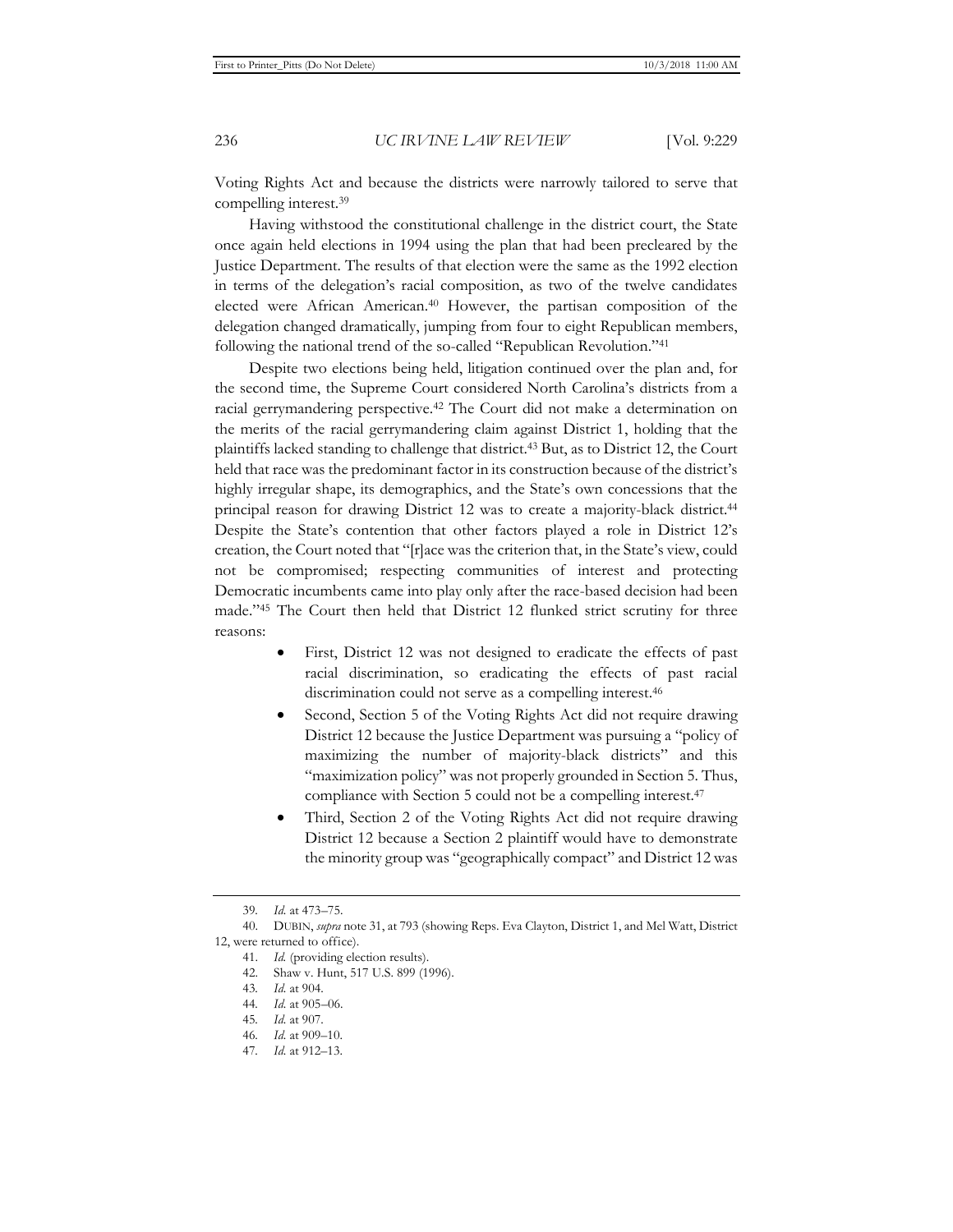Voting Rights Act and because the districts were narrowly tailored to serve that compelling interest.[39]

Having withstood the constitutional challenge in the district court, the State once again held elections in 1994 using the plan that had been precleared by the Justice Department. The results of that election were the same as the 1992 election in terms of the delegation's racial composition, as two of the twelve candidates elected were African American.[40] However, the partisan composition of the delegation changed dramatically, jumping from four to eight Republican members, following the national trend of the so-called "Republican Revolution."[41]

Despite two elections being held, litigation continued over the plan and, for the second time, the Supreme Court considered North Carolina's districts from a racial gerrymandering perspective.[42] The Court did not make a determination on the merits of the racial gerrymandering claim against District 1, holding that the plaintiffs lacked standing to challenge that district.[43] But, as to District 12, the Court held that race was the predominant factor in its construction because of the district's highly irregular shape, its demographics, and the State's own concessions that the principal reason for drawing District 12 was to create a majority-black district.[44] Despite the State's contention that other factors played a role in District 12's creation, the Court noted that "[r]ace was the criterion that, in the State's view, could not be compromised; respecting communities of interest and protecting Democratic incumbents came into play only after the race-based decision had been made."[45] The Court then held that District 12 flunked strict scrutiny for three reasons:

- First, District 12 was not designed to eradicate the effects of past racial discrimination, so eradicating the effects of past racial discrimination could not serve as a compelling interest.[46]
- Second, Section 5 of the Voting Rights Act did not require drawing District 12 because the Justice Department was pursuing a "policy of maximizing the number of majority-black districts" and this "maximization policy" was not properly grounded in Section 5. Thus, compliance with Section 5 could not be a compelling interest.[47]
- Third, Section 2 of the Voting Rights Act did not require drawing District 12 because a Section 2 plaintiff would have to demonstrate the minority group was "geographically compact" and District 12 was

---

39. *Id.* at 473–75.

40. DUBIN, *supra* note 31, at 793 (showing Reps. Eva Clayton, District 1, and Mel Watt, District 12, were returned to office).

41. *Id.* (providing election results).

42. Shaw v. Hunt, 517 U.S. 899 (1996).

43. *Id.* at 904.

44. *Id.* at 905–06.

45. *Id.* at 907.

46. *Id.* at 909–10.

47. *Id.* at 912–13.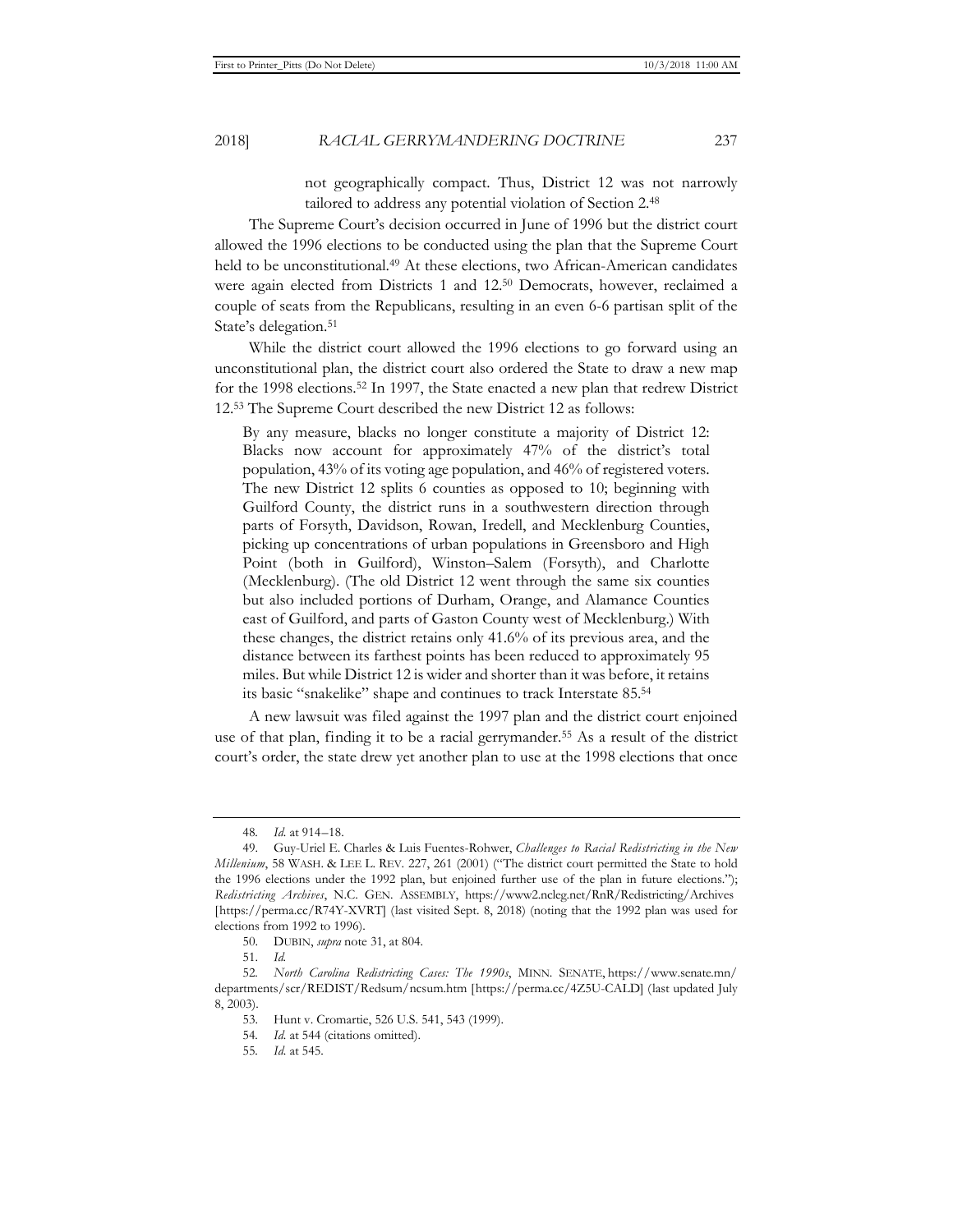> not geographically compact. Thus, District 12 was not narrowly tailored to address any potential violation of Section 2.[48]

The Supreme Court's decision occurred in June of 1996 but the district court allowed the 1996 elections to be conducted using the plan that the Supreme Court held to be unconstitutional.[49] At these elections, two African-American candidates were again elected from Districts 1 and 12.[50] Democrats, however, reclaimed a couple of seats from the Republicans, resulting in an even 6-6 partisan split of the State's delegation.[51]

While the district court allowed the 1996 elections to go forward using an unconstitutional plan, the district court also ordered the State to draw a new map for the 1998 elections.[52] In 1997, the State enacted a new plan that redrew District 12.[53] The Supreme Court described the new District 12 as follows:

> By any measure, blacks no longer constitute a majority of District 12: Blacks now account for approximately 47% of the district's total population, 43% of its voting age population, and 46% of registered voters. The new District 12 splits 6 counties as opposed to 10; beginning with Guilford County, the district runs in a southwestern direction through parts of Forsyth, Davidson, Rowan, Iredell, and Mecklenburg Counties, picking up concentrations of urban populations in Greensboro and High Point (both in Guilford), Winston–Salem (Forsyth), and Charlotte (Mecklenburg). (The old District 12 went through the same six counties but also included portions of Durham, Orange, and Alamance Counties east of Guilford, and parts of Gaston County west of Mecklenburg.) With these changes, the district retains only 41.6% of its previous area, and the distance between its farthest points has been reduced to approximately 95 miles. But while District 12 is wider and shorter than it was before, it retains its basic "snakelike" shape and continues to track Interstate 85.[54]

A new lawsuit was filed against the 1997 plan and the district court enjoined use of that plan, finding it to be a racial gerrymander.[55] As a result of the district court's order, the state drew yet another plan to use at the 1998 elections that once

---

48. *Id.* at 914–18.

49. Guy-Uriel E. Charles & Luis Fuentes-Rohwer, *Challenges to Racial Redistricting in the New Millenium*, 58 WASH. & LEE L. REV. 227, 261 (2001) ("The district court permitted the State to hold the 1996 elections under the 1992 plan, but enjoined further use of the plan in future elections."); *Redistricting Archives*, N.C. GEN. ASSEMBLY, https://www2.ncleg.net/RnR/Redistricting/Archives [https://perma.cc/R74Y-XVRT] (last visited Sept. 8, 2018) (noting that the 1992 plan was used for elections from 1992 to 1996).

50. DUBIN, *supra* note 31, at 804.

51. *Id.*

52. *North Carolina Redistricting Cases: The 1990s*, MINN. SENATE, https://www.senate.mn/departments/scr/REDIST/Redsum/ncsum.htm [https://perma.cc/4Z5U-CALD] (last updated July 8, 2003).

53. Hunt v. Cromartie, 526 U.S. 541, 543 (1999).

54. *Id.* at 544 (citations omitted).

55. *Id.* at 545.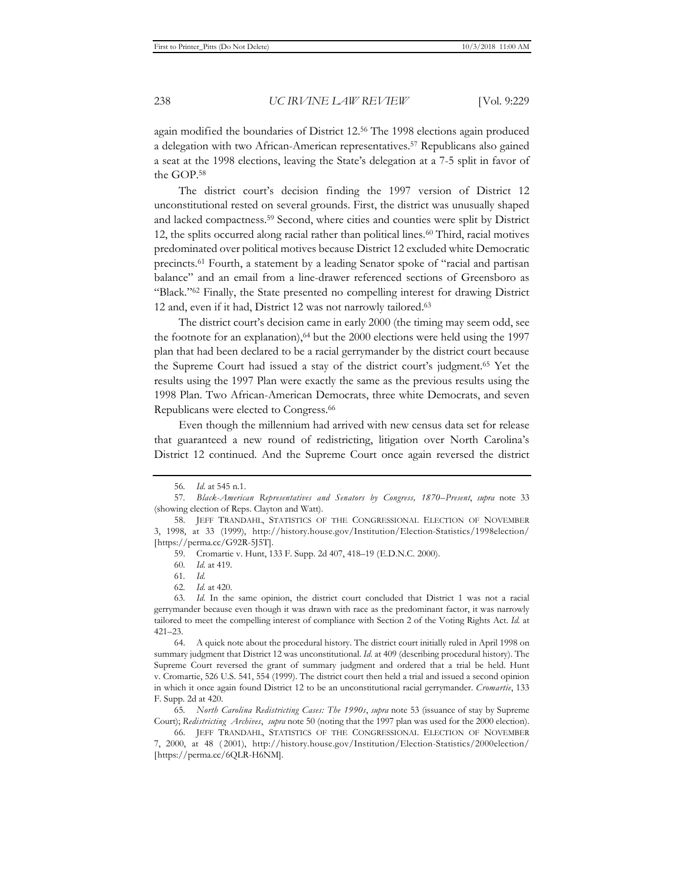again modified the boundaries of District 12.[56] The 1998 elections again produced a delegation with two African-American representatives.[57] Republicans also gained a seat at the 1998 elections, leaving the State's delegation at a 7-5 split in favor of the GOP.[58]

The district court's decision finding the 1997 version of District 12 unconstitutional rested on several grounds. First, the district was unusually shaped and lacked compactness.[59] Second, where cities and counties were split by District 12, the splits occurred along racial rather than political lines.[60] Third, racial motives predominated over political motives because District 12 excluded white Democratic precincts.[61] Fourth, a statement by a leading Senator spoke of "racial and partisan balance" and an email from a line-drawer referenced sections of Greensboro as "Black."[62] Finally, the State presented no compelling interest for drawing District 12 and, even if it had, District 12 was not narrowly tailored.[63]

The district court's decision came in early 2000 (the timing may seem odd, see the footnote for an explanation),[64] but the 2000 elections were held using the 1997 plan that had been declared to be a racial gerrymander by the district court because the Supreme Court had issued a stay of the district court's judgment.[65] Yet the results using the 1997 Plan were exactly the same as the previous results using the 1998 Plan. Two African-American Democrats, three white Democrats, and seven Republicans were elected to Congress.[66]

Even though the millennium had arrived with new census data set for release that guaranteed a new round of redistricting, litigation over North Carolina's District 12 continued. And the Supreme Court once again reversed the district

---

56. *Id.* at 545 n.1.

57. *Black-American Representatives and Senators by Congress, 1870–Present*, *supra* note 33 (showing election of Reps. Clayton and Watt).

58. JEFF TRANDAHL, STATISTICS OF THE CONGRESSIONAL ELECTION OF NOVEMBER 3, 1998, at 33 (1999), http://history.house.gov/Institution/Election-Statistics/1998election/ [https://perma.cc/G92R-5J5T].

59. Cromartie v. Hunt, 133 F. Supp. 2d 407, 418–19 (E.D.N.C. 2000).

60. *Id.* at 419.

61. *Id.*

62. *Id.* at 420.

63. *Id.* In the same opinion, the district court concluded that District 1 was not a racial gerrymander because even though it was drawn with race as the predominant factor, it was narrowly tailored to meet the compelling interest of compliance with Section 2 of the Voting Rights Act. *Id.* at 421–23.

64. A quick note about the procedural history. The district court initially ruled in April 1998 on summary judgment that District 12 was unconstitutional. *Id.* at 409 (describing procedural history). The Supreme Court reversed the grant of summary judgment and ordered that a trial be held. Hunt v. Cromartie, 526 U.S. 541, 554 (1999). The district court then held a trial and issued a second opinion in which it once again found District 12 to be an unconstitutional racial gerrymander. *Cromartie*, 133 F. Supp. 2d at 420.

65. *North Carolina Redistricting Cases: The 1990s*, *supra* note 53 (issuance of stay by Supreme Court); *Redistricting Archives*, *supra* note 50 (noting that the 1997 plan was used for the 2000 election).

66. JEFF TRANDAHL, STATISTICS OF THE CONGRESSIONAL ELECTION OF NOVEMBER 7, 2000, at 48 (2001), http://history.house.gov/Institution/Election-Statistics/2000election/ [https://perma.cc/6QLR-H6NM].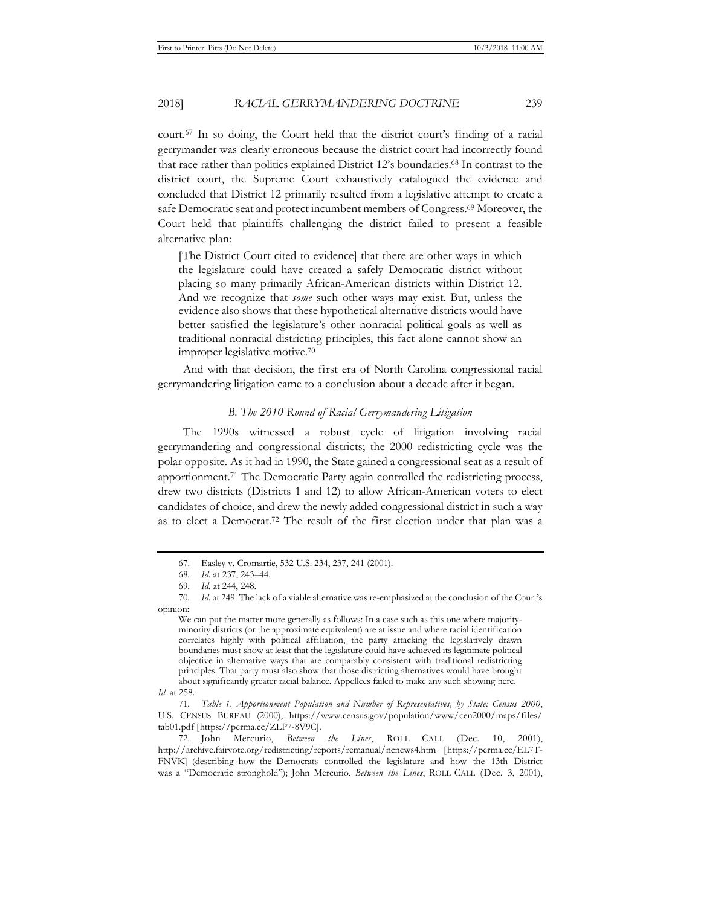court.[67] In so doing, the Court held that the district court's finding of a racial gerrymander was clearly erroneous because the district court had incorrectly found that race rather than politics explained District 12's boundaries.[68] In contrast to the district court, the Supreme Court exhaustively catalogued the evidence and concluded that District 12 primarily resulted from a legislative attempt to create a safe Democratic seat and protect incumbent members of Congress.[69] Moreover, the Court held that plaintiffs challenging the district failed to present a feasible alternative plan:

> [The District Court cited to evidence] that there are other ways in which the legislature could have created a safely Democratic district without placing so many primarily African-American districts within District 12. And we recognize that *some* such other ways may exist. But, unless the evidence also shows that these hypothetical alternative districts would have better satisfied the legislature's other nonracial political goals as well as traditional nonracial districting principles, this fact alone cannot show an improper legislative motive.[70]

And with that decision, the first era of North Carolina congressional racial gerrymandering litigation came to a conclusion about a decade after it began.

### *B. The 2010 Round of Racial Gerrymandering Litigation*

The 1990s witnessed a robust cycle of litigation involving racial gerrymandering and congressional districts; the 2000 redistricting cycle was the polar opposite. As it had in 1990, the State gained a congressional seat as a result of apportionment.[71] The Democratic Party again controlled the redistricting process, drew two districts (Districts 1 and 12) to allow African-American voters to elect candidates of choice, and drew the newly added congressional district in such a way as to elect a Democrat.[72] The result of the first election under that plan was a

---

67. Easley v. Cromartie, 532 U.S. 234, 237, 241 (2001).

68. *Id.* at 237, 243–44.

69. *Id.* at 244, 248.

70. *Id.* at 249. The lack of a viable alternative was re-emphasized at the conclusion of the Court's opinion:

> We can put the matter more generally as follows: In a case such as this one where majority-minority districts (or the approximate equivalent) are at issue and where racial identification correlates highly with political affiliation, the party attacking the legislatively drawn boundaries must show at least that the legislature could have achieved its legitimate political objective in alternative ways that are comparably consistent with traditional redistricting principles. That party must also show that those districting alternatives would have brought about significantly greater racial balance. Appellees failed to make any such showing here.

*Id.* at 258.

71. *Table 1. Apportionment Population and Number of Representatives, by State: Census 2000*, U.S. CENSUS BUREAU (2000), https://www.census.gov/population/www/cen2000/maps/files/tab01.pdf [https://perma.cc/ZLP7-8V9C].

72. John Mercurio, *Between the Lines*, ROLL CALL (Dec. 10, 2001), http://archive.fairvote.org/redistricting/reports/remanual/ncnews4.htm [https://perma.cc/EL7T-FNVK] (describing how the Democrats controlled the legislature and how the 13th District was a "Democratic stronghold"); John Mercurio, *Between the Lines*, ROLL CALL (Dec. 3, 2001),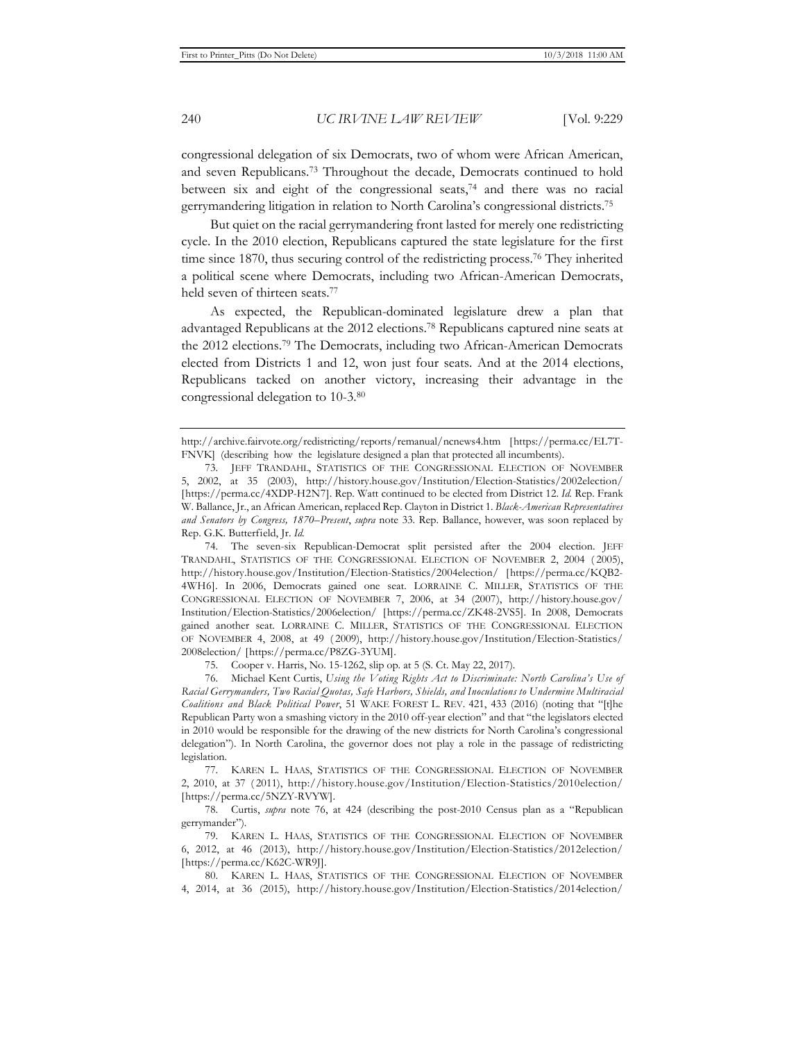congressional delegation of six Democrats, two of whom were African American, and seven Republicans.[73] Throughout the decade, Democrats continued to hold between six and eight of the congressional seats,[74] and there was no racial gerrymandering litigation in relation to North Carolina's congressional districts.[75]

But quiet on the racial gerrymandering front lasted for merely one redistricting cycle. In the 2010 election, Republicans captured the state legislature for the first time since 1870, thus securing control of the redistricting process.[76] They inherited a political scene where Democrats, including two African-American Democrats, held seven of thirteen seats.[77]

As expected, the Republican-dominated legislature drew a plan that advantaged Republicans at the 2012 elections.[78] Republicans captured nine seats at the 2012 elections.[79] The Democrats, including two African-American Democrats elected from Districts 1 and 12, won just four seats. And at the 2014 elections, Republicans tacked on another victory, increasing their advantage in the congressional delegation to 10-3.[80]

---

http://archive.fairvote.org/redistricting/reports/remanual/ncnews4.htm [https://perma.cc/EL7T-FNVK] (describing how the legislature designed a plan that protected all incumbents).

73. JEFF TRANDAHL, STATISTICS OF THE CONGRESSIONAL ELECTION OF NOVEMBER 5, 2002, at 35 (2003), http://history.house.gov/Institution/Election-Statistics/2002election/ [https://perma.cc/4XDP-H2N7]. Rep. Watt continued to be elected from District 12. *Id.* Rep. Frank W. Ballance, Jr., an African American, replaced Rep. Clayton in District 1. *Black-American Representatives and Senators by Congress, 1870–Present*, *supra* note 33. Rep. Ballance, however, was soon replaced by Rep. G.K. Butterfield, Jr. *Id.*

74. The seven-six Republican-Democrat split persisted after the 2004 election. JEFF TRANDAHL, STATISTICS OF THE CONGRESSIONAL ELECTION OF NOVEMBER 2, 2004 (2005), http://history.house.gov/Institution/Election-Statistics/2004election/ [https://perma.cc/KQB2-4WH6]. In 2006, Democrats gained one seat. LORRAINE C. MILLER, STATISTICS OF THE CONGRESSIONAL ELECTION OF NOVEMBER 7, 2006, at 34 (2007), http://history.house.gov/Institution/Election-Statistics/2006election/ [https://perma.cc/ZK48-2VS5]. In 2008, Democrats gained another seat. LORRAINE C. MILLER, STATISTICS OF THE CONGRESSIONAL ELECTION OF NOVEMBER 4, 2008, at 49 (2009), http://history.house.gov/Institution/Election-Statistics/2008election/ [https://perma.cc/P8ZG-3YUM].

75. Cooper v. Harris, No. 15-1262, slip op. at 5 (S. Ct. May 22, 2017).

76. Michael Kent Curtis, *Using the Voting Rights Act to Discriminate: North Carolina's Use of Racial Gerrymanders, Two Racial Quotas, Safe Harbors, Shields, and Inoculations to Undermine Multiracial Coalitions and Black Political Power*, 51 WAKE FOREST L. REV. 421, 433 (2016) (noting that "[t]he Republican Party won a smashing victory in the 2010 off-year election" and that "the legislators elected in 2010 would be responsible for the drawing of the new districts for North Carolina's congressional delegation"). In North Carolina, the governor does not play a role in the passage of redistricting legislation.

77. KAREN L. HAAS, STATISTICS OF THE CONGRESSIONAL ELECTION OF NOVEMBER 2, 2010, at 37 (2011), http://history.house.gov/Institution/Election-Statistics/2010election/ [https://perma.cc/5NZY-RVYW].

78. Curtis, *supra* note 76, at 424 (describing the post-2010 Census plan as a "Republican gerrymander").

79. KAREN L. HAAS, STATISTICS OF THE CONGRESSIONAL ELECTION OF NOVEMBER 6, 2012, at 46 (2013), http://history.house.gov/Institution/Election-Statistics/2012election/ [https://perma.cc/K62C-WR9J].

80. KAREN L. HAAS, STATISTICS OF THE CONGRESSIONAL ELECTION OF NOVEMBER 4, 2014, at 36 (2015), http://history.house.gov/Institution/Election-Statistics/2014election/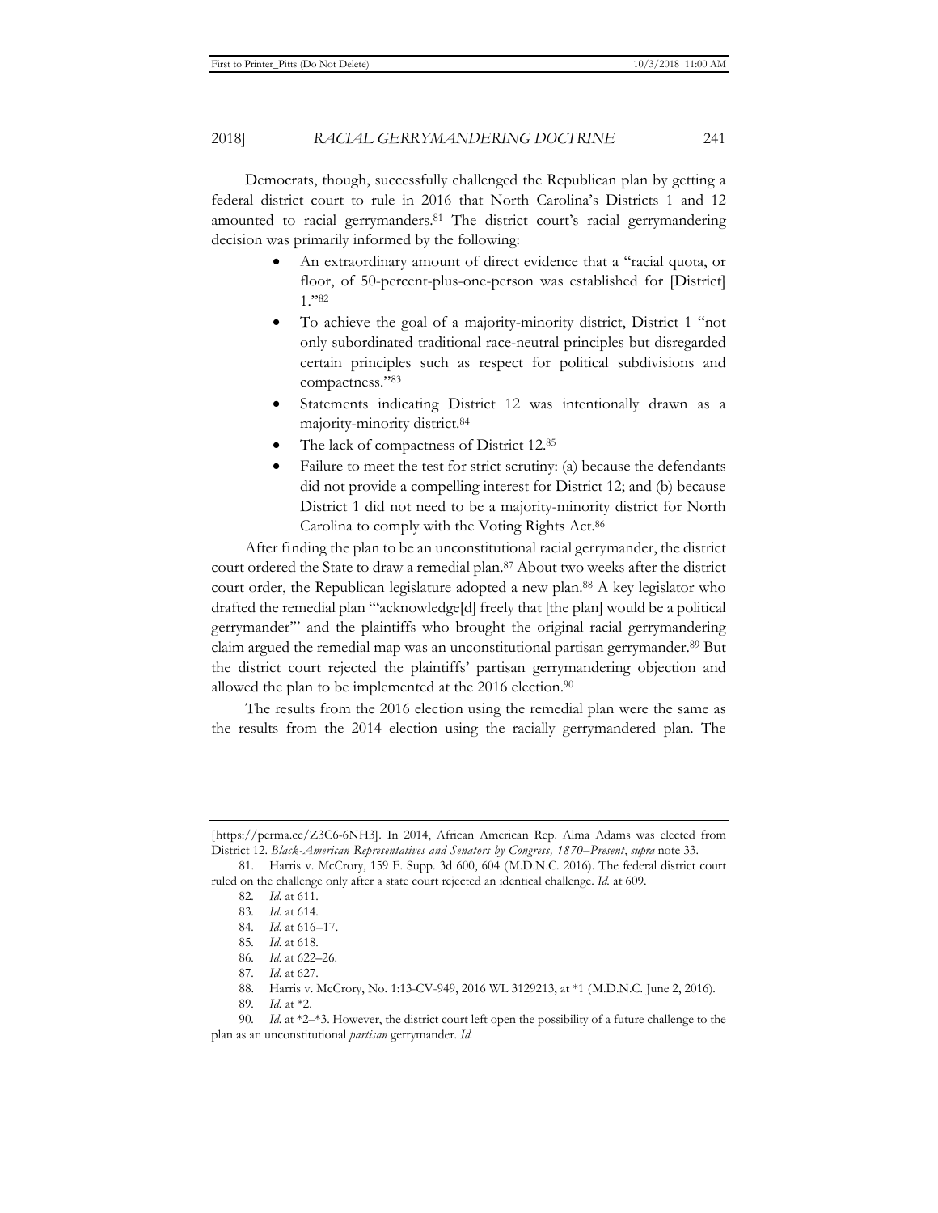Democrats, though, successfully challenged the Republican plan by getting a federal district court to rule in 2016 that North Carolina's Districts 1 and 12 amounted to racial gerrymanders.[81] The district court's racial gerrymandering decision was primarily informed by the following:

- An extraordinary amount of direct evidence that a "racial quota, or floor, of 50-percent-plus-one-person was established for [District] 1."[82]
- To achieve the goal of a majority-minority district, District 1 "not only subordinated traditional race-neutral principles but disregarded certain principles such as respect for political subdivisions and compactness."[83]
- Statements indicating District 12 was intentionally drawn as a majority-minority district.[84]
- The lack of compactness of District 12.[85]
- Failure to meet the test for strict scrutiny: (a) because the defendants did not provide a compelling interest for District 12; and (b) because District 1 did not need to be a majority-minority district for North Carolina to comply with the Voting Rights Act.[86]

After finding the plan to be an unconstitutional racial gerrymander, the district court ordered the State to draw a remedial plan.[87] About two weeks after the district court order, the Republican legislature adopted a new plan.[88] A key legislator who drafted the remedial plan "'acknowledge[d] freely that [the plan] would be a political gerrymander'" and the plaintiffs who brought the original racial gerrymandering claim argued the remedial map was an unconstitutional partisan gerrymander.[89] But the district court rejected the plaintiffs' partisan gerrymandering objection and allowed the plan to be implemented at the 2016 election.[90]

The results from the 2016 election using the remedial plan were the same as the results from the 2014 election using the racially gerrymandered plan. The

---

[https://perma.cc/Z3C6-6NH3]. In 2014, African American Rep. Alma Adams was elected from District 12. *Black-American Representatives and Senators by Congress, 1870–Present*, *supra* note 33.

81. Harris v. McCrory, 159 F. Supp. 3d 600, 604 (M.D.N.C. 2016). The federal district court ruled on the challenge only after a state court rejected an identical challenge. *Id.* at 609.

82. *Id.* at 611.

83. *Id.* at 614.

84. *Id.* at 616–17.

85. *Id.* at 618.

86. *Id.* at 622–26.

87. *Id.* at 627.

88. Harris v. McCrory, No. 1:13-CV-949, 2016 WL 3129213, at *1 (M.D.N.C. June 2, 2016).

89. *Id.* at *2.

90. *Id.* at *2–*3. However, the district court left open the possibility of a future challenge to the plan as an unconstitutional *partisan* gerrymander. *Id.*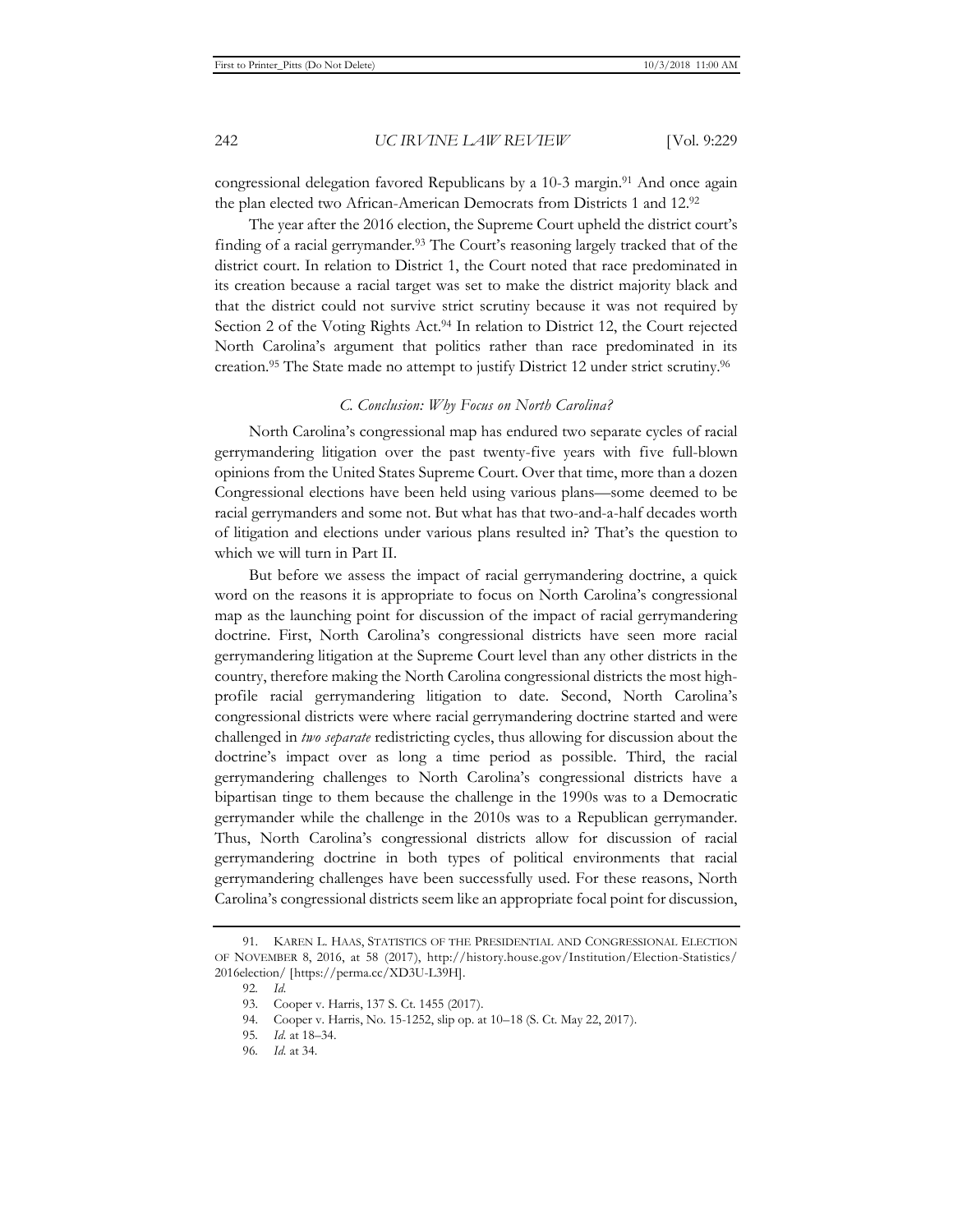congressional delegation favored Republicans by a 10-3 margin.[91] And once again the plan elected two African-American Democrats from Districts 1 and 12.[92]

The year after the 2016 election, the Supreme Court upheld the district court's finding of a racial gerrymander.[93] The Court's reasoning largely tracked that of the district court. In relation to District 1, the Court noted that race predominated in its creation because a racial target was set to make the district majority black and that the district could not survive strict scrutiny because it was not required by Section 2 of the Voting Rights Act.[94] In relation to District 12, the Court rejected North Carolina's argument that politics rather than race predominated in its creation.[95] The State made no attempt to justify District 12 under strict scrutiny.[96]

### *C. Conclusion: Why Focus on North Carolina?*

North Carolina's congressional map has endured two separate cycles of racial gerrymandering litigation over the past twenty-five years with five full-blown opinions from the United States Supreme Court. Over that time, more than a dozen Congressional elections have been held using various plans—some deemed to be racial gerrymanders and some not. But what has that two-and-a-half decades worth of litigation and elections under various plans resulted in? That's the question to which we will turn in Part II.

But before we assess the impact of racial gerrymandering doctrine, a quick word on the reasons it is appropriate to focus on North Carolina's congressional map as the launching point for discussion of the impact of racial gerrymandering doctrine. First, North Carolina's congressional districts have seen more racial gerrymandering litigation at the Supreme Court level than any other districts in the country, therefore making the North Carolina congressional districts the most high-profile racial gerrymandering litigation to date. Second, North Carolina's congressional districts were where racial gerrymandering doctrine started and were challenged in *two separate* redistricting cycles, thus allowing for discussion about the doctrine's impact over as long a time period as possible. Third, the racial gerrymandering challenges to North Carolina's congressional districts have a bipartisan tinge to them because the challenge in the 1990s was to a Democratic gerrymander while the challenge in the 2010s was to a Republican gerrymander. Thus, North Carolina's congressional districts allow for discussion of racial gerrymandering doctrine in both types of political environments that racial gerrymandering challenges have been successfully used. For these reasons, North Carolina's congressional districts seem like an appropriate focal point for discussion,

---

91. KAREN L. HAAS, STATISTICS OF THE PRESIDENTIAL AND CONGRESSIONAL ELECTION OF NOVEMBER 8, 2016, at 58 (2017), http://history.house.gov/Institution/Election-Statistics/2016election/ [https://perma.cc/XD3U-L39H].

92. *Id.*

93. Cooper v. Harris, 137 S. Ct. 1455 (2017).

94. Cooper v. Harris, No. 15-1252, slip op. at 10–18 (S. Ct. May 22, 2017).

95. *Id.* at 18–34.

96. *Id.* at 34.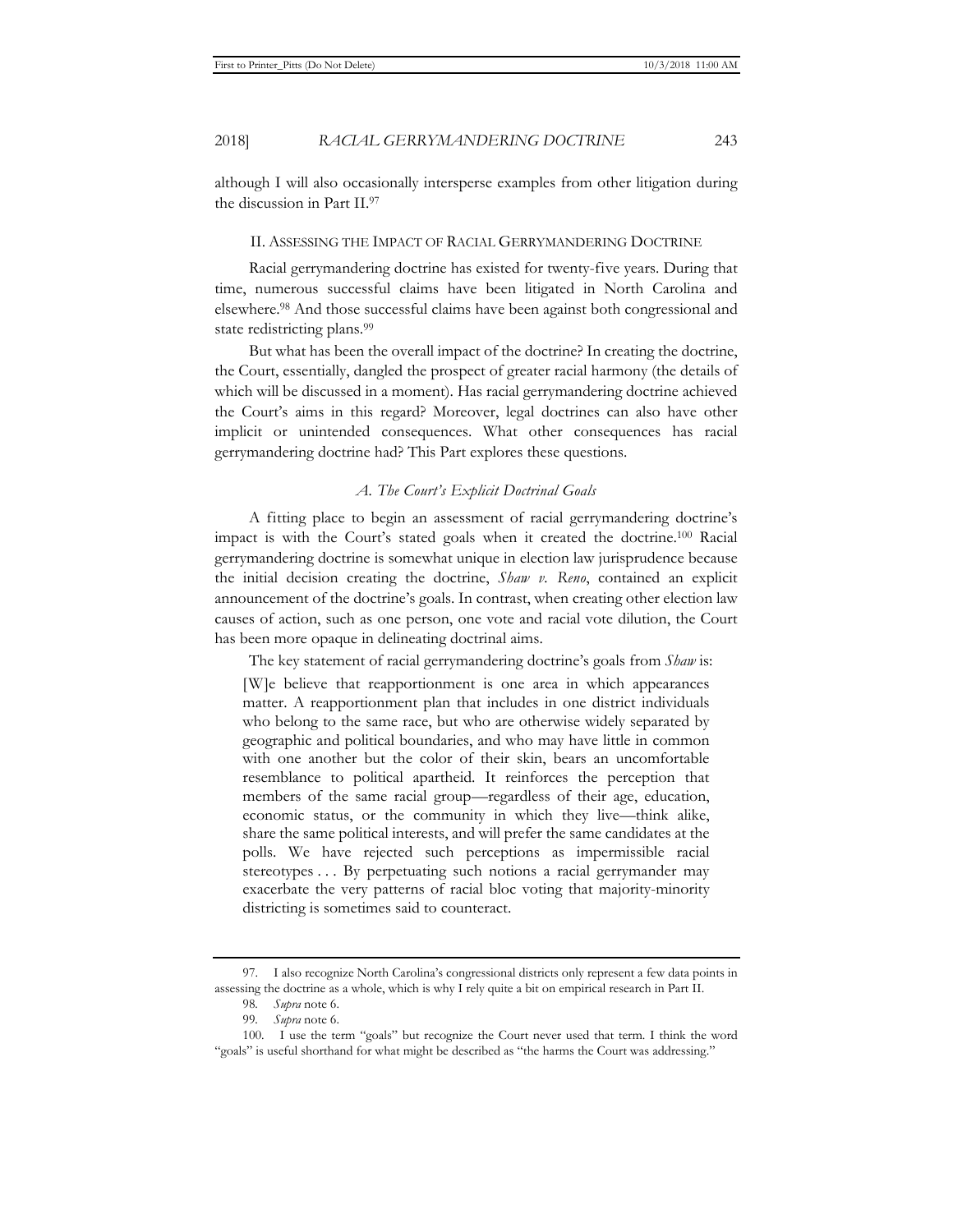although I will also occasionally intersperse examples from other litigation during the discussion in Part II.[97]

## II. Assessing the Impact of Racial Gerrymandering Doctrine

Racial gerrymandering doctrine has existed for twenty-five years. During that time, numerous successful claims have been litigated in North Carolina and elsewhere.[98] And those successful claims have been against both congressional and state redistricting plans.[99]

But what has been the overall impact of the doctrine? In creating the doctrine, the Court, essentially, dangled the prospect of greater racial harmony (the details of which will be discussed in a moment). Has racial gerrymandering doctrine achieved the Court's aims in this regard? Moreover, legal doctrines can also have other implicit or unintended consequences. What other consequences has racial gerrymandering doctrine had? This Part explores these questions.

### *A. The Court's Explicit Doctrinal Goals*

A fitting place to begin an assessment of racial gerrymandering doctrine's impact is with the Court's stated goals when it created the doctrine.[100] Racial gerrymandering doctrine is somewhat unique in election law jurisprudence because the initial decision creating the doctrine, *Shaw v. Reno*, contained an explicit announcement of the doctrine's goals. In contrast, when creating other election law causes of action, such as one person, one vote and racial vote dilution, the Court has been more opaque in delineating doctrinal aims.

The key statement of racial gerrymandering doctrine's goals from *Shaw* is:

> [W]e believe that reapportionment is one area in which appearances matter. A reapportionment plan that includes in one district individuals who belong to the same race, but who are otherwise widely separated by geographic and political boundaries, and who may have little in common with one another but the color of their skin, bears an uncomfortable resemblance to political apartheid. It reinforces the perception that members of the same racial group—regardless of their age, education, economic status, or the community in which they live—think alike, share the same political interests, and will prefer the same candidates at the polls. We have rejected such perceptions as impermissible racial stereotypes . . . By perpetuating such notions a racial gerrymander may exacerbate the very patterns of racial bloc voting that majority-minority districting is sometimes said to counteract.

---

97. I also recognize North Carolina's congressional districts only represent a few data points in assessing the doctrine as a whole, which is why I rely quite a bit on empirical research in Part II.

98. *Supra* note 6.

99. *Supra* note 6.

100. I use the term "goals" but recognize the Court never used that term. I think the word "goals" is useful shorthand for what might be described as "the harms the Court was addressing."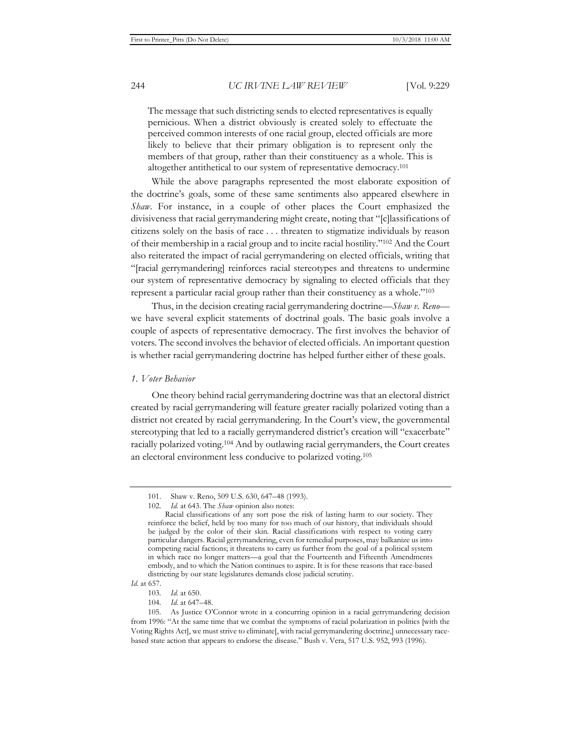> The message that such districting sends to elected representatives is equally pernicious. When a district obviously is created solely to effectuate the perceived common interests of one racial group, elected officials are more likely to believe that their primary obligation is to represent only the members of that group, rather than their constituency as a whole. This is altogether antithetical to our system of representative democracy.[101]

While the above paragraphs represented the most elaborate exposition of the doctrine's goals, some of these same sentiments also appeared elsewhere in *Shaw*. For instance, in a couple of other places the Court emphasized the divisiveness that racial gerrymandering might create, noting that "[c]lassifications of citizens solely on the basis of race . . . threaten to stigmatize individuals by reason of their membership in a racial group and to incite racial hostility."[102] And the Court also reiterated the impact of racial gerrymandering on elected officials, writing that "[racial gerrymandering] reinforces racial stereotypes and threatens to undermine our system of representative democracy by signaling to elected officials that they represent a particular racial group rather than their constituency as a whole."[103]

Thus, in the decision creating racial gerrymandering doctrine—*Shaw v. Reno*—we have several explicit statements of doctrinal goals. The basic goals involve a couple of aspects of representative democracy. The first involves the behavior of voters. The second involves the behavior of elected officials. An important question is whether racial gerrymandering doctrine has helped further either of these goals.

### *1. Voter Behavior*

One theory behind racial gerrymandering doctrine was that an electoral district created by racial gerrymandering will feature greater racially polarized voting than a district not created by racial gerrymandering. In the Court's view, the governmental stereotyping that led to a racially gerrymandered district's creation will "exacerbate" racially polarized voting.[104] And by outlawing racial gerrymanders, the Court creates an electoral environment less conducive to polarized voting.[105]

---

101. Shaw v. Reno, 509 U.S. 630, 647–48 (1993).

102. *Id.* at 643. The *Shaw* opinion also notes:

> Racial classifications of any sort pose the risk of lasting harm to our society. They reinforce the belief, held by too many for too much of our history, that individuals should be judged by the color of their skin. Racial classifications with respect to voting carry particular dangers. Racial gerrymandering, even for remedial purposes, may balkanize us into competing racial factions; it threatens to carry us further from the goal of a political system in which race no longer matters—a goal that the Fourteenth and Fifteenth Amendments embody, and to which the Nation continues to aspire. It is for these reasons that race-based districting by our state legislatures demands close judicial scrutiny.

*Id.* at 657.

103. *Id.* at 650.

104. *Id.* at 647–48.

105. As Justice O'Connor wrote in a concurring opinion in a racial gerrymandering decision from 1996: "At the same time that we combat the symptoms of racial polarization in politics [with the Voting Rights Act], we must strive to eliminate[, with racial gerrymandering doctrine,] unnecessary race-based state action that appears to endorse the disease." Bush v. Vera, 517 U.S. 952, 993 (1996).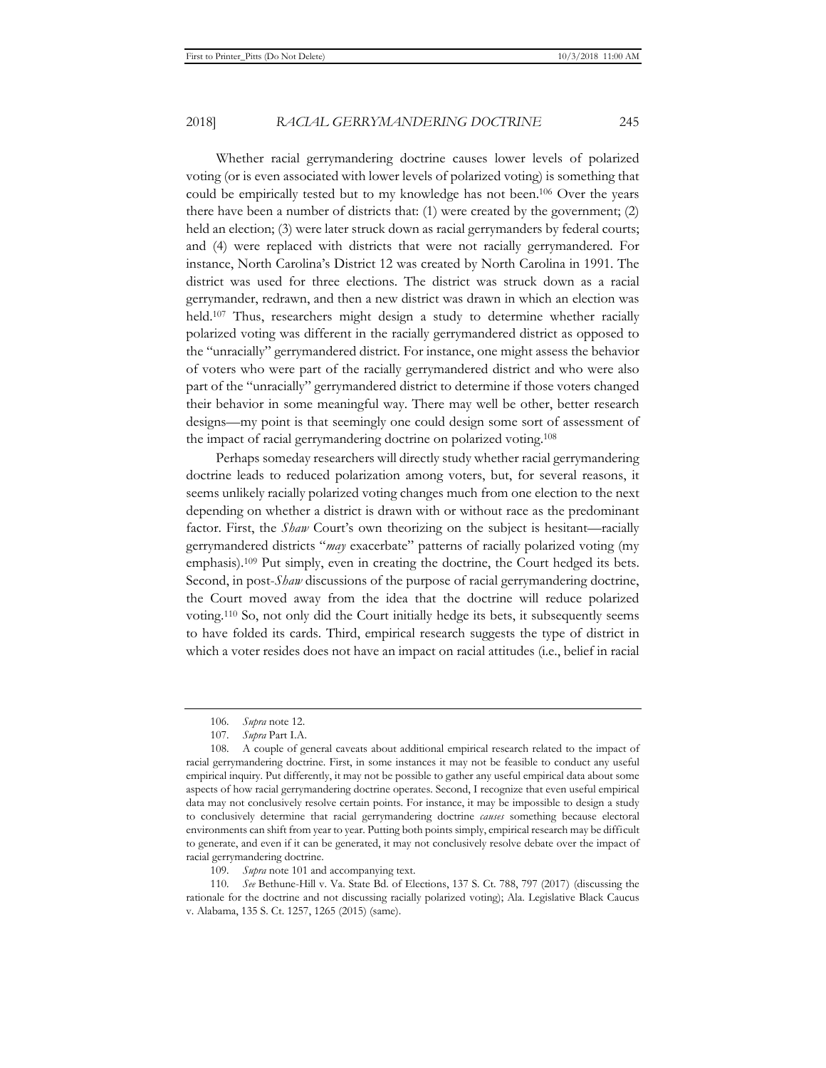Whether racial gerrymandering doctrine causes lower levels of polarized voting (or is even associated with lower levels of polarized voting) is something that could be empirically tested but to my knowledge has not been.[106] Over the years there have been a number of districts that: (1) were created by the government; (2) held an election; (3) were later struck down as racial gerrymanders by federal courts; and (4) were replaced with districts that were not racially gerrymandered. For instance, North Carolina's District 12 was created by North Carolina in 1991. The district was used for three elections. The district was struck down as a racial gerrymander, redrawn, and then a new district was drawn in which an election was held.[107] Thus, researchers might design a study to determine whether racially polarized voting was different in the racially gerrymandered district as opposed to the "unracially" gerrymandered district. For instance, one might assess the behavior of voters who were part of the racially gerrymandered district and who were also part of the "unracially" gerrymandered district to determine if those voters changed their behavior in some meaningful way. There may well be other, better research designs—my point is that seemingly one could design some sort of assessment of the impact of racial gerrymandering doctrine on polarized voting.[108]

Perhaps someday researchers will directly study whether racial gerrymandering doctrine leads to reduced polarization among voters, but, for several reasons, it seems unlikely racially polarized voting changes much from one election to the next depending on whether a district is drawn with or without race as the predominant factor. First, the *Shaw* Court's own theorizing on the subject is hesitant—racially gerrymandered districts "*may* exacerbate" patterns of racially polarized voting (my emphasis).[109] Put simply, even in creating the doctrine, the Court hedged its bets. Second, in post-*Shaw* discussions of the purpose of racial gerrymandering doctrine, the Court moved away from the idea that the doctrine will reduce polarized voting.[110] So, not only did the Court initially hedge its bets, it subsequently seems to have folded its cards. Third, empirical research suggests the type of district in which a voter resides does not have an impact on racial attitudes (i.e., belief in racial

---

106. *Supra* note 12.

107. *Supra* Part I.A.

108. A couple of general caveats about additional empirical research related to the impact of racial gerrymandering doctrine. First, in some instances it may not be feasible to conduct any useful empirical inquiry. Put differently, it may not be possible to gather any useful empirical data about some aspects of how racial gerrymandering doctrine operates. Second, I recognize that even useful empirical data may not conclusively resolve certain points. For instance, it may be impossible to design a study to conclusively determine that racial gerrymandering doctrine *causes* something because electoral environments can shift from year to year. Putting both points simply, empirical research may be difficult to generate, and even if it can be generated, it may not conclusively resolve debate over the impact of racial gerrymandering doctrine.

109. *Supra* note 101 and accompanying text.

110. *See* Bethune-Hill v. Va. State Bd. of Elections, 137 S. Ct. 788, 797 (2017) (discussing the rationale for the doctrine and not discussing racially polarized voting); Ala. Legislative Black Caucus v. Alabama, 135 S. Ct. 1257, 1265 (2015) (same).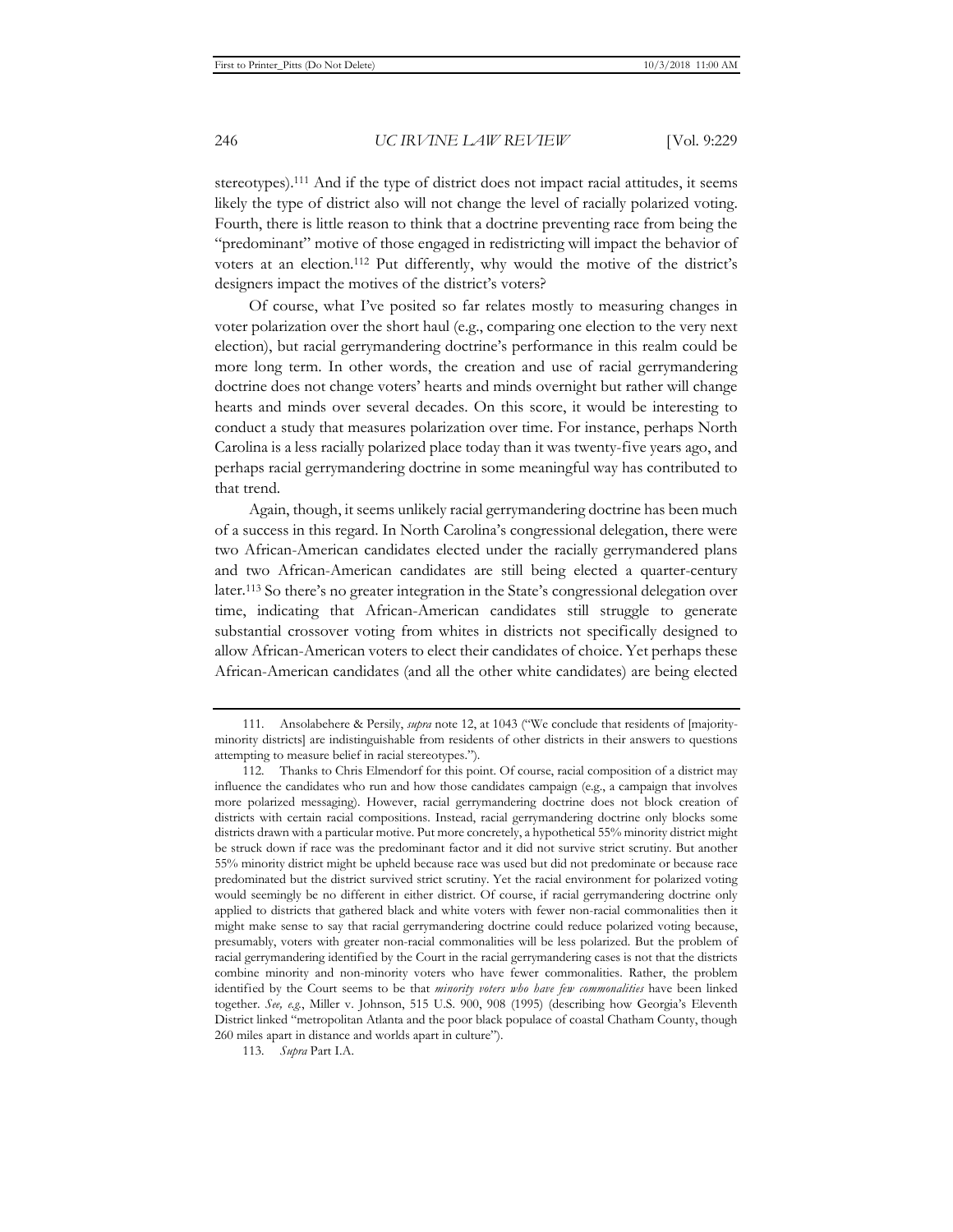stereotypes).[111] And if the type of district does not impact racial attitudes, it seems likely the type of district also will not change the level of racially polarized voting. Fourth, there is little reason to think that a doctrine preventing race from being the "predominant" motive of those engaged in redistricting will impact the behavior of voters at an election.[112] Put differently, why would the motive of the district's designers impact the motives of the district's voters?

Of course, what I've posited so far relates mostly to measuring changes in voter polarization over the short haul (e.g., comparing one election to the very next election), but racial gerrymandering doctrine's performance in this realm could be more long term. In other words, the creation and use of racial gerrymandering doctrine does not change voters' hearts and minds overnight but rather will change hearts and minds over several decades. On this score, it would be interesting to conduct a study that measures polarization over time. For instance, perhaps North Carolina is a less racially polarized place today than it was twenty-five years ago, and perhaps racial gerrymandering doctrine in some meaningful way has contributed to that trend.

Again, though, it seems unlikely racial gerrymandering doctrine has been much of a success in this regard. In North Carolina's congressional delegation, there were two African-American candidates elected under the racially gerrymandered plans and two African-American candidates are still being elected a quarter-century later.[113] So there's no greater integration in the State's congressional delegation over time, indicating that African-American candidates still struggle to generate substantial crossover voting from whites in districts not specifically designed to allow African-American voters to elect their candidates of choice. Yet perhaps these African-American candidates (and all the other white candidates) are being elected

---

111. Ansolabehere & Persily, *supra* note 12, at 1043 ("We conclude that residents of [majority-minority districts] are indistinguishable from residents of other districts in their answers to questions attempting to measure belief in racial stereotypes.").

112. Thanks to Chris Elmendorf for this point. Of course, racial composition of a district may influence the candidates who run and how those candidates campaign (e.g., a campaign that involves more polarized messaging). However, racial gerrymandering doctrine does not block creation of districts with certain racial compositions. Instead, racial gerrymandering doctrine only blocks some districts drawn with a particular motive. Put more concretely, a hypothetical 55% minority district might be struck down if race was the predominant factor and it did not survive strict scrutiny. But another 55% minority district might be upheld because race was used but did not predominate or because race predominated but the district survived strict scrutiny. Yet the racial environment for polarized voting would seemingly be no different in either district. Of course, if racial gerrymandering doctrine only applied to districts that gathered black and white voters with fewer non-racial commonalities then it might make sense to say that racial gerrymandering doctrine could reduce polarized voting because, presumably, voters with greater non-racial commonalities will be less polarized. But the problem of racial gerrymandering identified by the Court in the racial gerrymandering cases is not that the districts combine minority and non-minority voters who have fewer commonalities. Rather, the problem identified by the Court seems to be that *minority voters who have few commonalities* have been linked together. *See, e.g.*, Miller v. Johnson, 515 U.S. 900, 908 (1995) (describing how Georgia's Eleventh District linked "metropolitan Atlanta and the poor black populace of coastal Chatham County, though 260 miles apart in distance and worlds apart in culture").

113. *Supra* Part I.A.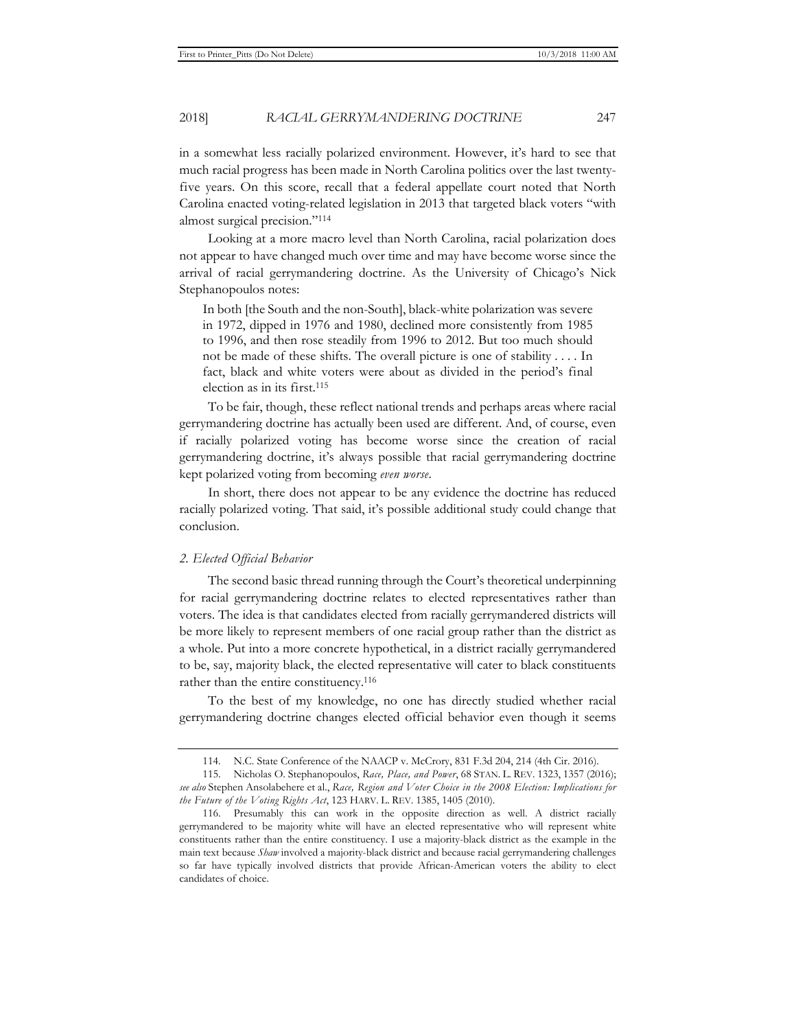in a somewhat less racially polarized environment. However, it's hard to see that much racial progress has been made in North Carolina politics over the last twenty-five years. On this score, recall that a federal appellate court noted that North Carolina enacted voting-related legislation in 2013 that targeted black voters "with almost surgical precision."[114]

Looking at a more macro level than North Carolina, racial polarization does not appear to have changed much over time and may have become worse since the arrival of racial gerrymandering doctrine. As the University of Chicago's Nick Stephanopoulos notes:

> In both [the South and the non-South], black-white polarization was severe in 1972, dipped in 1976 and 1980, declined more consistently from 1985 to 1996, and then rose steadily from 1996 to 2012. But too much should not be made of these shifts. The overall picture is one of stability . . . . In fact, black and white voters were about as divided in the period's final election as in its first.[115]

To be fair, though, these reflect national trends and perhaps areas where racial gerrymandering doctrine has actually been used are different. And, of course, even if racially polarized voting has become worse since the creation of racial gerrymandering doctrine, it's always possible that racial gerrymandering doctrine kept polarized voting from becoming *even worse*.

In short, there does not appear to be any evidence the doctrine has reduced racially polarized voting. That said, it's possible additional study could change that conclusion.

### *2. Elected Official Behavior*

The second basic thread running through the Court's theoretical underpinning for racial gerrymandering doctrine relates to elected representatives rather than voters. The idea is that candidates elected from racially gerrymandered districts will be more likely to represent members of one racial group rather than the district as a whole. Put into a more concrete hypothetical, in a district racially gerrymandered to be, say, majority black, the elected representative will cater to black constituents rather than the entire constituency.[116]

To the best of my knowledge, no one has directly studied whether racial gerrymandering doctrine changes elected official behavior even though it seems

---

114. N.C. State Conference of the NAACP v. McCrory, 831 F.3d 204, 214 (4th Cir. 2016).

115. Nicholas O. Stephanopoulos, *Race, Place, and Power*, 68 STAN. L. REV. 1323, 1357 (2016); *see also* Stephen Ansolabehere et al., *Race, Region and Voter Choice in the 2008 Election: Implications for the Future of the Voting Rights Act*, 123 HARV. L. REV. 1385, 1405 (2010).

116. Presumably this can work in the opposite direction as well. A district racially gerrymandered to be majority white will have an elected representative who will represent white constituents rather than the entire constituency. I use a majority-black district as the example in the main text because *Shaw* involved a majority-black district and because racial gerrymandering challenges so far have typically involved districts that provide African-American voters the ability to elect candidates of choice.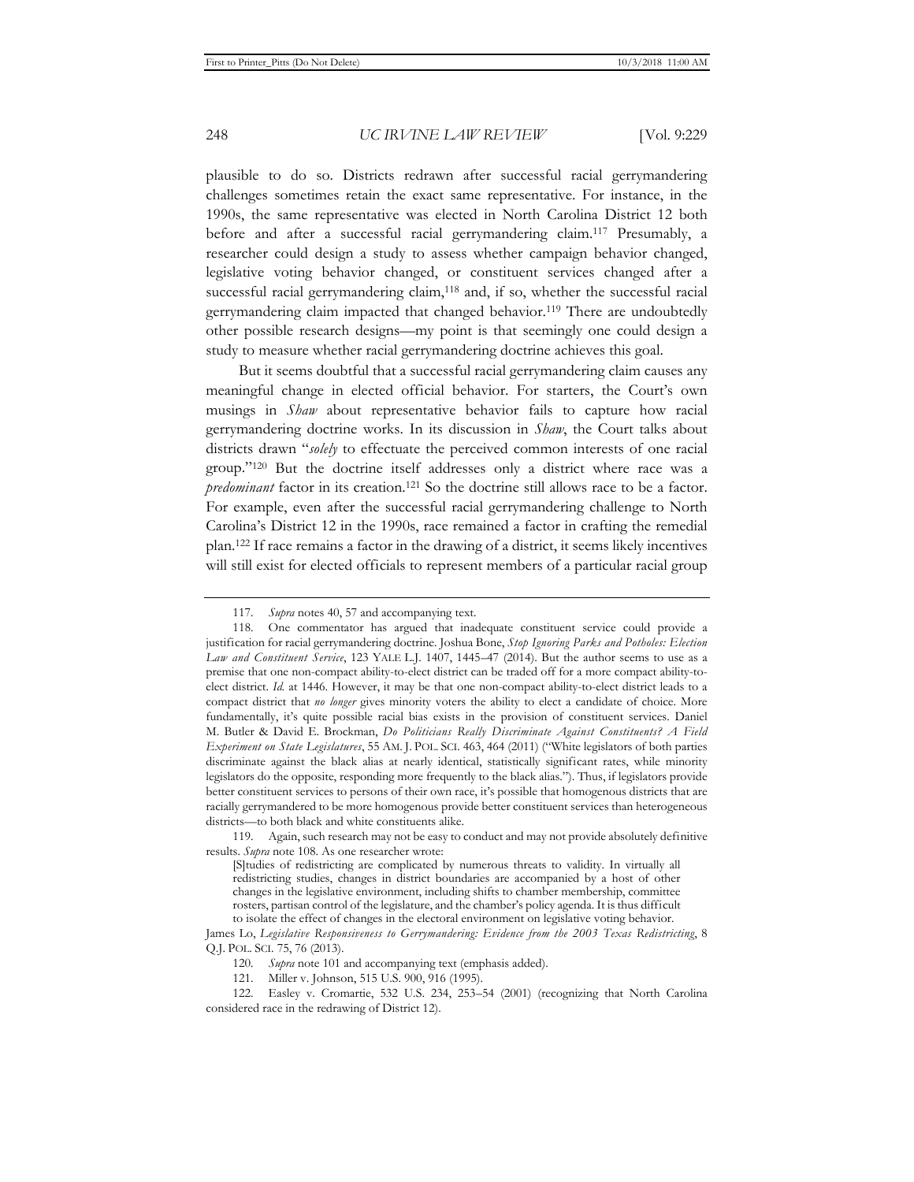plausible to do so. Districts redrawn after successful racial gerrymandering challenges sometimes retain the exact same representative. For instance, in the 1990s, the same representative was elected in North Carolina District 12 both before and after a successful racial gerrymandering claim.[117] Presumably, a researcher could design a study to assess whether campaign behavior changed, legislative voting behavior changed, or constituent services changed after a successful racial gerrymandering claim,[118] and, if so, whether the successful racial gerrymandering claim impacted that changed behavior.[119] There are undoubtedly other possible research designs—my point is that seemingly one could design a study to measure whether racial gerrymandering doctrine achieves this goal.

But it seems doubtful that a successful racial gerrymandering claim causes any meaningful change in elected official behavior. For starters, the Court's own musings in *Shaw* about representative behavior fails to capture how racial gerrymandering doctrine works. In its discussion in *Shaw*, the Court talks about districts drawn "*solely* to effectuate the perceived common interests of one racial group."[120] But the doctrine itself addresses only a district where race was a *predominant* factor in its creation.[121] So the doctrine still allows race to be a factor. For example, even after the successful racial gerrymandering challenge to North Carolina's District 12 in the 1990s, race remained a factor in crafting the remedial plan.[122] If race remains a factor in the drawing of a district, it seems likely incentives will still exist for elected officials to represent members of a particular racial group

---

117. *Supra* notes 40, 57 and accompanying text.

118. One commentator has argued that inadequate constituent service could provide a justification for racial gerrymandering doctrine. Joshua Bone, *Stop Ignoring Parks and Potholes: Election Law and Constituent Service*, 123 YALE L.J. 1407, 1445–47 (2014). But the author seems to use as a premise that one non-compact ability-to-elect district can be traded off for a more compact ability-to-elect district. *Id.* at 1446. However, it may be that one non-compact ability-to-elect district leads to a compact district that *no longer* gives minority voters the ability to elect a candidate of choice. More fundamentally, it's quite possible racial bias exists in the provision of constituent services. Daniel M. Butler & David E. Brockman, *Do Politicians Really Discriminate Against Constituents? A Field Experiment on State Legislatures*, 55 AM. J. POL. SCI. 463, 464 (2011) ("White legislators of both parties discriminate against the black alias at nearly identical, statistically significant rates, while minority legislators do the opposite, responding more frequently to the black alias."). Thus, if legislators provide better constituent services to persons of their own race, it's possible that homogenous districts that are racially gerrymandered to be more homogenous provide better constituent services than heterogeneous districts—to both black and white constituents alike.

119. Again, such research may not be easy to conduct and may not provide absolutely definitive results. *Supra* note 108. As one researcher wrote:

> [S]tudies of redistricting are complicated by numerous threats to validity. In virtually all redistricting studies, changes in district boundaries are accompanied by a host of other changes in the legislative environment, including shifts to chamber membership, committee rosters, partisan control of the legislature, and the chamber's policy agenda. It is thus difficult to isolate the effect of changes in the electoral environment on legislative voting behavior.

James Lo, *Legislative Responsiveness to Gerrymandering: Evidence from the 2003 Texas Redistricting*, 8 Q.J. POL. SCI. 75, 76 (2013).

120. *Supra* note 101 and accompanying text (emphasis added).

121. Miller v. Johnson, 515 U.S. 900, 916 (1995).

122. Easley v. Cromartie, 532 U.S. 234, 253–54 (2001) (recognizing that North Carolina considered race in the redrawing of District 12).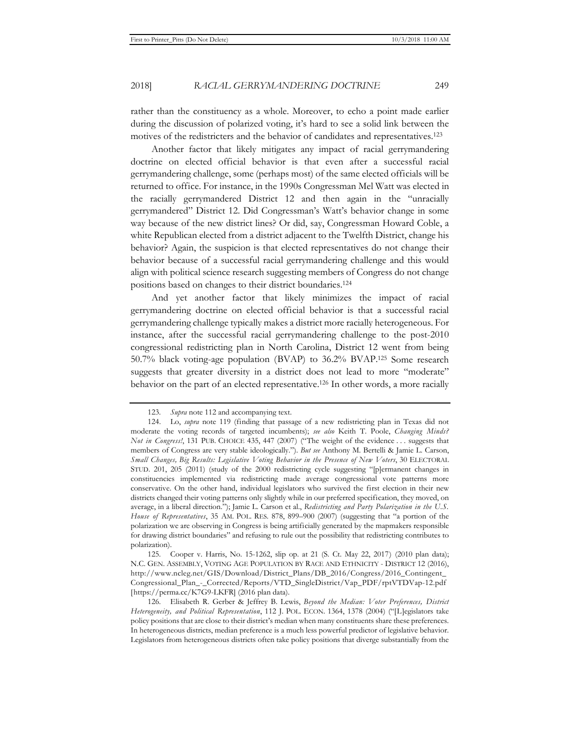rather than the constituency as a whole. Moreover, to echo a point made earlier during the discussion of polarized voting, it's hard to see a solid link between the motives of the redistricters and the behavior of candidates and representatives.[123]

Another factor that likely mitigates any impact of racial gerrymandering doctrine on elected official behavior is that even after a successful racial gerrymandering challenge, some (perhaps most) of the same elected officials will be returned to office. For instance, in the 1990s Congressman Mel Watt was elected in the racially gerrymandered District 12 and then again in the "unracially gerrymandered" District 12. Did Congressman's Watt's behavior change in some way because of the new district lines? Or did, say, Congressman Howard Coble, a white Republican elected from a district adjacent to the Twelfth District, change his behavior? Again, the suspicion is that elected representatives do not change their behavior because of a successful racial gerrymandering challenge and this would align with political science research suggesting members of Congress do not change positions based on changes to their district boundaries.[124]

And yet another factor that likely minimizes the impact of racial gerrymandering doctrine on elected official behavior is that a successful racial gerrymandering challenge typically makes a district more racially heterogeneous. For instance, after the successful racial gerrymandering challenge to the post-2010 congressional redistricting plan in North Carolina, District 12 went from being 50.7% black voting-age population (BVAP) to 36.2% BVAP.[125] Some research suggests that greater diversity in a district does not lead to more "moderate" behavior on the part of an elected representative.[126] In other words, a more racially

---

123. *Supra* note 112 and accompanying text.

124. Lo, *supra* note 119 (finding that passage of a new redistricting plan in Texas did not moderate the voting records of targeted incumbents); *see also* Keith T. Poole, *Changing Minds? Not in Congress!*, 131 PUB. CHOICE 435, 447 (2007) ("The weight of the evidence . . . suggests that members of Congress are very stable ideologically."). *But see* Anthony M. Bertelli & Jamie L. Carson, *Small Changes, Big Results: Legislative Voting Behavior in the Presence of New Voters*, 30 ELECTORAL STUD. 201, 205 (2011) (study of the 2000 redistricting cycle suggesting "[p]ermanent changes in constituencies implemented via redistricting made average congressional vote patterns more conservative. On the other hand, individual legislators who survived the first election in their new districts changed their voting patterns only slightly while in our preferred specification, they moved, on average, in a liberal direction."); Jamie L. Carson et al., *Redistricting and Party Polarization in the U.S. House of Representatives*, 35 AM. POL. RES. 878, 899–900 (2007) (suggesting that "a portion of the polarization we are observing in Congress is being artificially generated by the mapmakers responsible for drawing district boundaries" and refusing to rule out the possibility that redistricting contributes to polarization).

125. Cooper v. Harris, No. 15-1262, slip op. at 21 (S. Ct. May 22, 2017) (2010 plan data); N.C. GEN. ASSEMBLY, VOTING AGE POPULATION BY RACE AND ETHNICITY - DISTRICT 12 (2016), http://www.ncleg.net/GIS/Download/District_Plans/DB_2016/Congress/2016_Contingent_Congressional_Plan_-_Corrected/Reports/VTD_SingleDistrict/Vap_PDF/rptVTDVap-12.pdf [https://perma.cc/K7G9-LKFR] (2016 plan data).

126. Elisabeth R. Gerber & Jeffrey B. Lewis, *Beyond the Median: Voter Preferences, District Heterogeneity, and Political Representation*, 112 J. POL. ECON. 1364, 1378 (2004) ("[L]egislators take policy positions that are close to their district's median when many constituents share these preferences. In heterogeneous districts, median preference is a much less powerful predictor of legislative behavior. Legislators from heterogeneous districts often take policy positions that diverge substantially from the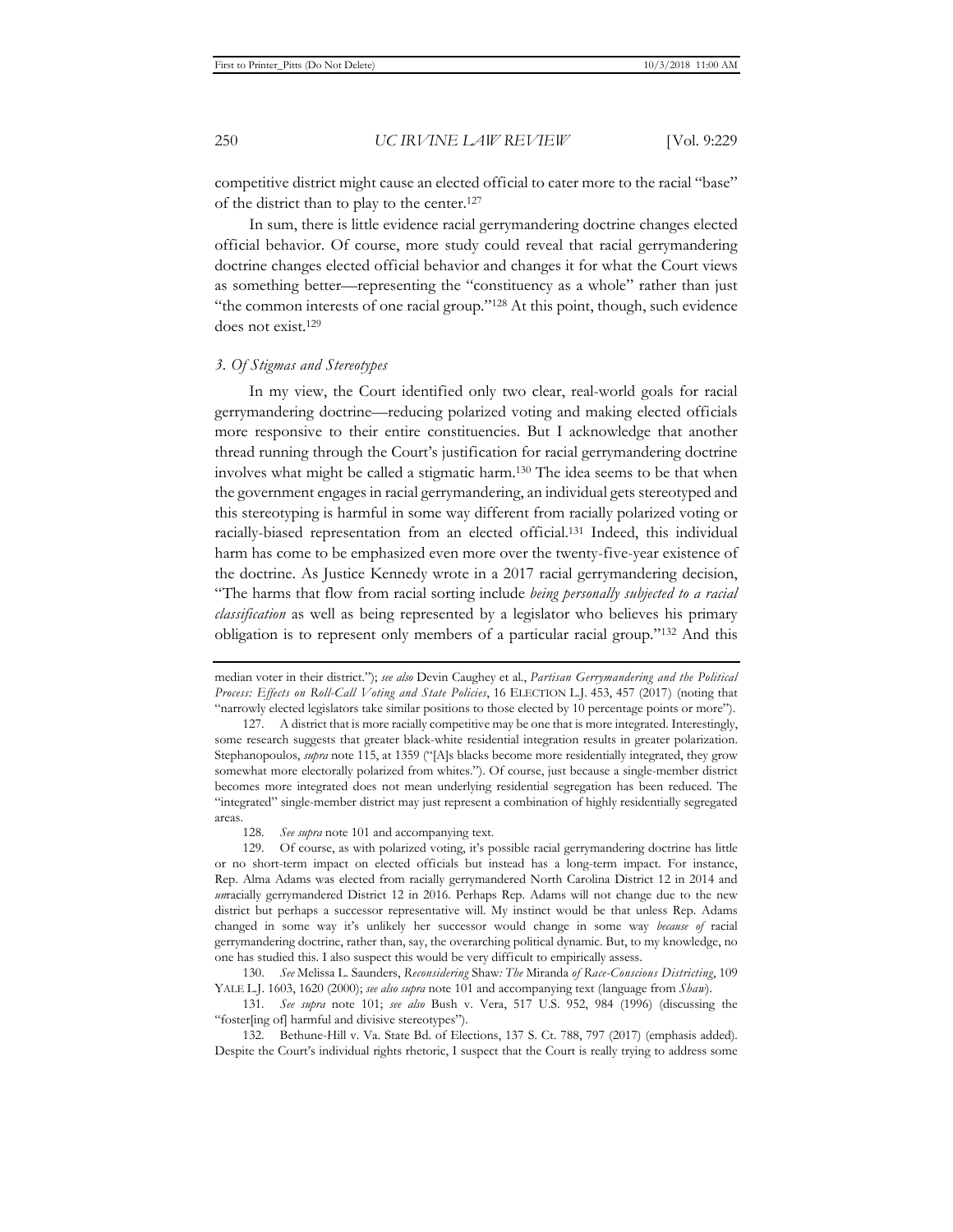competitive district might cause an elected official to cater more to the racial "base" of the district than to play to the center.[127]

In sum, there is little evidence racial gerrymandering doctrine changes elected official behavior. Of course, more study could reveal that racial gerrymandering doctrine changes elected official behavior and changes it for what the Court views as something better—representing the "constituency as a whole" rather than just "the common interests of one racial group."[128] At this point, though, such evidence does not exist.[129]

### *3. Of Stigmas and Stereotypes*

In my view, the Court identified only two clear, real-world goals for racial gerrymandering doctrine—reducing polarized voting and making elected officials more responsive to their entire constituencies. But I acknowledge that another thread running through the Court's justification for racial gerrymandering doctrine involves what might be called a stigmatic harm.[130] The idea seems to be that when the government engages in racial gerrymandering, an individual gets stereotyped and this stereotyping is harmful in some way different from racially polarized voting or racially-biased representation from an elected official.[131] Indeed, this individual harm has come to be emphasized even more over the twenty-five-year existence of the doctrine. As Justice Kennedy wrote in a 2017 racial gerrymandering decision, "The harms that flow from racial sorting include *being personally subjected to a racial classification* as well as being represented by a legislator who believes his primary obligation is to represent only members of a particular racial group."[132] And this

---

median voter in their district."); *see also* Devin Caughey et al., *Partisan Gerrymandering and the Political Process: Effects on Roll-Call Voting and State Policies*, 16 ELECTION L.J. 453, 457 (2017) (noting that "narrowly elected legislators take similar positions to those elected by 10 percentage points or more").

127. A district that is more racially competitive may be one that is more integrated. Interestingly, some research suggests that greater black-white residential integration results in greater polarization. Stephanopoulos, *supra* note 115, at 1359 ("[A]s blacks become more residentially integrated, they grow somewhat more electorally polarized from whites."). Of course, just because a single-member district becomes more integrated does not mean underlying residential segregation has been reduced. The "integrated" single-member district may just represent a combination of highly residentially segregated areas.

128. *See supra* note 101 and accompanying text.

129. Of course, as with polarized voting, it's possible racial gerrymandering doctrine has little or no short-term impact on elected officials but instead has a long-term impact. For instance, Rep. Alma Adams was elected from racially gerrymandered North Carolina District 12 in 2014 and *un*racially gerrymandered District 12 in 2016. Perhaps Rep. Adams will not change due to the new district but perhaps a successor representative will. My instinct would be that unless Rep. Adams changed in some way it's unlikely her successor would change in some way *because of* racial gerrymandering doctrine, rather than, say, the overarching political dynamic. But, to my knowledge, no one has studied this. I also suspect this would be very difficult to empirically assess.

130. *See* Melissa L. Saunders, *Reconsidering* Shaw*: The* Miranda *of Race-Conscious Districting*, 109 YALE L.J. 1603, 1620 (2000); *see also supra* note 101 and accompanying text (language from *Shaw*).

131. *See supra* note 101; *see also* Bush v. Vera, 517 U.S. 952, 984 (1996) (discussing the "foster[ing of] harmful and divisive stereotypes").

132. Bethune-Hill v. Va. State Bd. of Elections, 137 S. Ct. 788, 797 (2017) (emphasis added). Despite the Court's individual rights rhetoric, I suspect that the Court is really trying to address some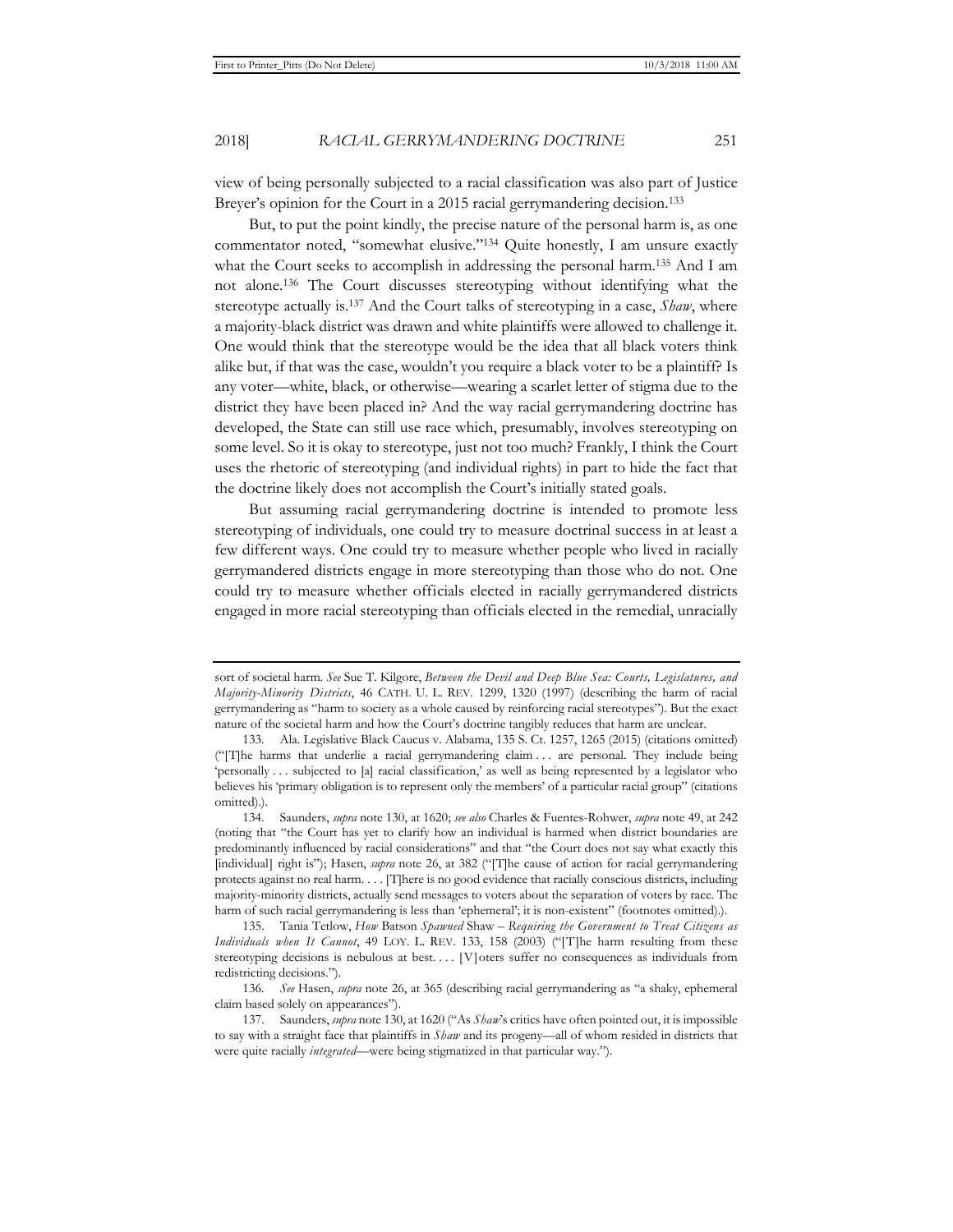view of being personally subjected to a racial classification was also part of Justice Breyer's opinion for the Court in a 2015 racial gerrymandering decision.[133]

But, to put the point kindly, the precise nature of the personal harm is, as one commentator noted, "somewhat elusive."[134] Quite honestly, I am unsure exactly what the Court seeks to accomplish in addressing the personal harm.[135] And I am not alone.[136] The Court discusses stereotyping without identifying what the stereotype actually is.[137] And the Court talks of stereotyping in a case, *Shaw*, where a majority-black district was drawn and white plaintiffs were allowed to challenge it. One would think that the stereotype would be the idea that all black voters think alike but, if that was the case, wouldn't you require a black voter to be a plaintiff? Is any voter—white, black, or otherwise—wearing a scarlet letter of stigma due to the district they have been placed in? And the way racial gerrymandering doctrine has developed, the State can still use race which, presumably, involves stereotyping on some level. So it is okay to stereotype, just not too much? Frankly, I think the Court uses the rhetoric of stereotyping (and individual rights) in part to hide the fact that the doctrine likely does not accomplish the Court's initially stated goals.

But assuming racial gerrymandering doctrine is intended to promote less stereotyping of individuals, one could try to measure doctrinal success in at least a few different ways. One could try to measure whether people who lived in racially gerrymandered districts engage in more stereotyping than those who do not. One could try to measure whether officials elected in racially gerrymandered districts engaged in more racial stereotyping than officials elected in the remedial, unracially

---

sort of societal harm. *See* Sue T. Kilgore, *Between the Devil and Deep Blue Sea: Courts, Legislatures, and Majority-Minority Districts*, 46 CATH. U. L. REV. 1299, 1320 (1997) (describing the harm of racial gerrymandering as "harm to society as a whole caused by reinforcing racial stereotypes"). But the exact nature of the societal harm and how the Court's doctrine tangibly reduces that harm are unclear.

133. Ala. Legislative Black Caucus v. Alabama, 135 S. Ct. 1257, 1265 (2015) (citations omitted) ("[T]he harms that underlie a racial gerrymandering claim . . . are personal. They include being 'personally . . . subjected to [a] racial classification,' as well as being represented by a legislator who believes his 'primary obligation is to represent only the members' of a particular racial group" (citations omitted).).

134. Saunders, *supra* note 130, at 1620; *see also* Charles & Fuentes-Rohwer, *supra* note 49, at 242 (noting that "the Court has yet to clarify how an individual is harmed when district boundaries are predominantly influenced by racial considerations" and that "the Court does not say what exactly this [individual] right is"); Hasen, *supra* note 26, at 382 ("[T]he cause of action for racial gerrymandering protects against no real harm. . . . [T]here is no good evidence that racially conscious districts, including majority-minority districts, actually send messages to voters about the separation of voters by race. The harm of such racial gerrymandering is less than 'ephemeral'; it is non-existent" (footnotes omitted).).

135. Tania Tetlow, *How* Batson *Spawned* Shaw *– Requiring the Government to Treat Citizens as Individuals when It Cannot*, 49 LOY. L. REV. 133, 158 (2003) ("[T]he harm resulting from these stereotyping decisions is nebulous at best. . . . [V]oters suffer no consequences as individuals from redistricting decisions.").

136. *See* Hasen, *supra* note 26, at 365 (describing racial gerrymandering as "a shaky, ephemeral claim based solely on appearances").

137. Saunders, *supra* note 130, at 1620 ("As *Shaw*'s critics have often pointed out, it is impossible to say with a straight face that plaintiffs in *Shaw* and its progeny—all of whom resided in districts that were quite racially *integrated*—were being stigmatized in that particular way.").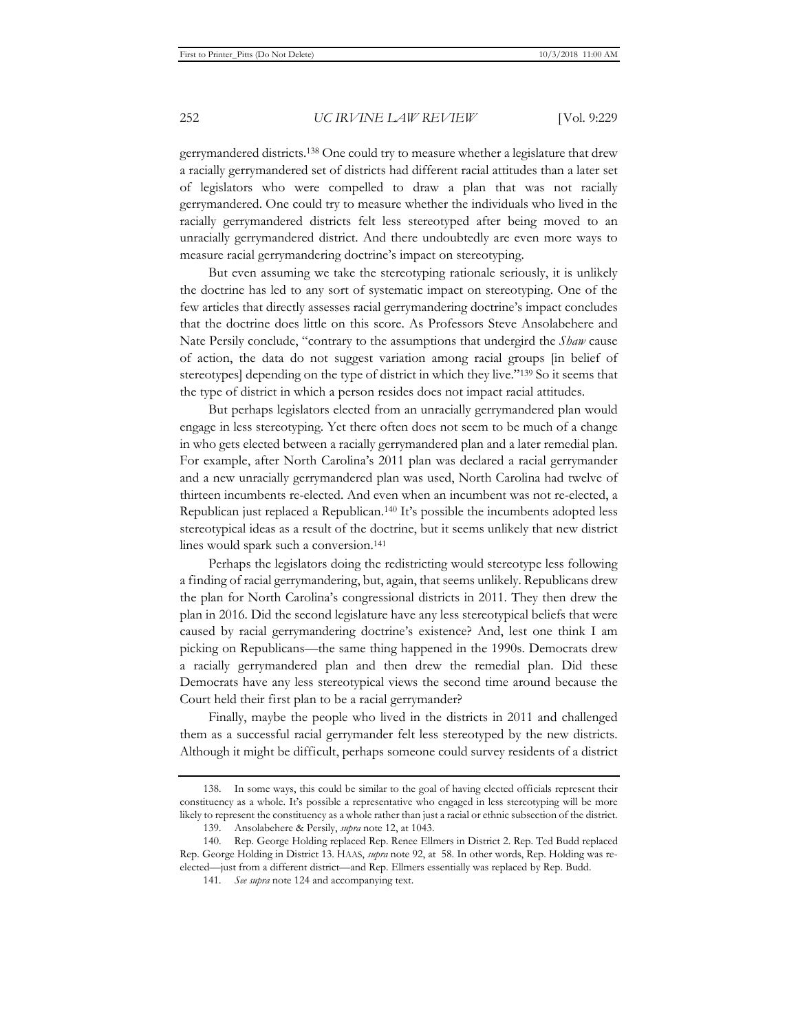gerrymandered districts.[138] One could try to measure whether a legislature that drew a racially gerrymandered set of districts had different racial attitudes than a later set of legislators who were compelled to draw a plan that was not racially gerrymandered. One could try to measure whether the individuals who lived in the racially gerrymandered districts felt less stereotyped after being moved to an unracially gerrymandered district. And there undoubtedly are even more ways to measure racial gerrymandering doctrine's impact on stereotyping.

But even assuming we take the stereotyping rationale seriously, it is unlikely the doctrine has led to any sort of systematic impact on stereotyping. One of the few articles that directly assesses racial gerrymandering doctrine's impact concludes that the doctrine does little on this score. As Professors Steve Ansolabehere and Nate Persily conclude, "contrary to the assumptions that undergird the *Shaw* cause of action, the data do not suggest variation among racial groups [in belief of stereotypes] depending on the type of district in which they live."[139] So it seems that the type of district in which a person resides does not impact racial attitudes.

But perhaps legislators elected from an unracially gerrymandered plan would engage in less stereotyping. Yet there often does not seem to be much of a change in who gets elected between a racially gerrymandered plan and a later remedial plan. For example, after North Carolina's 2011 plan was declared a racial gerrymander and a new unracially gerrymandered plan was used, North Carolina had twelve of thirteen incumbents re-elected. And even when an incumbent was not re-elected, a Republican just replaced a Republican.[140] It's possible the incumbents adopted less stereotypical ideas as a result of the doctrine, but it seems unlikely that new district lines would spark such a conversion.[141]

Perhaps the legislators doing the redistricting would stereotype less following a finding of racial gerrymandering, but, again, that seems unlikely. Republicans drew the plan for North Carolina's congressional districts in 2011. They then drew the plan in 2016. Did the second legislature have any less stereotypical beliefs that were caused by racial gerrymandering doctrine's existence? And, lest one think I am picking on Republicans—the same thing happened in the 1990s. Democrats drew a racially gerrymandered plan and then drew the remedial plan. Did these Democrats have any less stereotypical views the second time around because the Court held their first plan to be a racial gerrymander?

Finally, maybe the people who lived in the districts in 2011 and challenged them as a successful racial gerrymander felt less stereotyped by the new districts. Although it might be difficult, perhaps someone could survey residents of a district

---

138. In some ways, this could be similar to the goal of having elected officials represent their constituency as a whole. It's possible a representative who engaged in less stereotyping will be more likely to represent the constituency as a whole rather than just a racial or ethnic subsection of the district.

139. Ansolabehere & Persily, *supra* note 12, at 1043.

140. Rep. George Holding replaced Rep. Renee Ellmers in District 2. Rep. Ted Budd replaced Rep. George Holding in District 13. HAAS, *supra* note 92, at 58. In other words, Rep. Holding was re-elected—just from a different district—and Rep. Ellmers essentially was replaced by Rep. Budd.

141. *See supra* note 124 and accompanying text.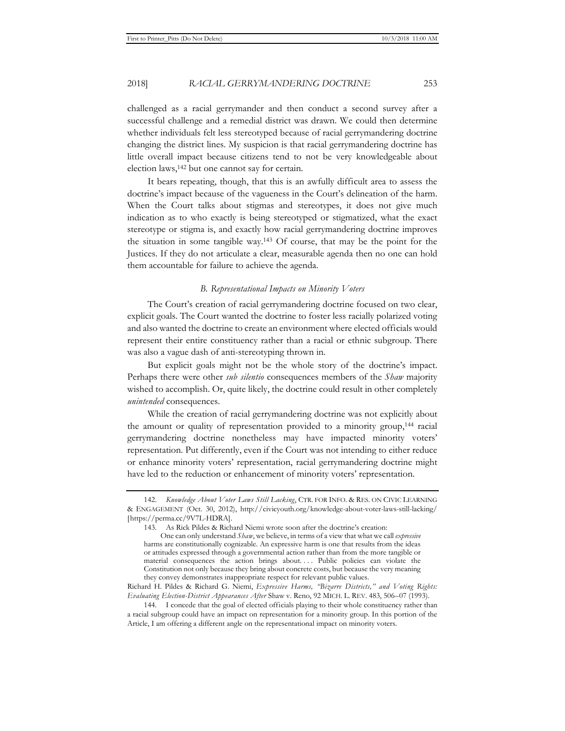challenged as a racial gerrymander and then conduct a second survey after a successful challenge and a remedial district was drawn. We could then determine whether individuals felt less stereotyped because of racial gerrymandering doctrine changing the district lines. My suspicion is that racial gerrymandering doctrine has little overall impact because citizens tend to not be very knowledgeable about election laws,[142] but one cannot say for certain.

It bears repeating, though, that this is an awfully difficult area to assess the doctrine's impact because of the vagueness in the Court's delineation of the harm. When the Court talks about stigmas and stereotypes, it does not give much indication as to who exactly is being stereotyped or stigmatized, what the exact stereotype or stigma is, and exactly how racial gerrymandering doctrine improves the situation in some tangible way.[143] Of course, that may be the point for the Justices. If they do not articulate a clear, measurable agenda then no one can hold them accountable for failure to achieve the agenda.

### *B. Representational Impacts on Minority Voters*

The Court's creation of racial gerrymandering doctrine focused on two clear, explicit goals. The Court wanted the doctrine to foster less racially polarized voting and also wanted the doctrine to create an environment where elected officials would represent their entire constituency rather than a racial or ethnic subgroup. There was also a vague dash of anti-stereotyping thrown in.

But explicit goals might not be the whole story of the doctrine's impact. Perhaps there were other *sub silentio* consequences members of the *Shaw* majority wished to accomplish. Or, quite likely, the doctrine could result in other completely *unintended* consequences.

While the creation of racial gerrymandering doctrine was not explicitly about the amount or quality of representation provided to a minority group,[144] racial gerrymandering doctrine nonetheless may have impacted minority voters' representation. Put differently, even if the Court was not intending to either reduce or enhance minority voters' representation, racial gerrymandering doctrine might have led to the reduction or enhancement of minority voters' representation.

---

142. *Knowledge About Voter Laws Still Lacking*, CTR. FOR INFO. & RES. ON CIVIC LEARNING & ENGAGEMENT (Oct. 30, 2012), http://civicyouth.org/knowledge-about-voter-laws-still-lacking/ [https://perma.cc/9V7L-HDRA].

143. As Rick Pildes & Richard Niemi wrote soon after the doctrine's creation:

> One can only understand *Shaw*, we believe, in terms of a view that what we call *expressive* harms are constitutionally cognizable. An expressive harm is one that results from the ideas or attitudes expressed through a governmental action rather than from the more tangible or material consequences the action brings about. . . . Public policies can violate the Constitution not only because they bring about concrete costs, but because the very meaning they convey demonstrates inappropriate respect for relevant public values.

Richard H. Pildes & Richard G. Niemi, *Expressive Harms, "Bizarre Districts," and Voting Rights: Evaluating Election-District Appearances After* Shaw v. Reno, 92 MICH. L. REV. 483, 506–07 (1993).

144. I concede that the goal of elected officials playing to their whole constituency rather than a racial subgroup could have an impact on representation for a minority group. In this portion of the Article, I am offering a different angle on the representational impact on minority voters.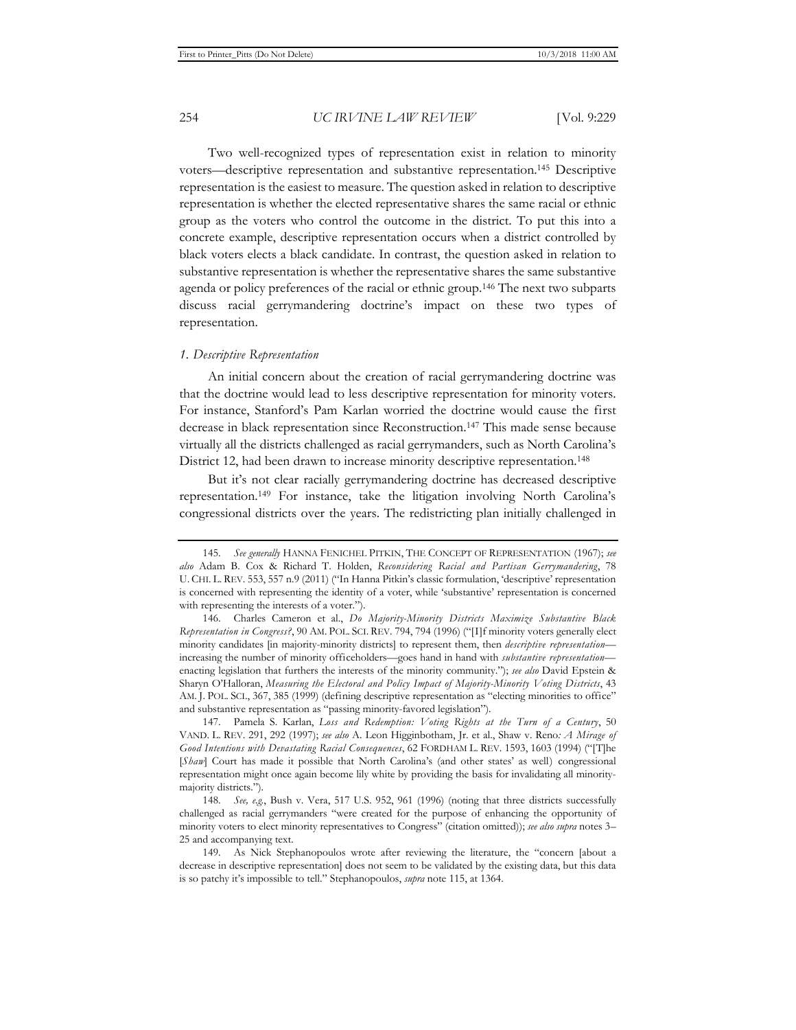Two well-recognized types of representation exist in relation to minority voters—descriptive representation and substantive representation.[145] Descriptive representation is the easiest to measure. The question asked in relation to descriptive representation is whether the elected representative shares the same racial or ethnic group as the voters who control the outcome in the district. To put this into a concrete example, descriptive representation occurs when a district controlled by black voters elects a black candidate. In contrast, the question asked in relation to substantive representation is whether the representative shares the same substantive agenda or policy preferences of the racial or ethnic group.[146] The next two subparts discuss racial gerrymandering doctrine's impact on these two types of representation.

### *1. Descriptive Representation*

An initial concern about the creation of racial gerrymandering doctrine was that the doctrine would lead to less descriptive representation for minority voters. For instance, Stanford's Pam Karlan worried the doctrine would cause the first decrease in black representation since Reconstruction.[147] This made sense because virtually all the districts challenged as racial gerrymanders, such as North Carolina's District 12, had been drawn to increase minority descriptive representation.[148]

But it's not clear racially gerrymandering doctrine has decreased descriptive representation.[149] For instance, take the litigation involving North Carolina's congressional districts over the years. The redistricting plan initially challenged in

---

145. *See generally* HANNA FENICHEL PITKIN, THE CONCEPT OF REPRESENTATION (1967); *see also* Adam B. Cox & Richard T. Holden, *Reconsidering Racial and Partisan Gerrymandering*, 78 U. CHI. L. REV. 553, 557 n.9 (2011) ("In Hanna Pitkin's classic formulation, 'descriptive' representation is concerned with representing the identity of a voter, while 'substantive' representation is concerned with representing the interests of a voter.").

146. Charles Cameron et al., *Do Majority-Minority Districts Maximize Substantive Black Representation in Congress?*, 90 AM. POL. SCI. REV. 794, 794 (1996) ("[I]f minority voters generally elect minority candidates [in majority-minority districts] to represent them, then *descriptive representation*—increasing the number of minority officeholders—goes hand in hand with *substantive representation*—enacting legislation that furthers the interests of the minority community."); *see also* David Epstein & Sharyn O'Halloran, *Measuring the Electoral and Policy Impact of Majority-Minority Voting Districts*, 43 AM. J. POL. SCI., 367, 385 (1999) (defining descriptive representation as "electing minorities to office" and substantive representation as "passing minority-favored legislation").

147. Pamela S. Karlan, *Loss and Redemption: Voting Rights at the Turn of a Century*, 50 VAND. L. REV. 291, 292 (1997); *see also* A. Leon Higginbotham, Jr. et al., Shaw v. Reno*: A Mirage of Good Intentions with Devastating Racial Consequences*, 62 FORDHAM L. REV. 1593, 1603 (1994) ("[T]he [*Shaw*] Court has made it possible that North Carolina's (and other states' as well) congressional representation might once again become lily white by providing the basis for invalidating all minority-majority districts.").

148. *See, e.g.*, Bush v. Vera, 517 U.S. 952, 961 (1996) (noting that three districts successfully challenged as racial gerrymanders "were created for the purpose of enhancing the opportunity of minority voters to elect minority representatives to Congress" (citation omitted)); *see also supra* notes 3–25 and accompanying text.

149. As Nick Stephanopoulos wrote after reviewing the literature, the "concern [about a decrease in descriptive representation] does not seem to be validated by the existing data, but this data is so patchy it's impossible to tell." Stephanopoulos, *supra* note 115, at 1364.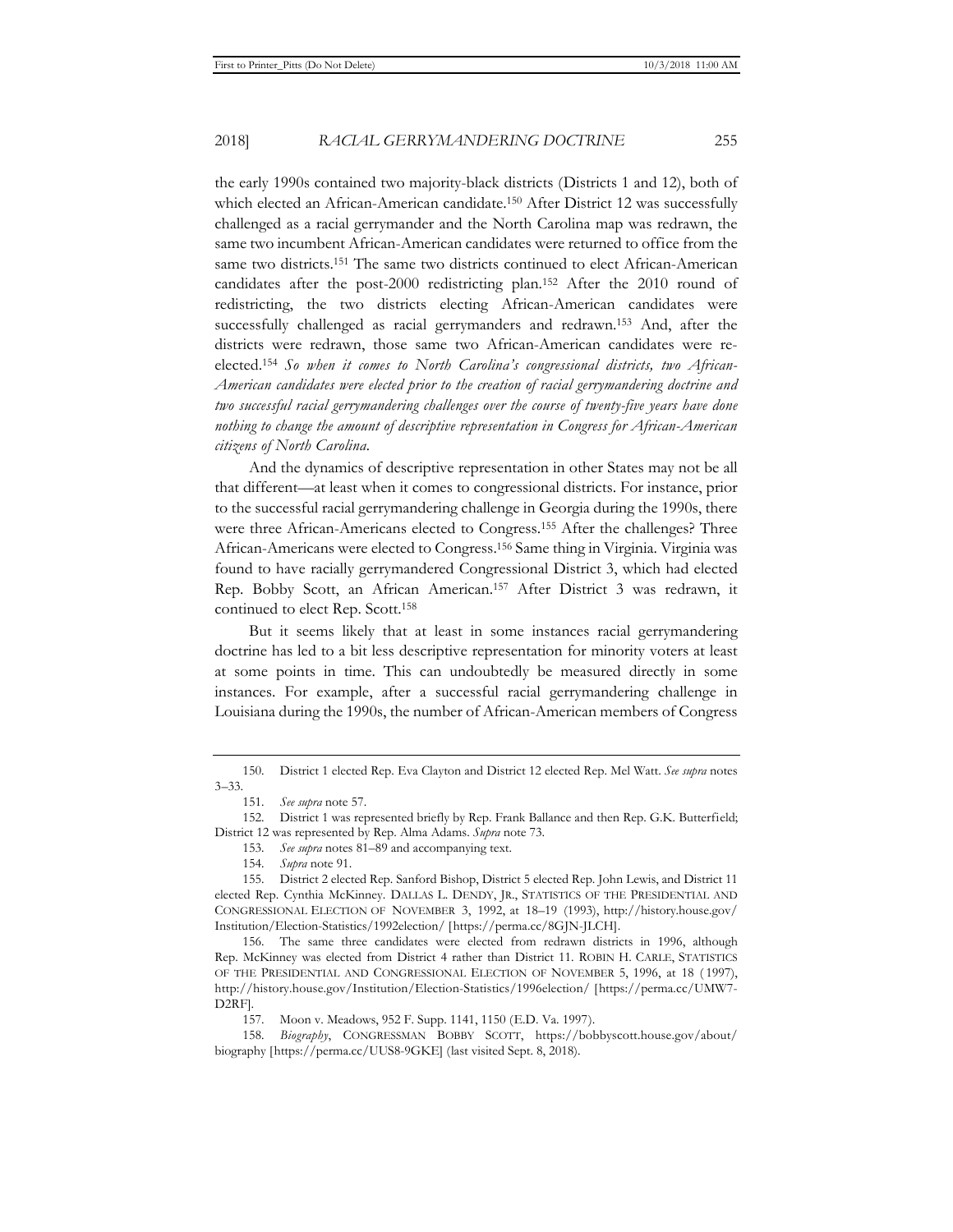the early 1990s contained two majority-black districts (Districts 1 and 12), both of which elected an African-American candidate.[150] After District 12 was successfully challenged as a racial gerrymander and the North Carolina map was redrawn, the same two incumbent African-American candidates were returned to office from the same two districts.[151] The same two districts continued to elect African-American candidates after the post-2000 redistricting plan.[152] After the 2010 round of redistricting, the two districts electing African-American candidates were successfully challenged as racial gerrymanders and redrawn.[153] And, after the districts were redrawn, those same two African-American candidates were re-elected.[154] *So when it comes to North Carolina's congressional districts, two African-American candidates were elected prior to the creation of racial gerrymandering doctrine and two successful racial gerrymandering challenges over the course of twenty-five years have done nothing to change the amount of descriptive representation in Congress for African-American citizens of North Carolina.*

And the dynamics of descriptive representation in other States may not be all that different—at least when it comes to congressional districts. For instance, prior to the successful racial gerrymandering challenge in Georgia during the 1990s, there were three African-Americans elected to Congress.[155] After the challenges? Three African-Americans were elected to Congress.[156] Same thing in Virginia. Virginia was found to have racially gerrymandered Congressional District 3, which had elected Rep. Bobby Scott, an African American.[157] After District 3 was redrawn, it continued to elect Rep. Scott.[158]

But it seems likely that at least in some instances racial gerrymandering doctrine has led to a bit less descriptive representation for minority voters at least at some points in time. This can undoubtedly be measured directly in some instances. For example, after a successful racial gerrymandering challenge in Louisiana during the 1990s, the number of African-American members of Congress

150. District 1 elected Rep. Eva Clayton and District 12 elected Rep. Mel Watt. *See supra* notes 3–33.

151. *See supra* note 57.

152. District 1 was represented briefly by Rep. Frank Ballance and then Rep. G.K. Butterfield; District 12 was represented by Rep. Alma Adams. *Supra* note 73.

153. *See supra* notes 81–89 and accompanying text.

154. *Supra* note 91.

155. District 2 elected Rep. Sanford Bishop, District 5 elected Rep. John Lewis, and District 11 elected Rep. Cynthia McKinney. DALLAS L. DENDY, JR., STATISTICS OF THE PRESIDENTIAL AND CONGRESSIONAL ELECTION OF NOVEMBER 3, 1992, at 18–19 (1993), http://history.house.gov/Institution/Election-Statistics/1992election/ [https://perma.cc/8GJN-JLCH].

156. The same three candidates were elected from redrawn districts in 1996, although Rep. McKinney was elected from District 4 rather than District 11. ROBIN H. CARLE, STATISTICS OF THE PRESIDENTIAL AND CONGRESSIONAL ELECTION OF NOVEMBER 5, 1996, at 18 (1997), http://history.house.gov/Institution/Election-Statistics/1996election/ [https://perma.cc/UMW7-D2RF].

157. Moon v. Meadows, 952 F. Supp. 1141, 1150 (E.D. Va. 1997).

158. *Biography*, CONGRESSMAN BOBBY SCOTT, https://bobbyscott.house.gov/about/biography [https://perma.cc/UUS8-9GKE] (last visited Sept. 8, 2018).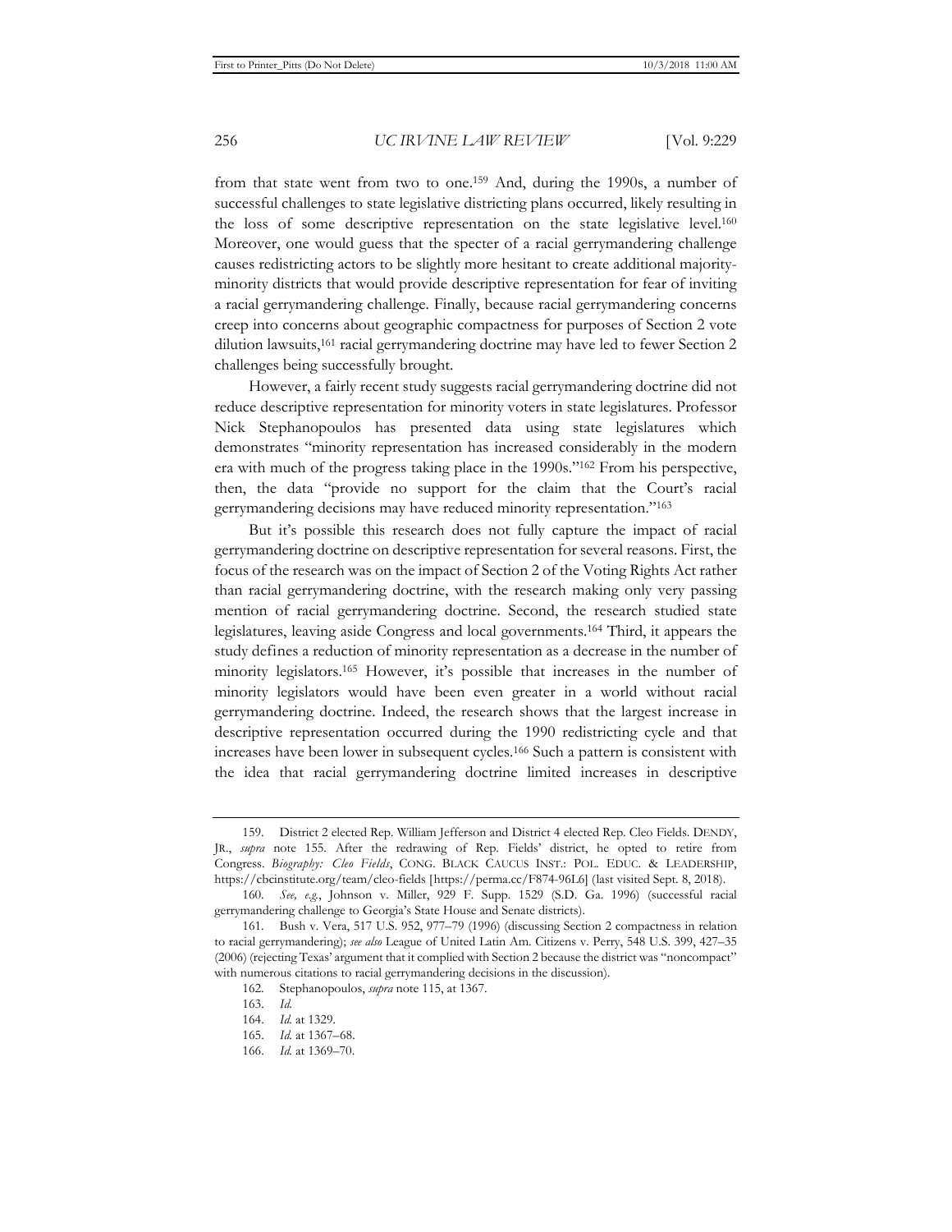from that state went from two to one.[159] And, during the 1990s, a number of successful challenges to state legislative districting plans occurred, likely resulting in the loss of some descriptive representation on the state legislative level.[160] Moreover, one would guess that the specter of a racial gerrymandering challenge causes redistricting actors to be slightly more hesitant to create additional majority-minority districts that would provide descriptive representation for fear of inviting a racial gerrymandering challenge. Finally, because racial gerrymandering concerns creep into concerns about geographic compactness for purposes of Section 2 vote dilution lawsuits,[161] racial gerrymandering doctrine may have led to fewer Section 2 challenges being successfully brought.

However, a fairly recent study suggests racial gerrymandering doctrine did not reduce descriptive representation for minority voters in state legislatures. Professor Nick Stephanopoulos has presented data using state legislatures which demonstrates "minority representation has increased considerably in the modern era with much of the progress taking place in the 1990s."[162] From his perspective, then, the data "provide no support for the claim that the Court's racial gerrymandering decisions may have reduced minority representation."[163]

But it's possible this research does not fully capture the impact of racial gerrymandering doctrine on descriptive representation for several reasons. First, the focus of the research was on the impact of Section 2 of the Voting Rights Act rather than racial gerrymandering doctrine, with the research making only very passing mention of racial gerrymandering doctrine. Second, the research studied state legislatures, leaving aside Congress and local governments.[164] Third, it appears the study defines a reduction of minority representation as a decrease in the number of minority legislators.[165] However, it's possible that increases in the number of minority legislators would have been even greater in a world without racial gerrymandering doctrine. Indeed, the research shows that the largest increase in descriptive representation occurred during the 1990 redistricting cycle and that increases have been lower in subsequent cycles.[166] Such a pattern is consistent with the idea that racial gerrymandering doctrine limited increases in descriptive

---

159. District 2 elected Rep. William Jefferson and District 4 elected Rep. Cleo Fields. DENDY, JR., *supra* note 155. After the redrawing of Rep. Fields' district, he opted to retire from Congress. *Biography: Cleo Fields*, CONG. BLACK CAUCUS INST.: POL. EDUC. & LEADERSHIP, https://cbcinstitute.org/team/cleo-fields [https://perma.cc/F874-96L6] (last visited Sept. 8, 2018).

160. *See, e.g.*, Johnson v. Miller, 929 F. Supp. 1529 (S.D. Ga. 1996) (successful racial gerrymandering challenge to Georgia's State House and Senate districts).

161. Bush v. Vera, 517 U.S. 952, 977–79 (1996) (discussing Section 2 compactness in relation to racial gerrymandering); *see also* League of United Latin Am. Citizens v. Perry, 548 U.S. 399, 427–35 (2006) (rejecting Texas' argument that it complied with Section 2 because the district was "noncompact" with numerous citations to racial gerrymandering decisions in the discussion).

162. Stephanopoulos, *supra* note 115, at 1367.

163. *Id.*

164. *Id.* at 1329.

165. *Id.* at 1367–68.

166. *Id.* at 1369–70.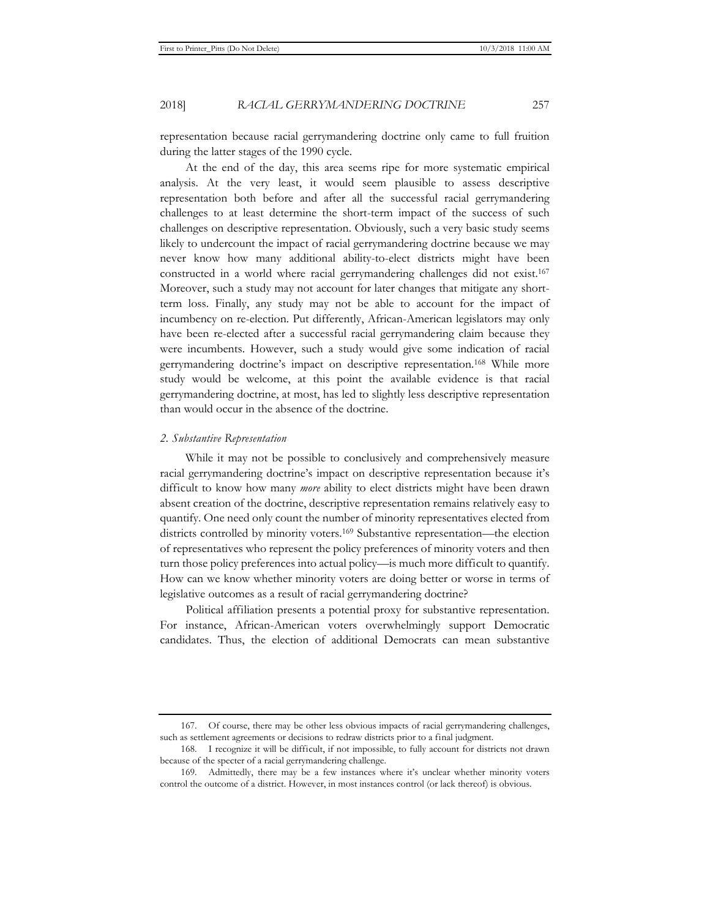representation because racial gerrymandering doctrine only came to full fruition during the latter stages of the 1990 cycle.

At the end of the day, this area seems ripe for more systematic empirical analysis. At the very least, it would seem plausible to assess descriptive representation both before and after all the successful racial gerrymandering challenges to at least determine the short-term impact of the success of such challenges on descriptive representation. Obviously, such a very basic study seems likely to undercount the impact of racial gerrymandering doctrine because we may never know how many additional ability-to-elect districts might have been constructed in a world where racial gerrymandering challenges did not exist.[167] Moreover, such a study may not account for later changes that mitigate any short-term loss. Finally, any study may not be able to account for the impact of incumbency on re-election. Put differently, African-American legislators may only have been re-elected after a successful racial gerrymandering claim because they were incumbents. However, such a study would give some indication of racial gerrymandering doctrine's impact on descriptive representation.[168] While more study would be welcome, at this point the available evidence is that racial gerrymandering doctrine, at most, has led to slightly less descriptive representation than would occur in the absence of the doctrine.

### *2. Substantive Representation*

While it may not be possible to conclusively and comprehensively measure racial gerrymandering doctrine's impact on descriptive representation because it's difficult to know how many *more* ability to elect districts might have been drawn absent creation of the doctrine, descriptive representation remains relatively easy to quantify. One need only count the number of minority representatives elected from districts controlled by minority voters.[169] Substantive representation—the election of representatives who represent the policy preferences of minority voters and then turn those policy preferences into actual policy—is much more difficult to quantify. How can we know whether minority voters are doing better or worse in terms of legislative outcomes as a result of racial gerrymandering doctrine?

Political affiliation presents a potential proxy for substantive representation. For instance, African-American voters overwhelmingly support Democratic candidates. Thus, the election of additional Democrats can mean substantive

---

167. Of course, there may be other less obvious impacts of racial gerrymandering challenges, such as settlement agreements or decisions to redraw districts prior to a final judgment.

168. I recognize it will be difficult, if not impossible, to fully account for districts not drawn because of the specter of a racial gerrymandering challenge.

169. Admittedly, there may be a few instances where it's unclear whether minority voters control the outcome of a district. However, in most instances control (or lack thereof) is obvious.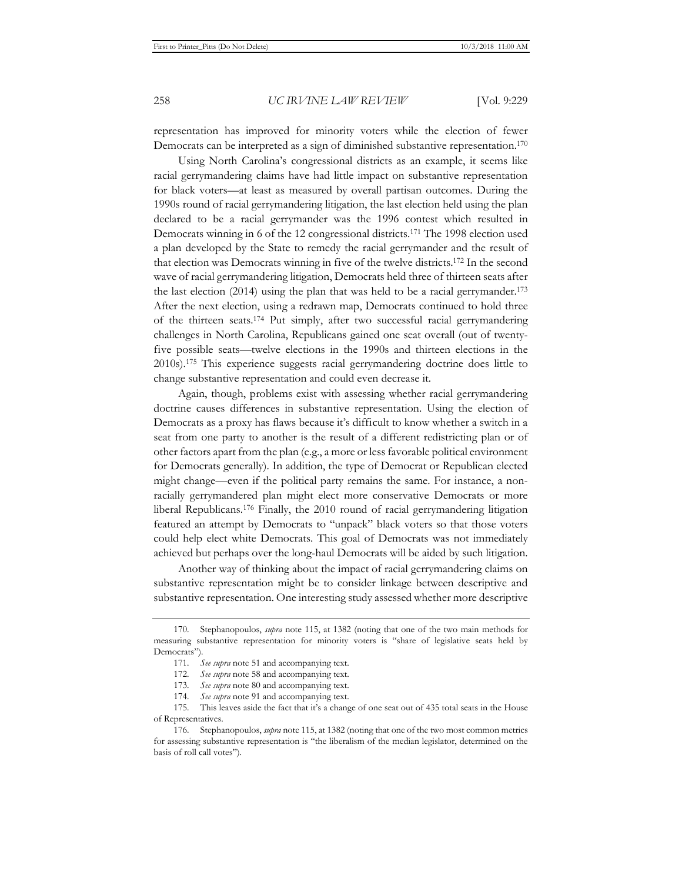representation has improved for minority voters while the election of fewer Democrats can be interpreted as a sign of diminished substantive representation.[170]

Using North Carolina's congressional districts as an example, it seems like racial gerrymandering claims have had little impact on substantive representation for black voters—at least as measured by overall partisan outcomes. During the 1990s round of racial gerrymandering litigation, the last election held using the plan declared to be a racial gerrymander was the 1996 contest which resulted in Democrats winning in 6 of the 12 congressional districts.[171] The 1998 election used a plan developed by the State to remedy the racial gerrymander and the result of that election was Democrats winning in five of the twelve districts.[172] In the second wave of racial gerrymandering litigation, Democrats held three of thirteen seats after the last election (2014) using the plan that was held to be a racial gerrymander.[173] After the next election, using a redrawn map, Democrats continued to hold three of the thirteen seats.[174] Put simply, after two successful racial gerrymandering challenges in North Carolina, Republicans gained one seat overall (out of twenty-five possible seats—twelve elections in the 1990s and thirteen elections in the 2010s).[175] This experience suggests racial gerrymandering doctrine does little to change substantive representation and could even decrease it.

Again, though, problems exist with assessing whether racial gerrymandering doctrine causes differences in substantive representation. Using the election of Democrats as a proxy has flaws because it's difficult to know whether a switch in a seat from one party to another is the result of a different redistricting plan or of other factors apart from the plan (e.g., a more or less favorable political environment for Democrats generally). In addition, the type of Democrat or Republican elected might change—even if the political party remains the same. For instance, a non-racially gerrymandered plan might elect more conservative Democrats or more liberal Republicans.[176] Finally, the 2010 round of racial gerrymandering litigation featured an attempt by Democrats to "unpack" black voters so that those voters could help elect white Democrats. This goal of Democrats was not immediately achieved but perhaps over the long-haul Democrats will be aided by such litigation.

Another way of thinking about the impact of racial gerrymandering claims on substantive representation might be to consider linkage between descriptive and substantive representation. One interesting study assessed whether more descriptive

---

170. Stephanopoulos, *supra* note 115, at 1382 (noting that one of the two main methods for measuring substantive representation for minority voters is "share of legislative seats held by Democrats").

171. *See supra* note 51 and accompanying text.

172. *See supra* note 58 and accompanying text.

173. *See supra* note 80 and accompanying text.

174. *See supra* note 91 and accompanying text.

175. This leaves aside the fact that it's a change of one seat out of 435 total seats in the House of Representatives.

176. Stephanopoulos, *supra* note 115, at 1382 (noting that one of the two most common metrics for assessing substantive representation is "the liberalism of the median legislator, determined on the basis of roll call votes").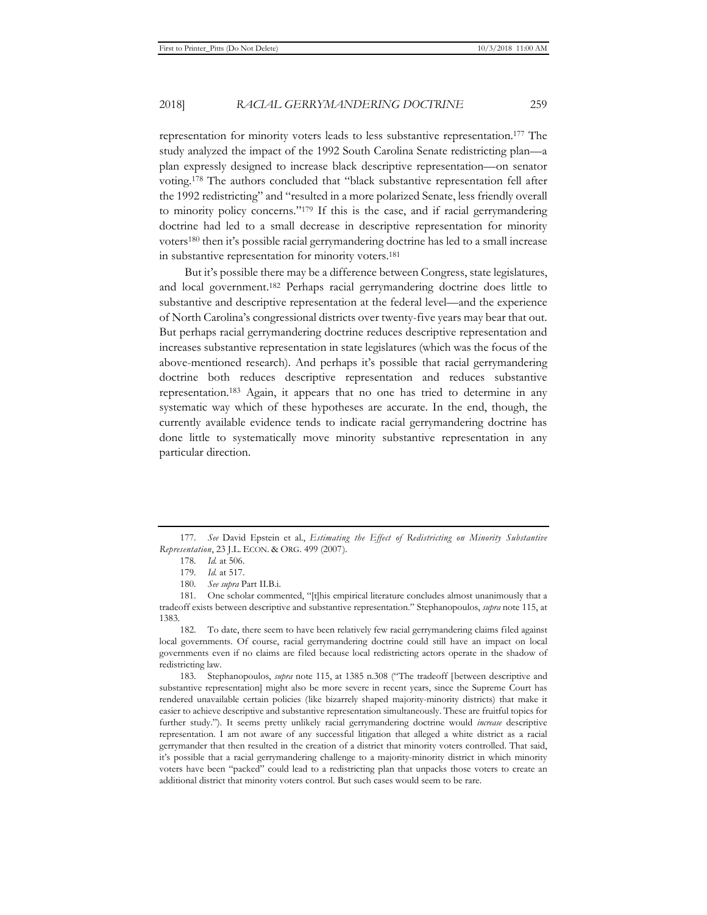representation for minority voters leads to less substantive representation.[177] The study analyzed the impact of the 1992 South Carolina Senate redistricting plan—a plan expressly designed to increase black descriptive representation—on senator voting.[178] The authors concluded that "black substantive representation fell after the 1992 redistricting" and "resulted in a more polarized Senate, less friendly overall to minority policy concerns."[179] If this is the case, and if racial gerrymandering doctrine had led to a small decrease in descriptive representation for minority voters[180] then it's possible racial gerrymandering doctrine has led to a small increase in substantive representation for minority voters.[181]

But it's possible there may be a difference between Congress, state legislatures, and local government.[182] Perhaps racial gerrymandering doctrine does little to substantive and descriptive representation at the federal level—and the experience of North Carolina's congressional districts over twenty-five years may bear that out. But perhaps racial gerrymandering doctrine reduces descriptive representation and increases substantive representation in state legislatures (which was the focus of the above-mentioned research). And perhaps it's possible that racial gerrymandering doctrine both reduces descriptive representation and reduces substantive representation.[183] Again, it appears that no one has tried to determine in any systematic way which of these hypotheses are accurate. In the end, though, the currently available evidence tends to indicate racial gerrymandering doctrine has done little to systematically move minority substantive representation in any particular direction.

---

177. *See* David Epstein et al., *Estimating the Effect of Redistricting on Minority Substantive Representation*, 23 J.L. ECON. & ORG. 499 (2007).

178. *Id.* at 506.

179. *Id.* at 517.

180. *See supra* Part II.B.i.

181. One scholar commented, "[t]his empirical literature concludes almost unanimously that a tradeoff exists between descriptive and substantive representation." Stephanopoulos, *supra* note 115, at 1383.

182. To date, there seem to have been relatively few racial gerrymandering claims filed against local governments. Of course, racial gerrymandering doctrine could still have an impact on local governments even if no claims are filed because local redistricting actors operate in the shadow of redistricting law.

183. Stephanopoulos, *supra* note 115, at 1385 n.308 ("The tradeoff [between descriptive and substantive representation] might also be more severe in recent years, since the Supreme Court has rendered unavailable certain policies (like bizarrely shaped majority-minority districts) that make it easier to achieve descriptive and substantive representation simultaneously. These are fruitful topics for further study."). It seems pretty unlikely racial gerrymandering doctrine would *increase* descriptive representation. I am not aware of any successful litigation that alleged a white district as a racial gerrymander that then resulted in the creation of a district that minority voters controlled. That said, it's possible that a racial gerrymandering challenge to a majority-minority district in which minority voters have been "packed" could lead to a redistricting plan that unpacks those voters to create an additional district that minority voters control. But such cases would seem to be rare.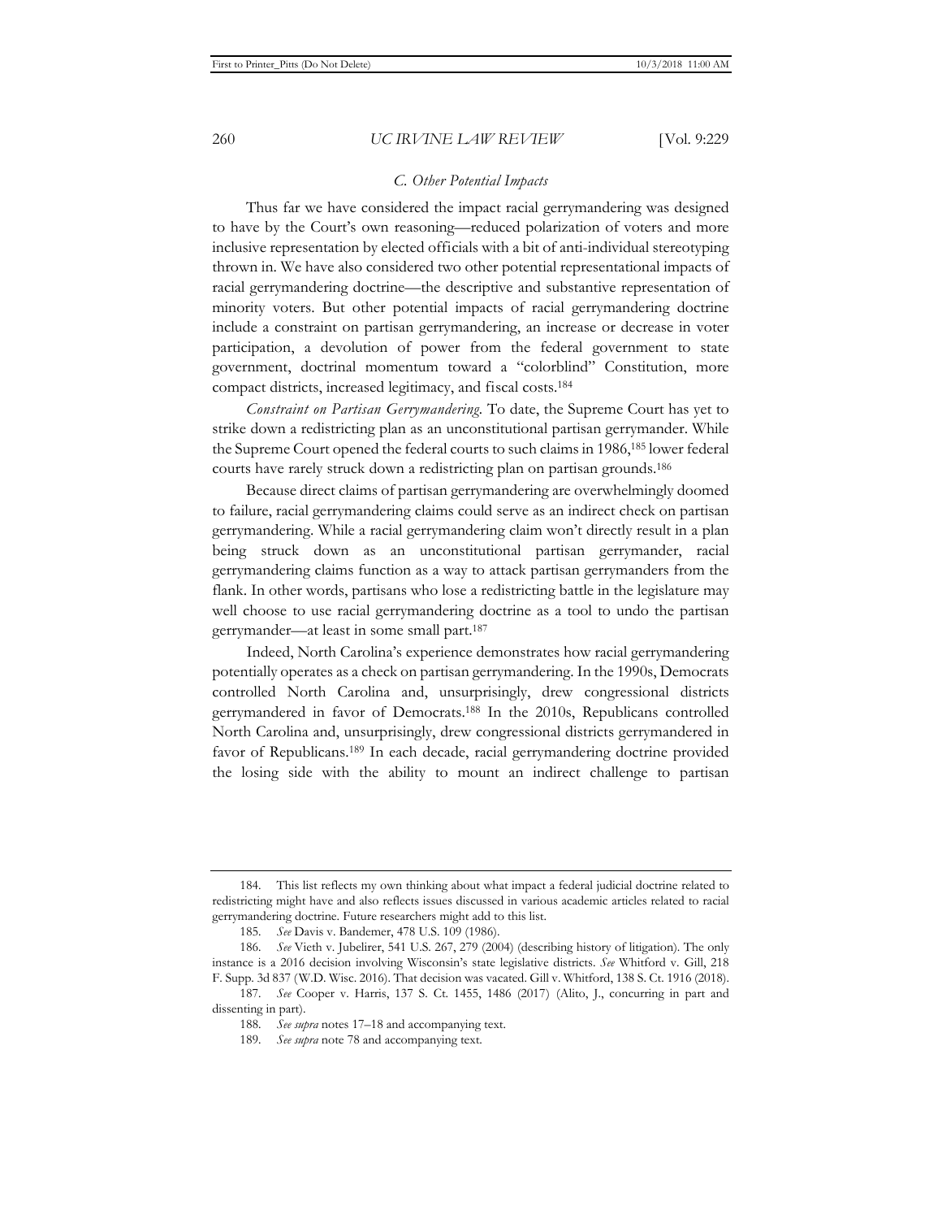### *C. Other Potential Impacts*

Thus far we have considered the impact racial gerrymandering was designed to have by the Court's own reasoning—reduced polarization of voters and more inclusive representation by elected officials with a bit of anti-individual stereotyping thrown in. We have also considered two other potential representational impacts of racial gerrymandering doctrine—the descriptive and substantive representation of minority voters. But other potential impacts of racial gerrymandering doctrine include a constraint on partisan gerrymandering, an increase or decrease in voter participation, a devolution of power from the federal government to state government, doctrinal momentum toward a "colorblind" Constitution, more compact districts, increased legitimacy, and fiscal costs.[184]

*Constraint on Partisan Gerrymandering.* To date, the Supreme Court has yet to strike down a redistricting plan as an unconstitutional partisan gerrymander. While the Supreme Court opened the federal courts to such claims in 1986,[185] lower federal courts have rarely struck down a redistricting plan on partisan grounds.[186]

Because direct claims of partisan gerrymandering are overwhelmingly doomed to failure, racial gerrymandering claims could serve as an indirect check on partisan gerrymandering. While a racial gerrymandering claim won't directly result in a plan being struck down as an unconstitutional partisan gerrymander, racial gerrymandering claims function as a way to attack partisan gerrymanders from the flank. In other words, partisans who lose a redistricting battle in the legislature may well choose to use racial gerrymandering doctrine as a tool to undo the partisan gerrymander—at least in some small part.[187]

Indeed, North Carolina's experience demonstrates how racial gerrymandering potentially operates as a check on partisan gerrymandering. In the 1990s, Democrats controlled North Carolina and, unsurprisingly, drew congressional districts gerrymandered in favor of Democrats.[188] In the 2010s, Republicans controlled North Carolina and, unsurprisingly, drew congressional districts gerrymandered in favor of Republicans.[189] In each decade, racial gerrymandering doctrine provided the losing side with the ability to mount an indirect challenge to partisan

---

184. This list reflects my own thinking about what impact a federal judicial doctrine related to redistricting might have and also reflects issues discussed in various academic articles related to racial gerrymandering doctrine. Future researchers might add to this list.

185. *See* Davis v. Bandemer, 478 U.S. 109 (1986).

186. *See* Vieth v. Jubelirer, 541 U.S. 267, 279 (2004) (describing history of litigation). The only instance is a 2016 decision involving Wisconsin's state legislative districts. *See* Whitford v. Gill, 218 F. Supp. 3d 837 (W.D. Wisc. 2016). That decision was vacated. Gill v. Whitford, 138 S. Ct. 1916 (2018).

187. *See* Cooper v. Harris, 137 S. Ct. 1455, 1486 (2017) (Alito, J., concurring in part and dissenting in part).

188. *See supra* notes 17–18 and accompanying text.

189. *See supra* note 78 and accompanying text.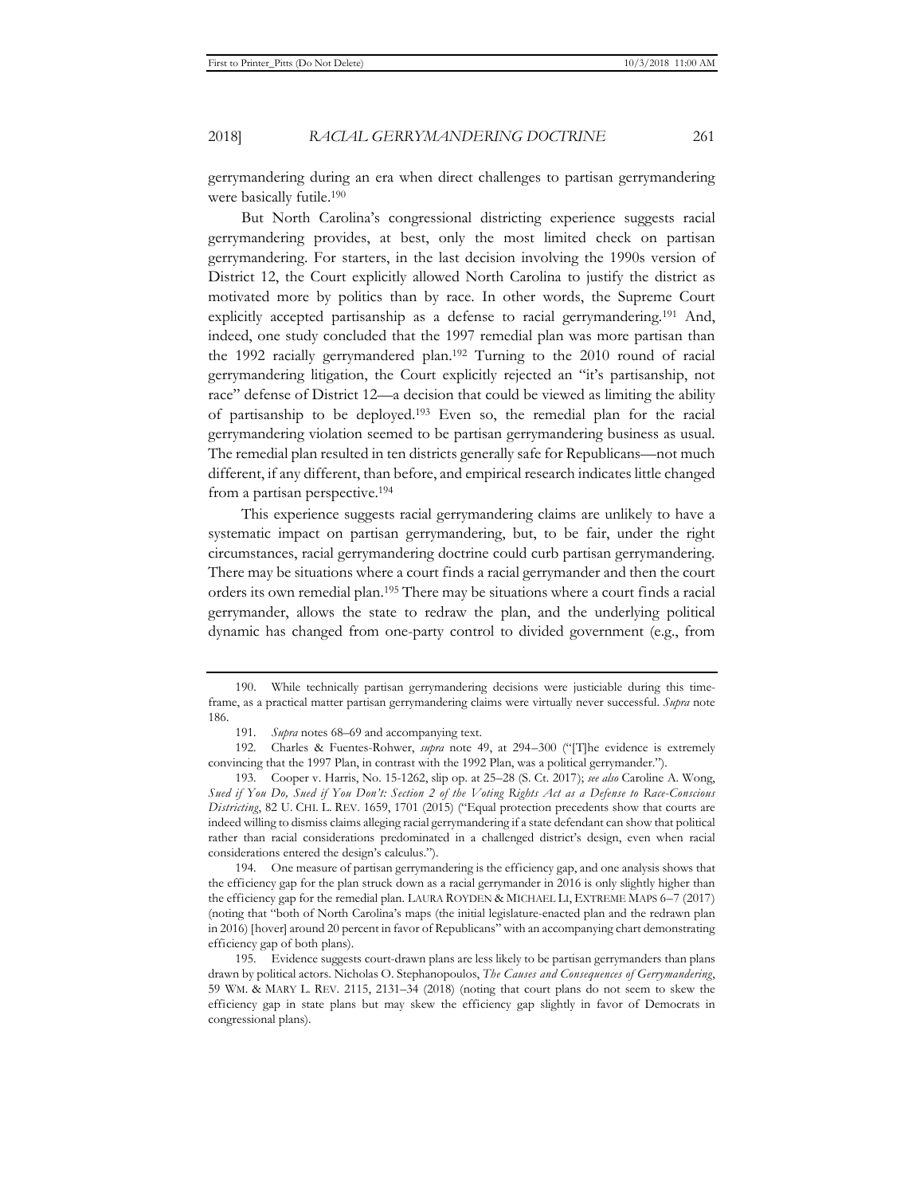gerrymandering during an era when direct challenges to partisan gerrymandering were basically futile.[190]

But North Carolina's congressional districting experience suggests racial gerrymandering provides, at best, only the most limited check on partisan gerrymandering. For starters, in the last decision involving the 1990s version of District 12, the Court explicitly allowed North Carolina to justify the district as motivated more by politics than by race. In other words, the Supreme Court explicitly accepted partisanship as a defense to racial gerrymandering.[191] And, indeed, one study concluded that the 1997 remedial plan was more partisan than the 1992 racially gerrymandered plan.[192] Turning to the 2010 round of racial gerrymandering litigation, the Court explicitly rejected an "it's partisanship, not race" defense of District 12—a decision that could be viewed as limiting the ability of partisanship to be deployed.[193] Even so, the remedial plan for the racial gerrymandering violation seemed to be partisan gerrymandering business as usual. The remedial plan resulted in ten districts generally safe for Republicans—not much different, if any different, than before, and empirical research indicates little changed from a partisan perspective.[194]

This experience suggests racial gerrymandering claims are unlikely to have a systematic impact on partisan gerrymandering, but, to be fair, under the right circumstances, racial gerrymandering doctrine could curb partisan gerrymandering. There may be situations where a court finds a racial gerrymander and then the court orders its own remedial plan.[195] There may be situations where a court finds a racial gerrymander, allows the state to redraw the plan, and the underlying political dynamic has changed from one-party control to divided government (e.g., from

---

190. While technically partisan gerrymandering decisions were justiciable during this timeframe, as a practical matter partisan gerrymandering claims were virtually never successful. *Supra* note 186.

191. *Supra* notes 68–69 and accompanying text.

192. Charles & Fuentes-Rohwer, *supra* note 49, at 294–300 ("[T]he evidence is extremely convincing that the 1997 Plan, in contrast with the 1992 Plan, was a political gerrymander.").

193. Cooper v. Harris, No. 15-1262, slip op. at 25–28 (S. Ct. 2017); *see also* Caroline A. Wong, *Sued if You Do, Sued if You Don't: Section 2 of the Voting Rights Act as a Defense to Race-Conscious Districting*, 82 U. CHI. L. REV. 1659, 1701 (2015) ("Equal protection precedents show that courts are indeed willing to dismiss claims alleging racial gerrymandering if a state defendant can show that political rather than racial considerations predominated in a challenged district's design, even when racial considerations entered the design's calculus.").

194. One measure of partisan gerrymandering is the efficiency gap, and one analysis shows that the efficiency gap for the plan struck down as a racial gerrymander in 2016 is only slightly higher than the efficiency gap for the remedial plan. LAURA ROYDEN & MICHAEL LI, EXTREME MAPS 6–7 (2017) (noting that "both of North Carolina's maps (the initial legislature-enacted plan and the redrawn plan in 2016) [hover] around 20 percent in favor of Republicans" with an accompanying chart demonstrating efficiency gap of both plans).

195. Evidence suggests court-drawn plans are less likely to be partisan gerrymanders than plans drawn by political actors. Nicholas O. Stephanopoulos, *The Causes and Consequences of Gerrymandering*, 59 WM. & MARY L. REV. 2115, 2131–34 (2018) (noting that court plans do not seem to skew the efficiency gap in state plans but may skew the efficiency gap slightly in favor of Democrats in congressional plans).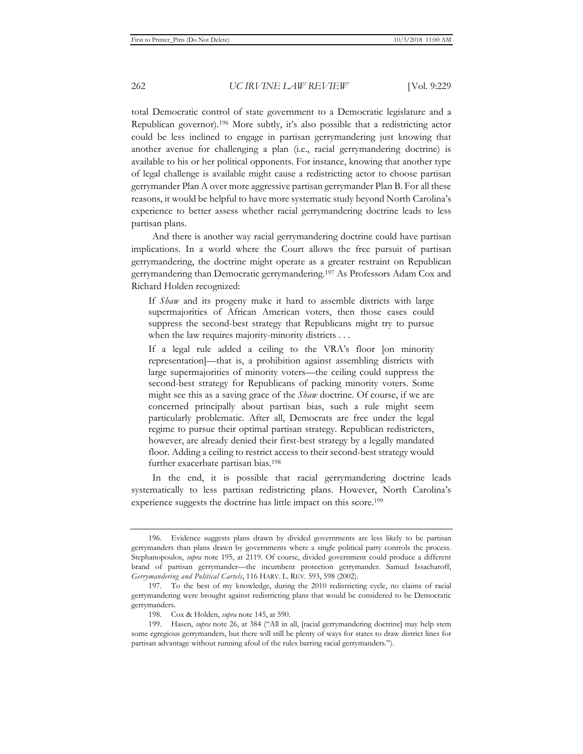total Democratic control of state government to a Democratic legislature and a Republican governor).[196] More subtly, it's also possible that a redistricting actor could be less inclined to engage in partisan gerrymandering just knowing that another avenue for challenging a plan (i.e., racial gerrymandering doctrine) is available to his or her political opponents. For instance, knowing that another type of legal challenge is available might cause a redistricting actor to choose partisan gerrymander Plan A over more aggressive partisan gerrymander Plan B. For all these reasons, it would be helpful to have more systematic study beyond North Carolina's experience to better assess whether racial gerrymandering doctrine leads to less partisan plans.

And there is another way racial gerrymandering doctrine could have partisan implications. In a world where the Court allows the free pursuit of partisan gerrymandering, the doctrine might operate as a greater restraint on Republican gerrymandering than Democratic gerrymandering.[197] As Professors Adam Cox and Richard Holden recognized:

> If *Shaw* and its progeny make it hard to assemble districts with large supermajorities of African American voters, then those cases could suppress the second-best strategy that Republicans might try to pursue when the law requires majority-minority districts . . .
>
> If a legal rule added a ceiling to the VRA's floor [on minority representation]—that is, a prohibition against assembling districts with large supermajorities of minority voters—the ceiling could suppress the second-best strategy for Republicans of packing minority voters. Some might see this as a saving grace of the *Shaw* doctrine. Of course, if we are concerned principally about partisan bias, such a rule might seem particularly problematic. After all, Democrats are free under the legal regime to pursue their optimal partisan strategy. Republican redistricters, however, are already denied their first-best strategy by a legally mandated floor. Adding a ceiling to restrict access to their second-best strategy would further exacerbate partisan bias.[198]

In the end, it is possible that racial gerrymandering doctrine leads systematically to less partisan redistricting plans. However, North Carolina's experience suggests the doctrine has little impact on this score.[199]

---

196. Evidence suggests plans drawn by divided governments are less likely to be partisan gerrymanders than plans drawn by governments where a single political party controls the process. Stephanopoulos, *supra* note 195, at 2119. Of course, divided government could produce a different brand of partisan gerrymander—the incumbent protection gerrymander. Samuel Issacharoff, *Gerrymandering and Political Cartels*, 116 HARV. L. REV. 593, 598 (2002).

197. To the best of my knowledge, during the 2010 redistricting cycle, no claims of racial gerrymandering were brought against redistricting plans that would be considered to be Democratic gerrymanders.

198. Cox & Holden, *supra* note 145, at 590.

199. Hasen, *supra* note 26, at 384 ("All in all, [racial gerrymandering doctrine] may help stem some egregious gerrymanders, but there will still be plenty of ways for states to draw district lines for partisan advantage without running afoul of the rules barring racial gerrymanders.").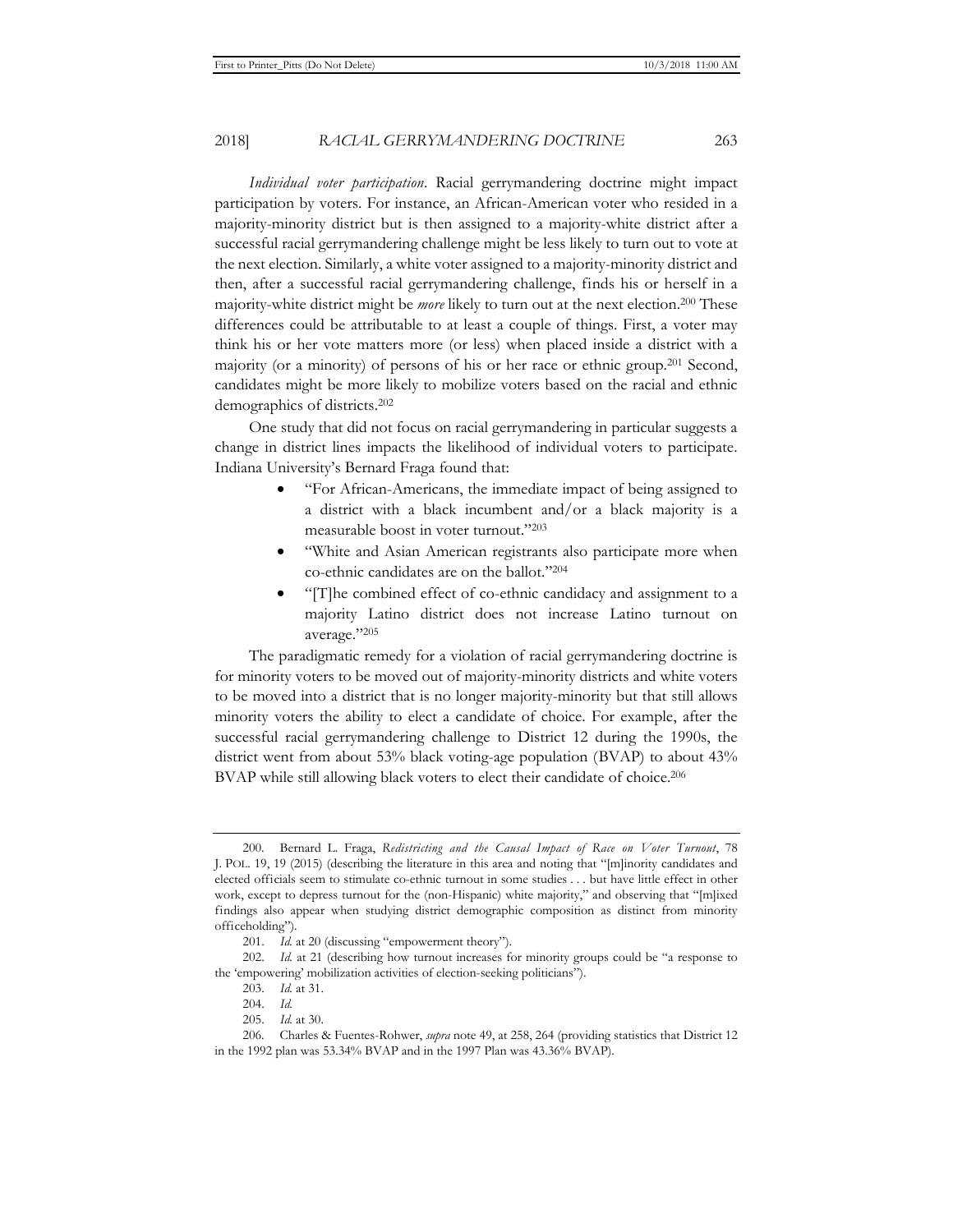*Individual voter participation*. Racial gerrymandering doctrine might impact participation by voters. For instance, an African-American voter who resided in a majority-minority district but is then assigned to a majority-white district after a successful racial gerrymandering challenge might be less likely to turn out to vote at the next election. Similarly, a white voter assigned to a majority-minority district and then, after a successful racial gerrymandering challenge, finds his or herself in a majority-white district might be *more* likely to turn out at the next election.[200] These differences could be attributable to at least a couple of things. First, a voter may think his or her vote matters more (or less) when placed inside a district with a majority (or a minority) of persons of his or her race or ethnic group.[201] Second, candidates might be more likely to mobilize voters based on the racial and ethnic demographics of districts.[202]

One study that did not focus on racial gerrymandering in particular suggests a change in district lines impacts the likelihood of individual voters to participate. Indiana University's Bernard Fraga found that:

- "For African-Americans, the immediate impact of being assigned to a district with a black incumbent and/or a black majority is a measurable boost in voter turnout."[203]
- "White and Asian American registrants also participate more when co-ethnic candidates are on the ballot."[204]
- "[T]he combined effect of co-ethnic candidacy and assignment to a majority Latino district does not increase Latino turnout on average."[205]

The paradigmatic remedy for a violation of racial gerrymandering doctrine is for minority voters to be moved out of majority-minority districts and white voters to be moved into a district that is no longer majority-minority but that still allows minority voters the ability to elect a candidate of choice. For example, after the successful racial gerrymandering challenge to District 12 during the 1990s, the district went from about 53% black voting-age population (BVAP) to about 43% BVAP while still allowing black voters to elect their candidate of choice.[206]

---

200. Bernard L. Fraga, *Redistricting and the Causal Impact of Race on Voter Turnout*, 78 J. POL. 19, 19 (2015) (describing the literature in this area and noting that "[m]inority candidates and elected officials seem to stimulate co-ethnic turnout in some studies . . . but have little effect in other work, except to depress turnout for the (non-Hispanic) white majority," and observing that "[m]ixed findings also appear when studying district demographic composition as distinct from minority officeholding").

201. *Id.* at 20 (discussing "empowerment theory").

202. *Id.* at 21 (describing how turnout increases for minority groups could be "a response to the 'empowering' mobilization activities of election-seeking politicians").

203. *Id.* at 31.

204. *Id.*

205. *Id.* at 30.

206. Charles & Fuentes-Rohwer, *supra* note 49, at 258, 264 (providing statistics that District 12 in the 1992 plan was 53.34% BVAP and in the 1997 Plan was 43.36% BVAP).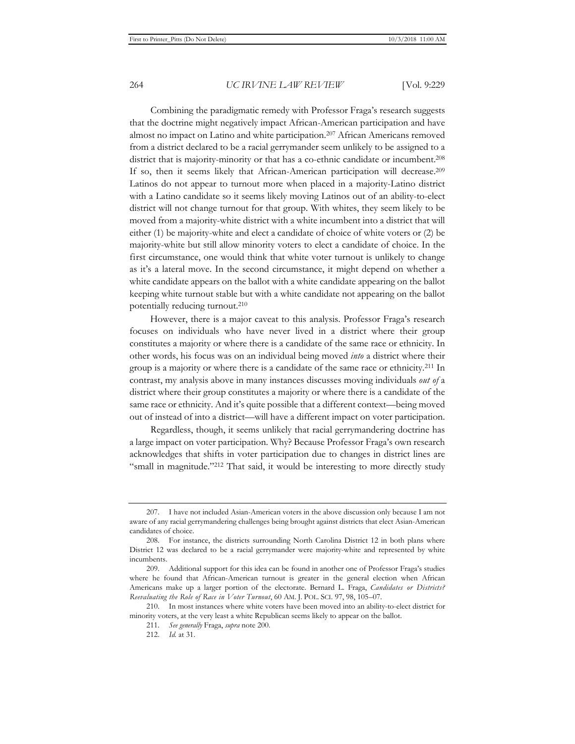Combining the paradigmatic remedy with Professor Fraga's research suggests that the doctrine might negatively impact African-American participation and have almost no impact on Latino and white participation.[207] African Americans removed from a district declared to be a racial gerrymander seem unlikely to be assigned to a district that is majority-minority or that has a co-ethnic candidate or incumbent.[208] If so, then it seems likely that African-American participation will decrease.[209] Latinos do not appear to turnout more when placed in a majority-Latino district with a Latino candidate so it seems likely moving Latinos out of an ability-to-elect district will not change turnout for that group. With whites, they seem likely to be moved from a majority-white district with a white incumbent into a district that will either (1) be majority-white and elect a candidate of choice of white voters or (2) be majority-white but still allow minority voters to elect a candidate of choice. In the first circumstance, one would think that white voter turnout is unlikely to change as it's a lateral move. In the second circumstance, it might depend on whether a white candidate appears on the ballot with a white candidate appearing on the ballot keeping white turnout stable but with a white candidate not appearing on the ballot potentially reducing turnout.[210]

However, there is a major caveat to this analysis. Professor Fraga's research focuses on individuals who have never lived in a district where their group constitutes a majority or where there is a candidate of the same race or ethnicity. In other words, his focus was on an individual being moved *into* a district where their group is a majority or where there is a candidate of the same race or ethnicity.[211] In contrast, my analysis above in many instances discusses moving individuals *out of* a district where their group constitutes a majority or where there is a candidate of the same race or ethnicity. And it's quite possible that a different context—being moved out of instead of into a district—will have a different impact on voter participation.

Regardless, though, it seems unlikely that racial gerrymandering doctrine has a large impact on voter participation. Why? Because Professor Fraga's own research acknowledges that shifts in voter participation due to changes in district lines are "small in magnitude."[212] That said, it would be interesting to more directly study

---

207. I have not included Asian-American voters in the above discussion only because I am not aware of any racial gerrymandering challenges being brought against districts that elect Asian-American candidates of choice.

208. For instance, the districts surrounding North Carolina District 12 in both plans where District 12 was declared to be a racial gerrymander were majority-white and represented by white incumbents.

209. Additional support for this idea can be found in another one of Professor Fraga's studies where he found that African-American turnout is greater in the general election when African Americans make up a larger portion of the electorate. Bernard L. Fraga, *Candidates or Districts? Reevaluating the Role of Race in Voter Turnout*, 60 AM. J. POL. SCI. 97, 98, 105–07.

210. In most instances where white voters have been moved into an ability-to-elect district for minority voters, at the very least a white Republican seems likely to appear on the ballot.

211. *See generally* Fraga, *supra* note 200.

212. *Id.* at 31.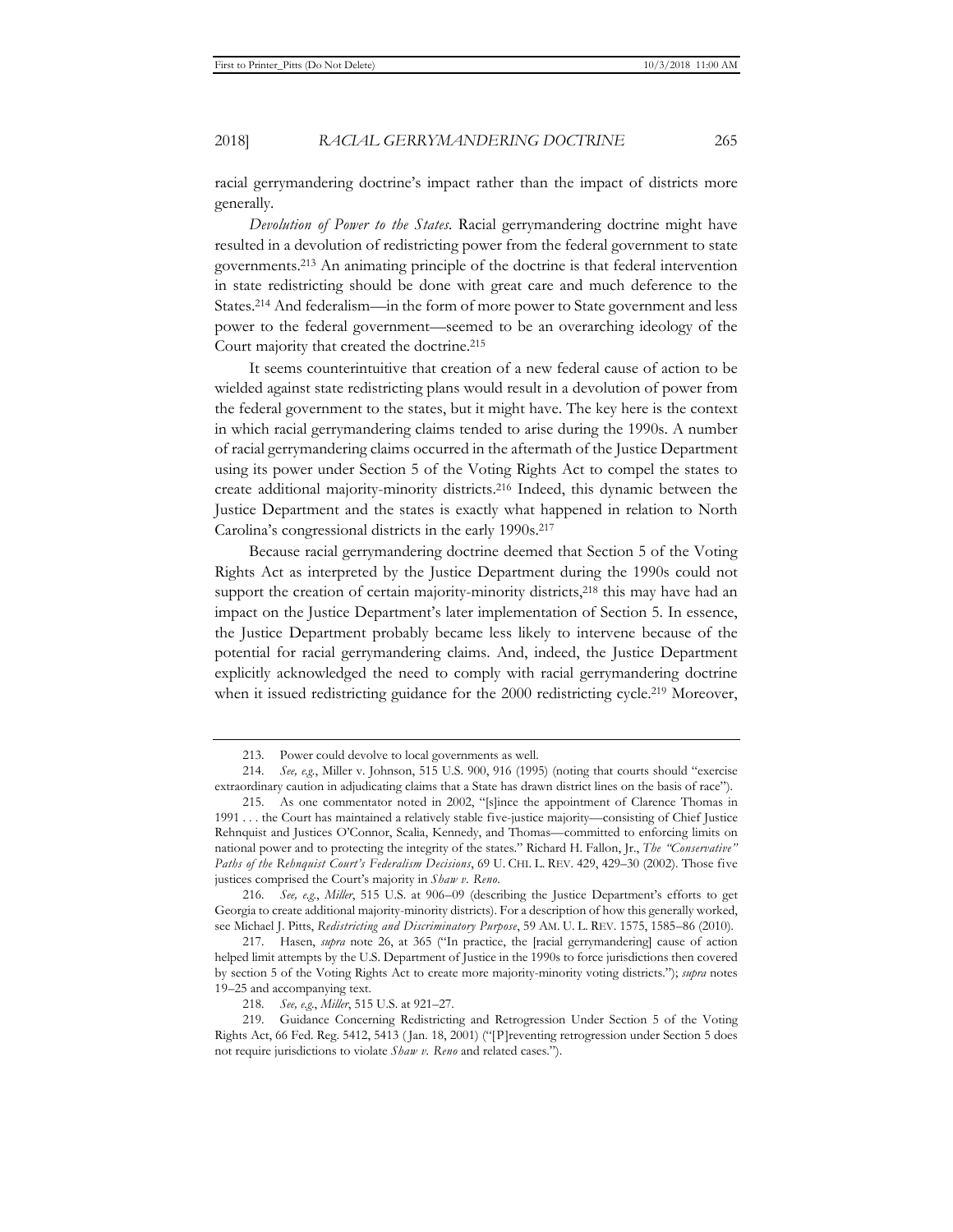racial gerrymandering doctrine's impact rather than the impact of districts more generally.

*Devolution of Power to the States*. Racial gerrymandering doctrine might have resulted in a devolution of redistricting power from the federal government to state governments.[213] An animating principle of the doctrine is that federal intervention in state redistricting should be done with great care and much deference to the States.[214] And federalism—in the form of more power to State government and less power to the federal government—seemed to be an overarching ideology of the Court majority that created the doctrine.[215]

It seems counterintuitive that creation of a new federal cause of action to be wielded against state redistricting plans would result in a devolution of power from the federal government to the states, but it might have. The key here is the context in which racial gerrymandering claims tended to arise during the 1990s. A number of racial gerrymandering claims occurred in the aftermath of the Justice Department using its power under Section 5 of the Voting Rights Act to compel the states to create additional majority-minority districts.[216] Indeed, this dynamic between the Justice Department and the states is exactly what happened in relation to North Carolina's congressional districts in the early 1990s.[217]

Because racial gerrymandering doctrine deemed that Section 5 of the Voting Rights Act as interpreted by the Justice Department during the 1990s could not support the creation of certain majority-minority districts,[218] this may have had an impact on the Justice Department's later implementation of Section 5. In essence, the Justice Department probably became less likely to intervene because of the potential for racial gerrymandering claims. And, indeed, the Justice Department explicitly acknowledged the need to comply with racial gerrymandering doctrine when it issued redistricting guidance for the 2000 redistricting cycle.[219] Moreover,

---

213. Power could devolve to local governments as well.

214. *See, e.g.*, Miller v. Johnson, 515 U.S. 900, 916 (1995) (noting that courts should "exercise extraordinary caution in adjudicating claims that a State has drawn district lines on the basis of race").

215. As one commentator noted in 2002, "[s]ince the appointment of Clarence Thomas in 1991 . . . the Court has maintained a relatively stable five-justice majority—consisting of Chief Justice Rehnquist and Justices O'Connor, Scalia, Kennedy, and Thomas—committed to enforcing limits on national power and to protecting the integrity of the states." Richard H. Fallon, Jr., *The "Conservative" Paths of the Rehnquist Court's Federalism Decisions*, 69 U. CHI. L. REV. 429, 429–30 (2002). Those five justices comprised the Court's majority in *Shaw v. Reno*.

216. *See, e.g.*, *Miller*, 515 U.S. at 906–09 (describing the Justice Department's efforts to get Georgia to create additional majority-minority districts). For a description of how this generally worked, see Michael J. Pitts, *Redistricting and Discriminatory Purpose*, 59 AM. U. L. REV. 1575, 1585–86 (2010).

217. Hasen, *supra* note 26, at 365 ("In practice, the [racial gerrymandering] cause of action helped limit attempts by the U.S. Department of Justice in the 1990s to force jurisdictions then covered by section 5 of the Voting Rights Act to create more majority-minority voting districts."); *supra* notes 19–25 and accompanying text.

218. *See, e.g.*, *Miller*, 515 U.S. at 921–27.

219. Guidance Concerning Redistricting and Retrogression Under Section 5 of the Voting Rights Act, 66 Fed. Reg. 5412, 5413 (Jan. 18, 2001) ("[P]reventing retrogression under Section 5 does not require jurisdictions to violate *Shaw v. Reno* and related cases.").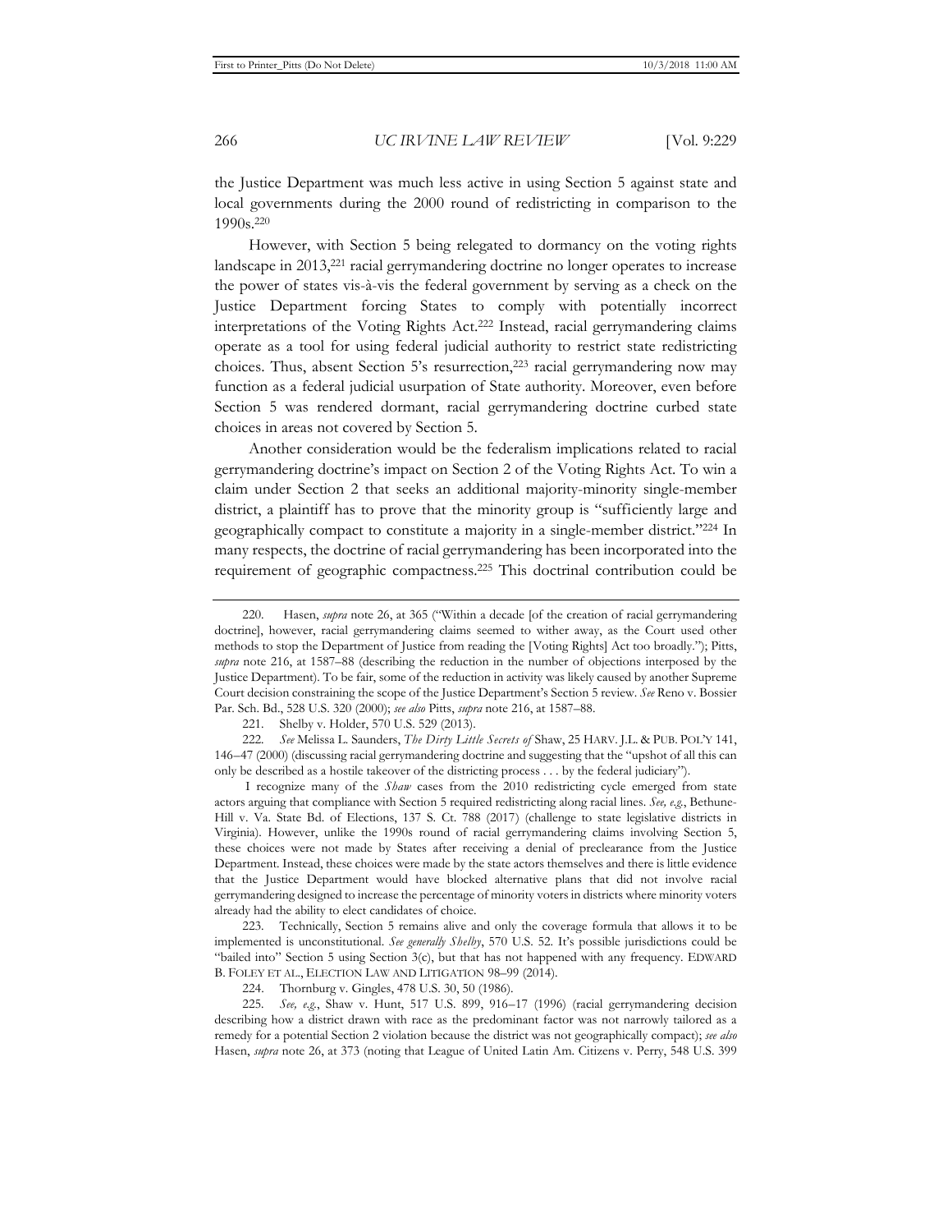the Justice Department was much less active in using Section 5 against state and local governments during the 2000 round of redistricting in comparison to the 1990s.[220]

However, with Section 5 being relegated to dormancy on the voting rights landscape in 2013,[221] racial gerrymandering doctrine no longer operates to increase the power of states vis-à-vis the federal government by serving as a check on the Justice Department forcing States to comply with potentially incorrect interpretations of the Voting Rights Act.[222] Instead, racial gerrymandering claims operate as a tool for using federal judicial authority to restrict state redistricting choices. Thus, absent Section 5's resurrection,[223] racial gerrymandering now may function as a federal judicial usurpation of State authority. Moreover, even before Section 5 was rendered dormant, racial gerrymandering doctrine curbed state choices in areas not covered by Section 5.

Another consideration would be the federalism implications related to racial gerrymandering doctrine's impact on Section 2 of the Voting Rights Act. To win a claim under Section 2 that seeks an additional majority-minority single-member district, a plaintiff has to prove that the minority group is "sufficiently large and geographically compact to constitute a majority in a single-member district."[224] In many respects, the doctrine of racial gerrymandering has been incorporated into the requirement of geographic compactness.[225] This doctrinal contribution could be

---

220. Hasen, *supra* note 26, at 365 ("Within a decade [of the creation of racial gerrymandering doctrine], however, racial gerrymandering claims seemed to wither away, as the Court used other methods to stop the Department of Justice from reading the [Voting Rights] Act too broadly."); Pitts, *supra* note 216, at 1587–88 (describing the reduction in the number of objections interposed by the Justice Department). To be fair, some of the reduction in activity was likely caused by another Supreme Court decision constraining the scope of the Justice Department's Section 5 review. *See* Reno v. Bossier Par. Sch. Bd., 528 U.S. 320 (2000); *see also* Pitts, *supra* note 216, at 1587–88.

221. Shelby v. Holder, 570 U.S. 529 (2013).

222. *See* Melissa L. Saunders, *The Dirty Little Secrets of* Shaw, 25 HARV. J.L. & PUB. POL'Y 141, 146–47 (2000) (discussing racial gerrymandering doctrine and suggesting that the "upshot of all this can only be described as a hostile takeover of the districting process . . . by the federal judiciary").

I recognize many of the *Shaw* cases from the 2010 redistricting cycle emerged from state actors arguing that compliance with Section 5 required redistricting along racial lines. *See, e.g.*, Bethune-Hill v. Va. State Bd. of Elections, 137 S. Ct. 788 (2017) (challenge to state legislative districts in Virginia). However, unlike the 1990s round of racial gerrymandering claims involving Section 5, these choices were not made by States after receiving a denial of preclearance from the Justice Department. Instead, these choices were made by the state actors themselves and there is little evidence that the Justice Department would have blocked alternative plans that did not involve racial gerrymandering designed to increase the percentage of minority voters in districts where minority voters already had the ability to elect candidates of choice.

223. Technically, Section 5 remains alive and only the coverage formula that allows it to be implemented is unconstitutional. *See generally Shelby*, 570 U.S. 52. It's possible jurisdictions could be "bailed into" Section 5 using Section 3(c), but that has not happened with any frequency. EDWARD B. FOLEY ET AL., ELECTION LAW AND LITIGATION 98–99 (2014).

224. Thornburg v. Gingles, 478 U.S. 30, 50 (1986).

225. *See, e.g.*, Shaw v. Hunt, 517 U.S. 899, 916–17 (1996) (racial gerrymandering decision describing how a district drawn with race as the predominant factor was not narrowly tailored as a remedy for a potential Section 2 violation because the district was not geographically compact); *see also* Hasen, *supra* note 26, at 373 (noting that League of United Latin Am. Citizens v. Perry, 548 U.S. 399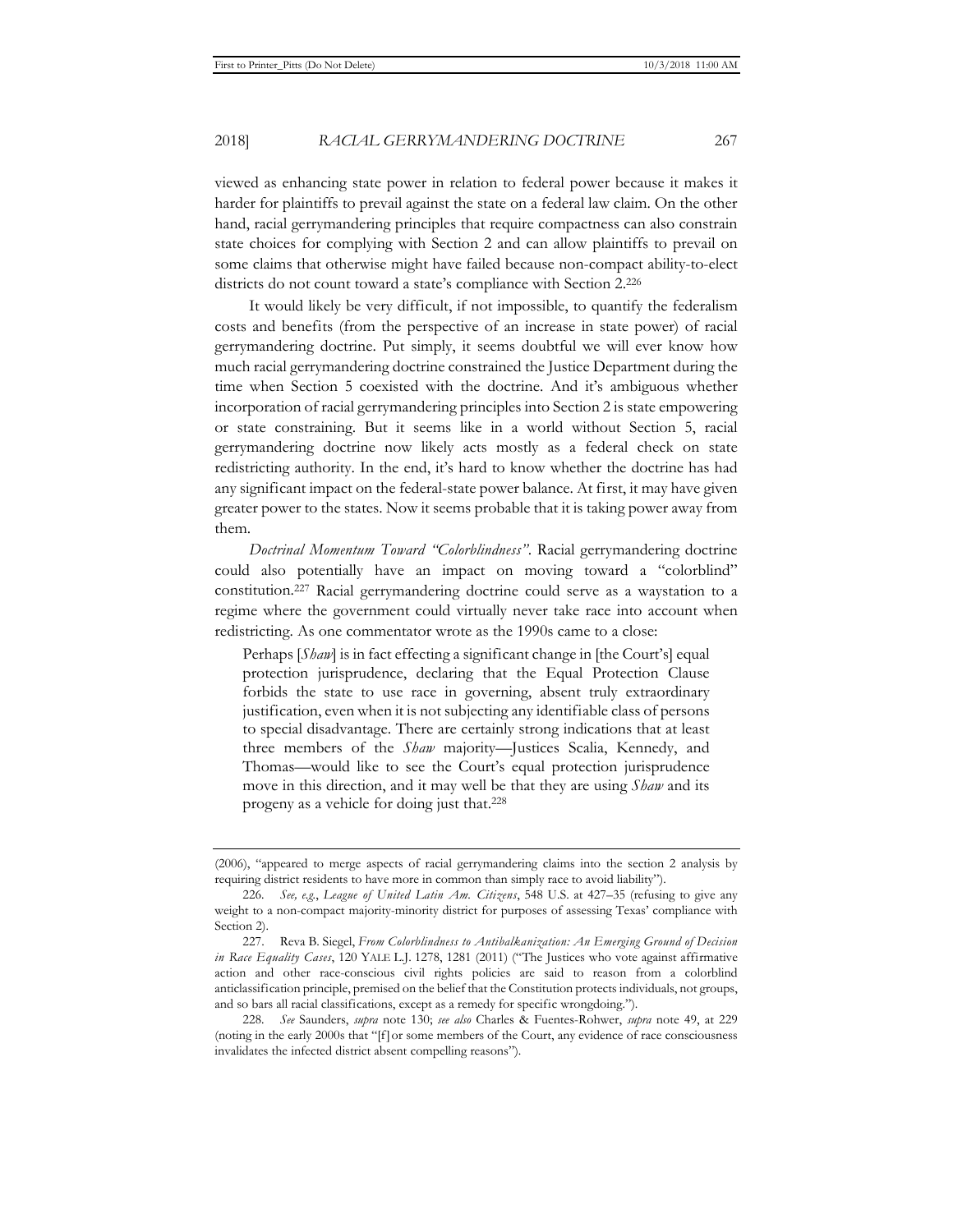viewed as enhancing state power in relation to federal power because it makes it harder for plaintiffs to prevail against the state on a federal law claim. On the other hand, racial gerrymandering principles that require compactness can also constrain state choices for complying with Section 2 and can allow plaintiffs to prevail on some claims that otherwise might have failed because non-compact ability-to-elect districts do not count toward a state's compliance with Section 2.[226]

It would likely be very difficult, if not impossible, to quantify the federalism costs and benefits (from the perspective of an increase in state power) of racial gerrymandering doctrine. Put simply, it seems doubtful we will ever know how much racial gerrymandering doctrine constrained the Justice Department during the time when Section 5 coexisted with the doctrine. And it's ambiguous whether incorporation of racial gerrymandering principles into Section 2 is state empowering or state constraining. But it seems like in a world without Section 5, racial gerrymandering doctrine now likely acts mostly as a federal check on state redistricting authority. In the end, it's hard to know whether the doctrine has had any significant impact on the federal-state power balance. At first, it may have given greater power to the states. Now it seems probable that it is taking power away from them.

*Doctrinal Momentum Toward "Colorblindness".* Racial gerrymandering doctrine could also potentially have an impact on moving toward a "colorblind" constitution.[227] Racial gerrymandering doctrine could serve as a waystation to a regime where the government could virtually never take race into account when redistricting. As one commentator wrote as the 1990s came to a close:

> Perhaps [*Shaw*] is in fact effecting a significant change in [the Court's] equal protection jurisprudence, declaring that the Equal Protection Clause forbids the state to use race in governing, absent truly extraordinary justification, even when it is not subjecting any identifiable class of persons to special disadvantage. There are certainly strong indications that at least three members of the *Shaw* majority—Justices Scalia, Kennedy, and Thomas—would like to see the Court's equal protection jurisprudence move in this direction, and it may well be that they are using *Shaw* and its progeny as a vehicle for doing just that.[228]

---

(2006), "appeared to merge aspects of racial gerrymandering claims into the section 2 analysis by requiring district residents to have more in common than simply race to avoid liability").

226. *See, e.g.*, *League of United Latin Am. Citizens*, 548 U.S. at 427–35 (refusing to give any weight to a non-compact majority-minority district for purposes of assessing Texas' compliance with Section 2).

227. Reva B. Siegel, *From Colorblindness to Antibalkanization: An Emerging Ground of Decision in Race Equality Cases*, 120 YALE L.J. 1278, 1281 (2011) ("The Justices who vote against affirmative action and other race-conscious civil rights policies are said to reason from a colorblind anticlassification principle, premised on the belief that the Constitution protects individuals, not groups, and so bars all racial classifications, except as a remedy for specific wrongdoing.").

228. *See* Saunders, *supra* note 130; *see also* Charles & Fuentes-Rohwer, *supra* note 49, at 229 (noting in the early 2000s that "[f]or some members of the Court, any evidence of race consciousness invalidates the infected district absent compelling reasons").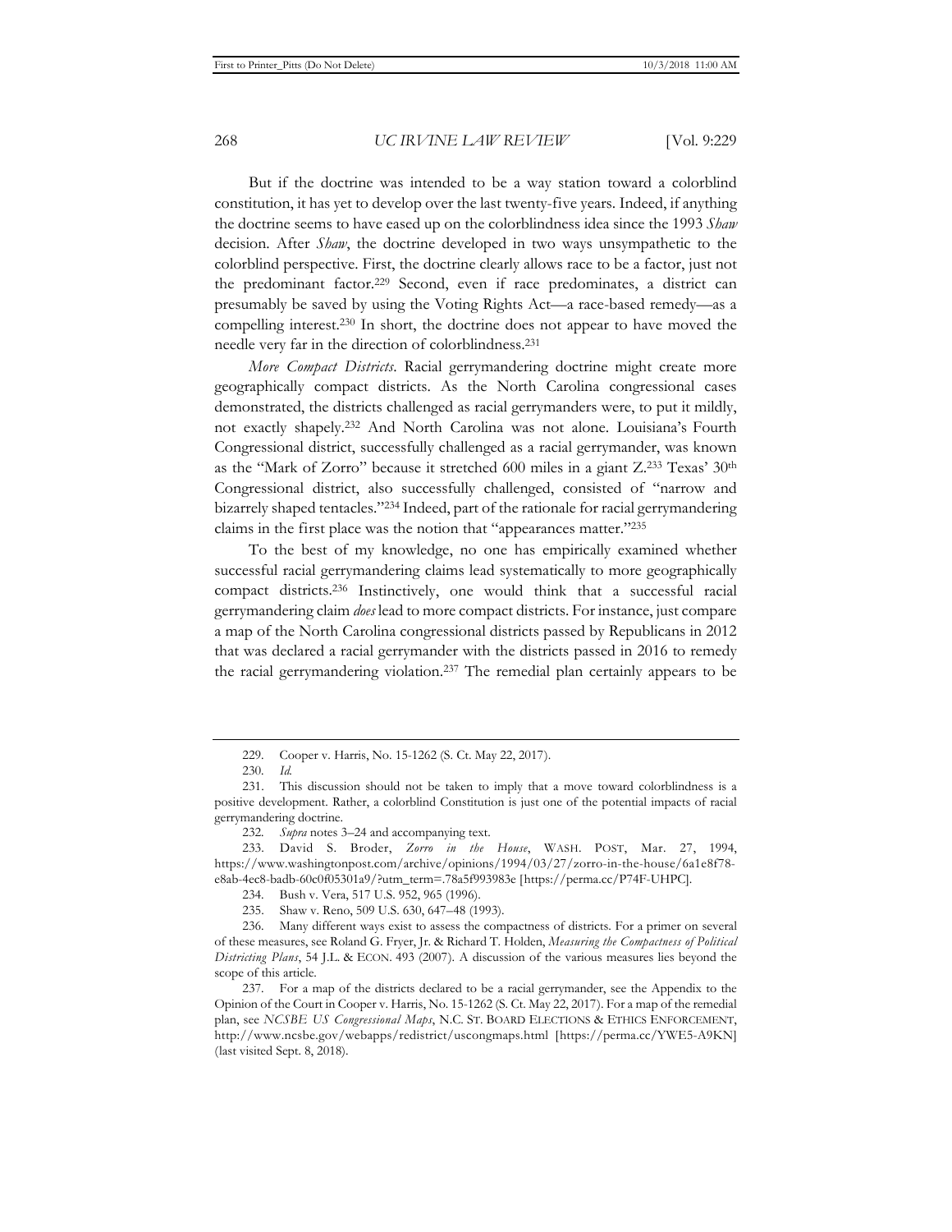But if the doctrine was intended to be a way station toward a colorblind constitution, it has yet to develop over the last twenty-five years. Indeed, if anything the doctrine seems to have eased up on the colorblindness idea since the 1993 *Shaw* decision. After *Shaw*, the doctrine developed in two ways unsympathetic to the colorblind perspective. First, the doctrine clearly allows race to be a factor, just not the predominant factor.[229] Second, even if race predominates, a district can presumably be saved by using the Voting Rights Act—a race-based remedy—as a compelling interest.[230] In short, the doctrine does not appear to have moved the needle very far in the direction of colorblindness.[231]

*More Compact Districts*. Racial gerrymandering doctrine might create more geographically compact districts. As the North Carolina congressional cases demonstrated, the districts challenged as racial gerrymanders were, to put it mildly, not exactly shapely.[232] And North Carolina was not alone. Louisiana's Fourth Congressional district, successfully challenged as a racial gerrymander, was known as the "Mark of Zorro" because it stretched 600 miles in a giant Z.[233] Texas' 30th Congressional district, also successfully challenged, consisted of "narrow and bizarrely shaped tentacles."[234] Indeed, part of the rationale for racial gerrymandering claims in the first place was the notion that "appearances matter."[235]

To the best of my knowledge, no one has empirically examined whether successful racial gerrymandering claims lead systematically to more geographically compact districts.[236] Instinctively, one would think that a successful racial gerrymandering claim *does* lead to more compact districts. For instance, just compare a map of the North Carolina congressional districts passed by Republicans in 2012 that was declared a racial gerrymander with the districts passed in 2016 to remedy the racial gerrymandering violation.[237] The remedial plan certainly appears to be

---

229. Cooper v. Harris, No. 15-1262 (S. Ct. May 22, 2017).

230. *Id.*

231. This discussion should not be taken to imply that a move toward colorblindness is a positive development. Rather, a colorblind Constitution is just one of the potential impacts of racial gerrymandering doctrine.

232. *Supra* notes 3–24 and accompanying text.

233. David S. Broder, *Zorro in the House*, WASH. POST, Mar. 27, 1994, https://www.washingtonpost.com/archive/opinions/1994/03/27/zorro-in-the-house/6a1e8f78-e8ab-4ec8-badb-60c0f05301a9/?utm_term=.78a5f993983e [https://perma.cc/P74F-UHPC].

234. Bush v. Vera, 517 U.S. 952, 965 (1996).

235. Shaw v. Reno, 509 U.S. 630, 647–48 (1993).

236. Many different ways exist to assess the compactness of districts. For a primer on several of these measures, see Roland G. Fryer, Jr. & Richard T. Holden, *Measuring the Compactness of Political Districting Plans*, 54 J.L. & ECON. 493 (2007). A discussion of the various measures lies beyond the scope of this article.

237. For a map of the districts declared to be a racial gerrymander, see the Appendix to the Opinion of the Court in Cooper v. Harris, No. 15-1262 (S. Ct. May 22, 2017). For a map of the remedial plan, see *NCSBE US Congressional Maps*, N.C. ST. BOARD ELECTIONS & ETHICS ENFORCEMENT, http://www.ncsbe.gov/webapps/redistrict/uscongmaps.html [https://perma.cc/YWE5-A9KN] (last visited Sept. 8, 2018).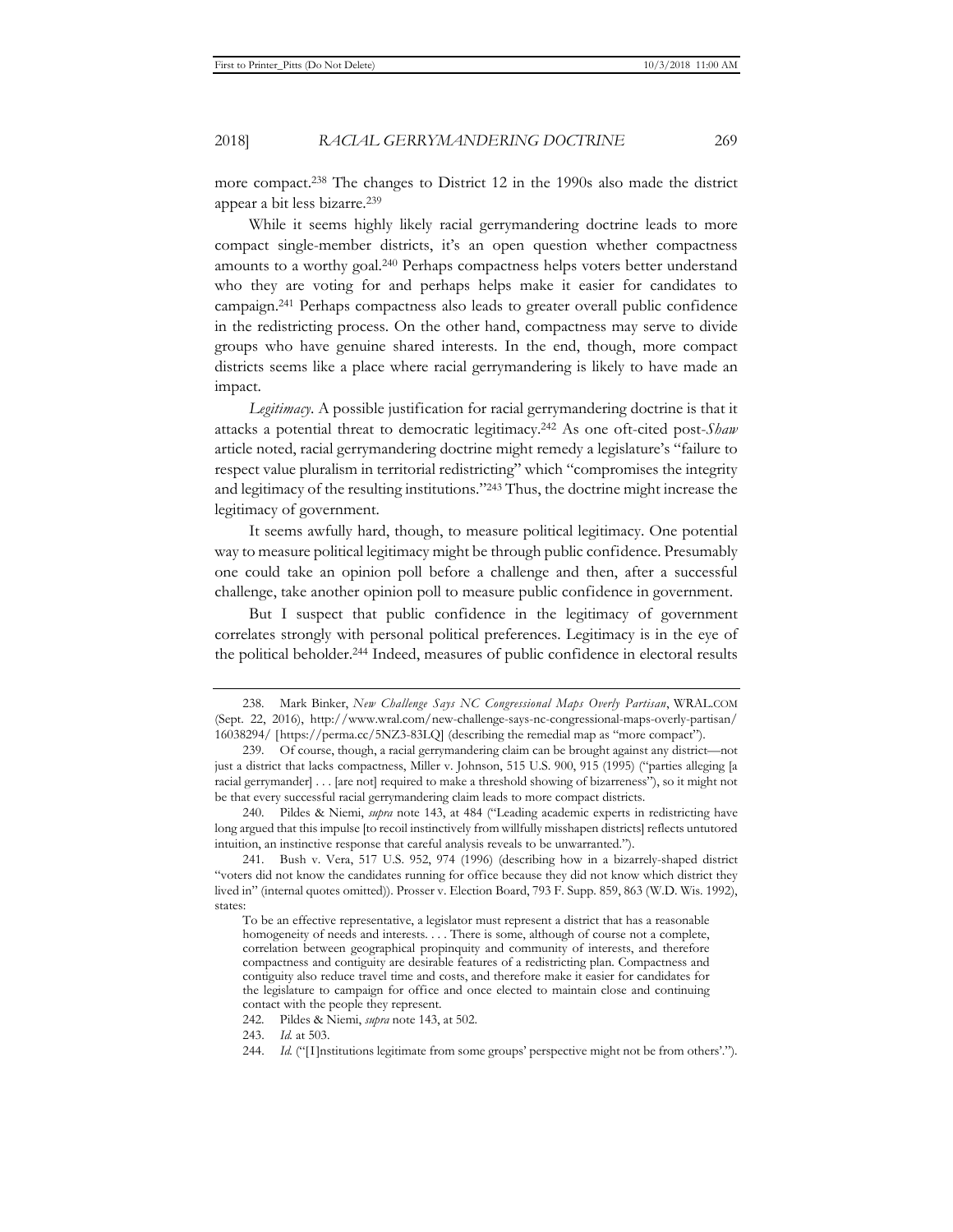more compact.[238] The changes to District 12 in the 1990s also made the district appear a bit less bizarre.[239]

While it seems highly likely racial gerrymandering doctrine leads to more compact single-member districts, it's an open question whether compactness amounts to a worthy goal.[240] Perhaps compactness helps voters better understand who they are voting for and perhaps helps make it easier for candidates to campaign.[241] Perhaps compactness also leads to greater overall public confidence in the redistricting process. On the other hand, compactness may serve to divide groups who have genuine shared interests. In the end, though, more compact districts seems like a place where racial gerrymandering is likely to have made an impact.

*Legitimacy*. A possible justification for racial gerrymandering doctrine is that it attacks a potential threat to democratic legitimacy.[242] As one oft-cited post-*Shaw* article noted, racial gerrymandering doctrine might remedy a legislature's "failure to respect value pluralism in territorial redistricting" which "compromises the integrity and legitimacy of the resulting institutions."[243] Thus, the doctrine might increase the legitimacy of government.

It seems awfully hard, though, to measure political legitimacy. One potential way to measure political legitimacy might be through public confidence. Presumably one could take an opinion poll before a challenge and then, after a successful challenge, take another opinion poll to measure public confidence in government.

But I suspect that public confidence in the legitimacy of government correlates strongly with personal political preferences. Legitimacy is in the eye of the political beholder.[244] Indeed, measures of public confidence in electoral results

---

238. Mark Binker, *New Challenge Says NC Congressional Maps Overly Partisan*, WRAL.COM (Sept. 22, 2016), http://www.wral.com/new-challenge-says-nc-congressional-maps-overly-partisan/16038294/ [https://perma.cc/5NZ3-83LQ] (describing the remedial map as "more compact").

239. Of course, though, a racial gerrymandering claim can be brought against any district—not just a district that lacks compactness, Miller v. Johnson, 515 U.S. 900, 915 (1995) ("parties alleging [a racial gerrymander] . . . [are not] required to make a threshold showing of bizarreness"), so it might not be that every successful racial gerrymandering claim leads to more compact districts.

240. Pildes & Niemi, *supra* note 143, at 484 ("Leading academic experts in redistricting have long argued that this impulse [to recoil instinctively from willfully misshapen districts] reflects untutored intuition, an instinctive response that careful analysis reveals to be unwarranted.").

241. Bush v. Vera, 517 U.S. 952, 974 (1996) (describing how in a bizarrely-shaped district "voters did not know the candidates running for office because they did not know which district they lived in" (internal quotes omitted)). Prosser v. Election Board, 793 F. Supp. 859, 863 (W.D. Wis. 1992), states:

> To be an effective representative, a legislator must represent a district that has a reasonable homogeneity of needs and interests. . . . There is some, although of course not a complete, correlation between geographical propinquity and community of interests, and therefore compactness and contiguity are desirable features of a redistricting plan. Compactness and contiguity also reduce travel time and costs, and therefore make it easier for candidates for the legislature to campaign for office and once elected to maintain close and continuing contact with the people they represent.

242. Pildes & Niemi, *supra* note 143, at 502.

243. *Id.* at 503.

244. *Id.* ("[I]nstitutions legitimate from some groups' perspective might not be from others'.").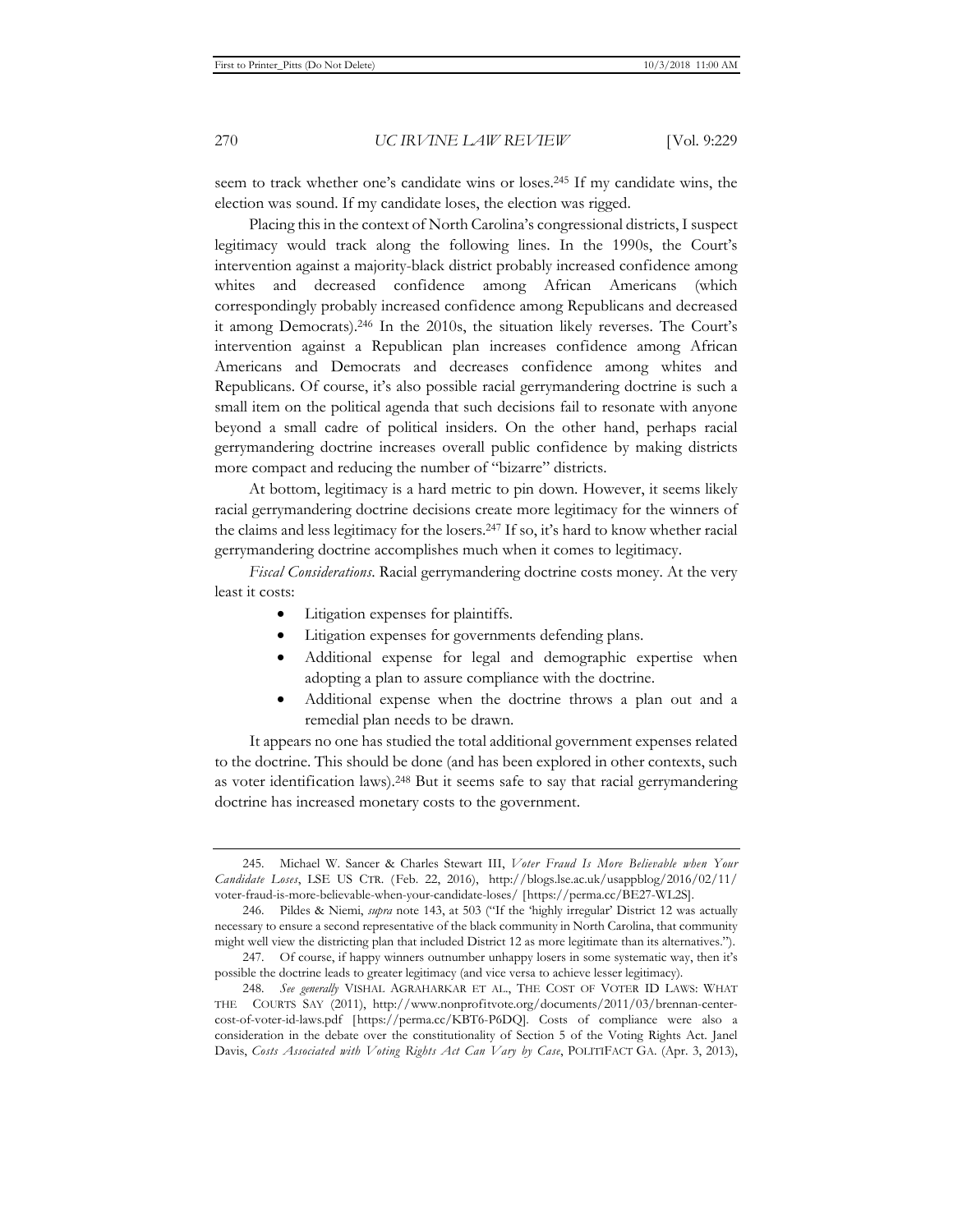seem to track whether one's candidate wins or loses.[245] If my candidate wins, the election was sound. If my candidate loses, the election was rigged.

Placing this in the context of North Carolina's congressional districts, I suspect legitimacy would track along the following lines. In the 1990s, the Court's intervention against a majority-black district probably increased confidence among whites and decreased confidence among African Americans (which correspondingly probably increased confidence among Republicans and decreased it among Democrats).[246] In the 2010s, the situation likely reverses. The Court's intervention against a Republican plan increases confidence among African Americans and Democrats and decreases confidence among whites and Republicans. Of course, it's also possible racial gerrymandering doctrine is such a small item on the political agenda that such decisions fail to resonate with anyone beyond a small cadre of political insiders. On the other hand, perhaps racial gerrymandering doctrine increases overall public confidence by making districts more compact and reducing the number of "bizarre" districts.

At bottom, legitimacy is a hard metric to pin down. However, it seems likely racial gerrymandering doctrine decisions create more legitimacy for the winners of the claims and less legitimacy for the losers.[247] If so, it's hard to know whether racial gerrymandering doctrine accomplishes much when it comes to legitimacy.

*Fiscal Considerations*. Racial gerrymandering doctrine costs money. At the very least it costs:

- Litigation expenses for plaintiffs.
- Litigation expenses for governments defending plans.
- Additional expense for legal and demographic expertise when adopting a plan to assure compliance with the doctrine.
- Additional expense when the doctrine throws a plan out and a remedial plan needs to be drawn.

It appears no one has studied the total additional government expenses related to the doctrine. This should be done (and has been explored in other contexts, such as voter identification laws).[248] But it seems safe to say that racial gerrymandering doctrine has increased monetary costs to the government.

---

245. Michael W. Sancer & Charles Stewart III, *Voter Fraud Is More Believable when Your Candidate Loses*, LSE US CTR. (Feb. 22, 2016), http://blogs.lse.ac.uk/usappblog/2016/02/11/voter-fraud-is-more-believable-when-your-candidate-loses/ [https://perma.cc/BE27-WL2S].

246. Pildes & Niemi, *supra* note 143, at 503 ("If the 'highly irregular' District 12 was actually necessary to ensure a second representative of the black community in North Carolina, that community might well view the districting plan that included District 12 as more legitimate than its alternatives.").

247. Of course, if happy winners outnumber unhappy losers in some systematic way, then it's possible the doctrine leads to greater legitimacy (and vice versa to achieve lesser legitimacy).

248. *See generally* VISHAL AGRAHARKAR ET AL., THE COST OF VOTER ID LAWS: WHAT THE COURTS SAY (2011), http://www.nonprofitvote.org/documents/2011/03/brennan-center-cost-of-voter-id-laws.pdf [https://perma.cc/KBT6-P6DQ]. Costs of compliance were also a consideration in the debate over the constitutionality of Section 5 of the Voting Rights Act. Janel Davis, *Costs Associated with Voting Rights Act Can Vary by Case*, POLITIFACT GA. (Apr. 3, 2013),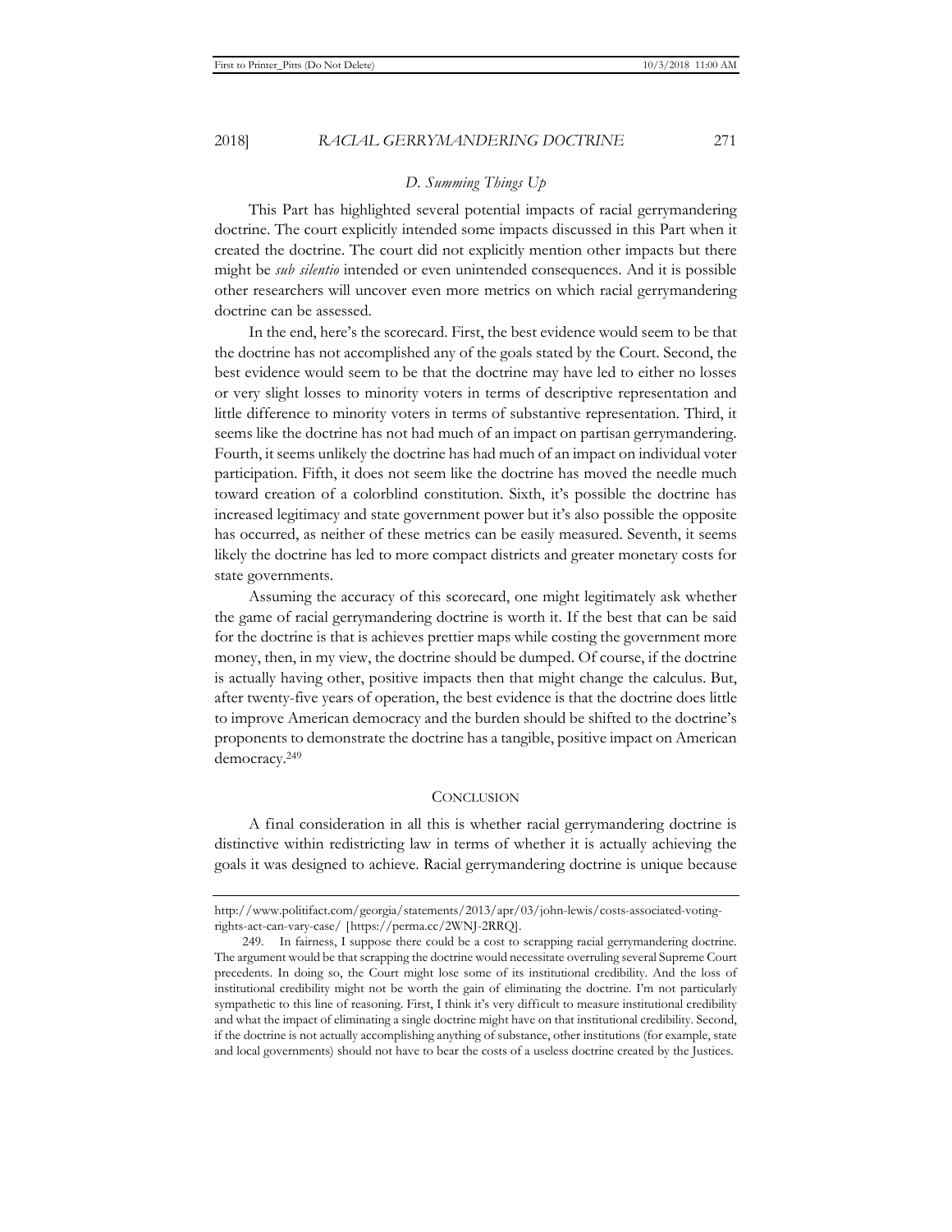### *D. Summing Things Up*

This Part has highlighted several potential impacts of racial gerrymandering doctrine. The court explicitly intended some impacts discussed in this Part when it created the doctrine. The court did not explicitly mention other impacts but there might be *sub silentio* intended or even unintended consequences. And it is possible other researchers will uncover even more metrics on which racial gerrymandering doctrine can be assessed.

In the end, here's the scorecard. First, the best evidence would seem to be that the doctrine has not accomplished any of the goals stated by the Court. Second, the best evidence would seem to be that the doctrine may have led to either no losses or very slight losses to minority voters in terms of descriptive representation and little difference to minority voters in terms of substantive representation. Third, it seems like the doctrine has not had much of an impact on partisan gerrymandering. Fourth, it seems unlikely the doctrine has had much of an impact on individual voter participation. Fifth, it does not seem like the doctrine has moved the needle much toward creation of a colorblind constitution. Sixth, it's possible the doctrine has increased legitimacy and state government power but it's also possible the opposite has occurred, as neither of these metrics can be easily measured. Seventh, it seems likely the doctrine has led to more compact districts and greater monetary costs for state governments.

Assuming the accuracy of this scorecard, one might legitimately ask whether the game of racial gerrymandering doctrine is worth it. If the best that can be said for the doctrine is that is achieves prettier maps while costing the government more money, then, in my view, the doctrine should be dumped. Of course, if the doctrine is actually having other, positive impacts then that might change the calculus. But, after twenty-five years of operation, the best evidence is that the doctrine does little to improve American democracy and the burden should be shifted to the doctrine's proponents to demonstrate the doctrine has a tangible, positive impact on American democracy.[249]

## CONCLUSION

A final consideration in all this is whether racial gerrymandering doctrine is distinctive within redistricting law in terms of whether it is actually achieving the goals it was designed to achieve. Racial gerrymandering doctrine is unique because

---

http://www.politifact.com/georgia/statements/2013/apr/03/john-lewis/costs-associated-voting-rights-act-can-vary-case/ [https://perma.cc/2WNJ-2RRQ].

249. In fairness, I suppose there could be a cost to scrapping racial gerrymandering doctrine. The argument would be that scrapping the doctrine would necessitate overruling several Supreme Court precedents. In doing so, the Court might lose some of its institutional credibility. And the loss of institutional credibility might not be worth the gain of eliminating the doctrine. I'm not particularly sympathetic to this line of reasoning. First, I think it's very difficult to measure institutional credibility and what the impact of eliminating a single doctrine might have on that institutional credibility. Second, if the doctrine is not actually accomplishing anything of substance, other institutions (for example, state and local governments) should not have to bear the costs of a useless doctrine created by the Justices.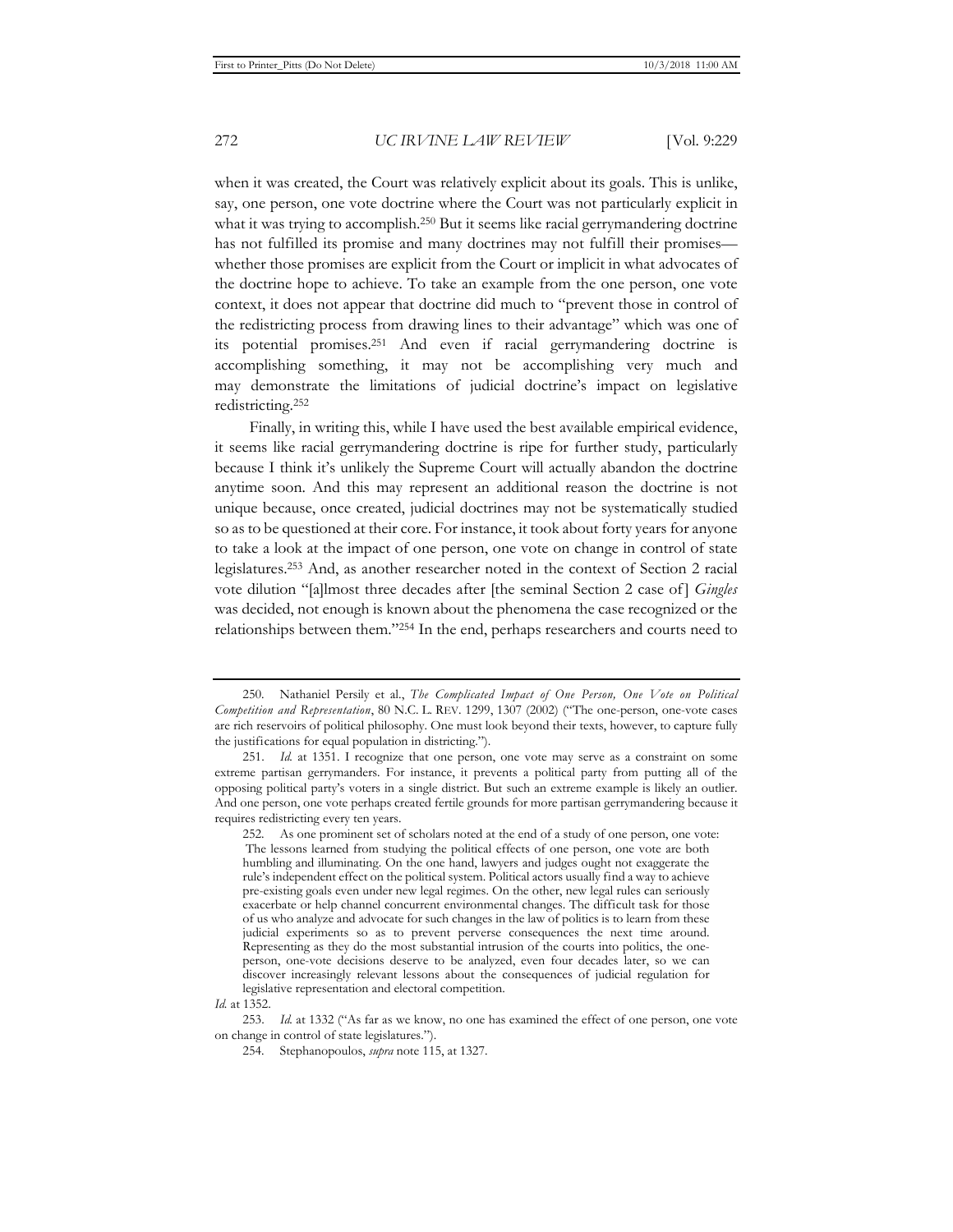when it was created, the Court was relatively explicit about its goals. This is unlike, say, one person, one vote doctrine where the Court was not particularly explicit in what it was trying to accomplish.[250] But it seems like racial gerrymandering doctrine has not fulfilled its promise and many doctrines may not fulfill their promises—whether those promises are explicit from the Court or implicit in what advocates of the doctrine hope to achieve. To take an example from the one person, one vote context, it does not appear that doctrine did much to "prevent those in control of the redistricting process from drawing lines to their advantage" which was one of its potential promises.[251] And even if racial gerrymandering doctrine is accomplishing something, it may not be accomplishing very much and may demonstrate the limitations of judicial doctrine's impact on legislative redistricting.[252]

Finally, in writing this, while I have used the best available empirical evidence, it seems like racial gerrymandering doctrine is ripe for further study, particularly because I think it's unlikely the Supreme Court will actually abandon the doctrine anytime soon. And this may represent an additional reason the doctrine is not unique because, once created, judicial doctrines may not be systematically studied so as to be questioned at their core. For instance, it took about forty years for anyone to take a look at the impact of one person, one vote on change in control of state legislatures.[253] And, as another researcher noted in the context of Section 2 racial vote dilution "[a]lmost three decades after [the seminal Section 2 case of] *Gingles* was decided, not enough is known about the phenomena the case recognized or the relationships between them."[254] In the end, perhaps researchers and courts need to

---

250. Nathaniel Persily et al., *The Complicated Impact of One Person, One Vote on Political Competition and Representation*, 80 N.C. L. REV. 1299, 1307 (2002) ("The one-person, one-vote cases are rich reservoirs of political philosophy. One must look beyond their texts, however, to capture fully the justifications for equal population in districting.").

251. *Id.* at 1351. I recognize that one person, one vote may serve as a constraint on some extreme partisan gerrymanders. For instance, it prevents a political party from putting all of the opposing political party's voters in a single district. But such an extreme example is likely an outlier. And one person, one vote perhaps created fertile grounds for more partisan gerrymandering because it requires redistricting every ten years.

252. As one prominent set of scholars noted at the end of a study of one person, one vote:

> The lessons learned from studying the political effects of one person, one vote are both humbling and illuminating. On the one hand, lawyers and judges ought not exaggerate the rule's independent effect on the political system. Political actors usually find a way to achieve pre-existing goals even under new legal regimes. On the other, new legal rules can seriously exacerbate or help channel concurrent environmental changes. The difficult task for those of us who analyze and advocate for such changes in the law of politics is to learn from these judicial experiments so as to prevent perverse consequences the next time around. Representing as they do the most substantial intrusion of the courts into politics, the one-person, one-vote decisions deserve to be analyzed, even four decades later, so we can discover increasingly relevant lessons about the consequences of judicial regulation for legislative representation and electoral competition.

*Id.* at 1352.

253. *Id.* at 1332 ("As far as we know, no one has examined the effect of one person, one vote on change in control of state legislatures.").

254. Stephanopoulos, *supra* note 115, at 1327.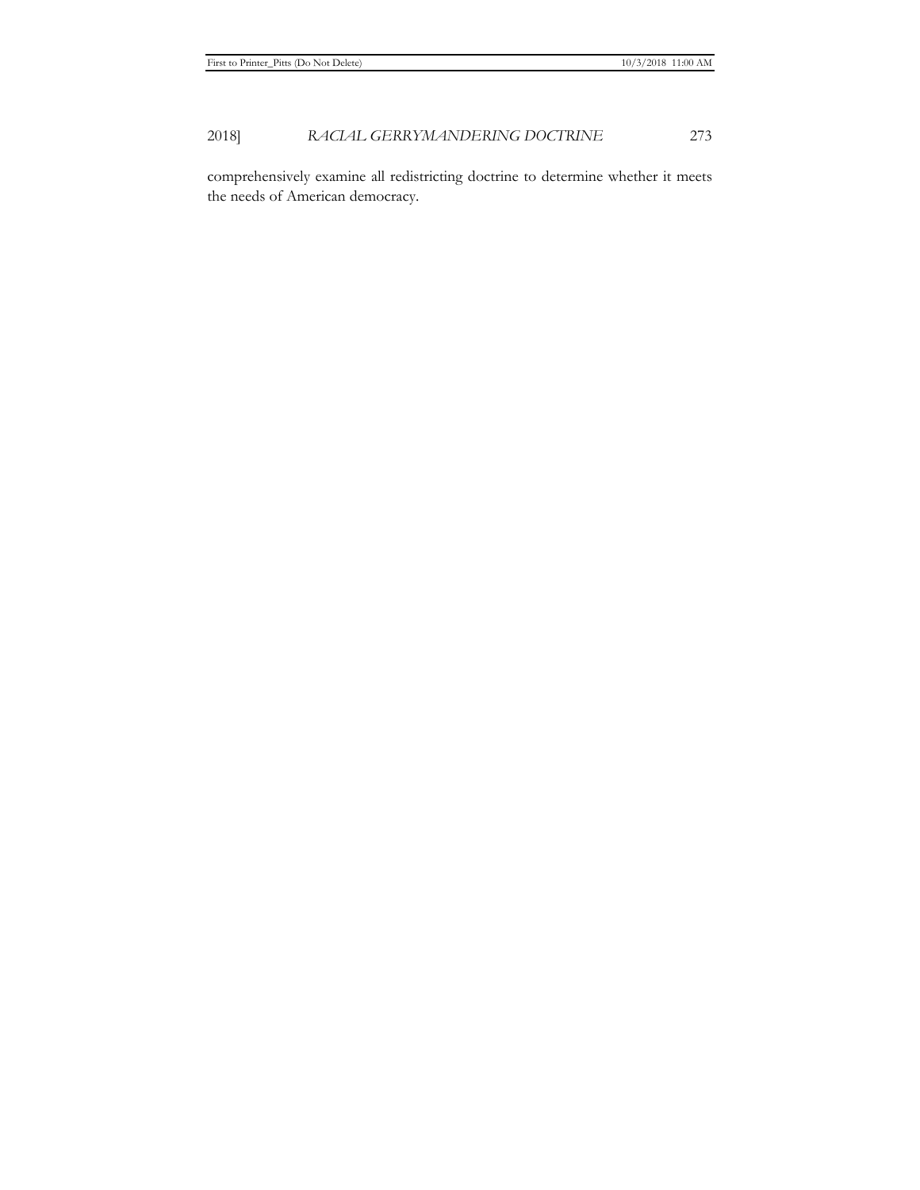comprehensively examine all redistricting doctrine to determine whether it meets the needs of American democracy.